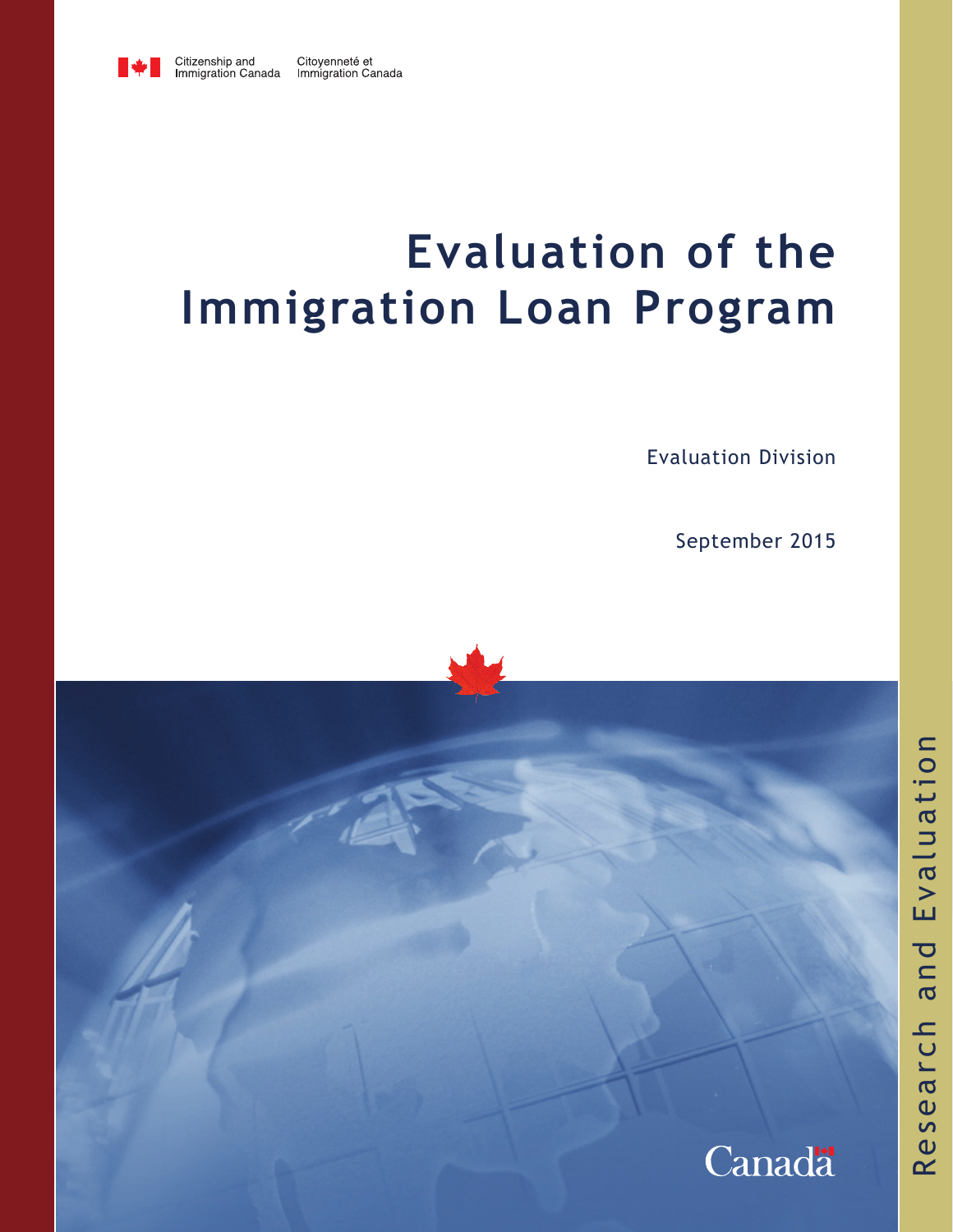Citizenship and Immigration Canada | Citoyenneté et Immigration Canada

# Evaluation of the Immigration Loan Program

Evaluation Division

September 2015

Research and Evaluation

Canada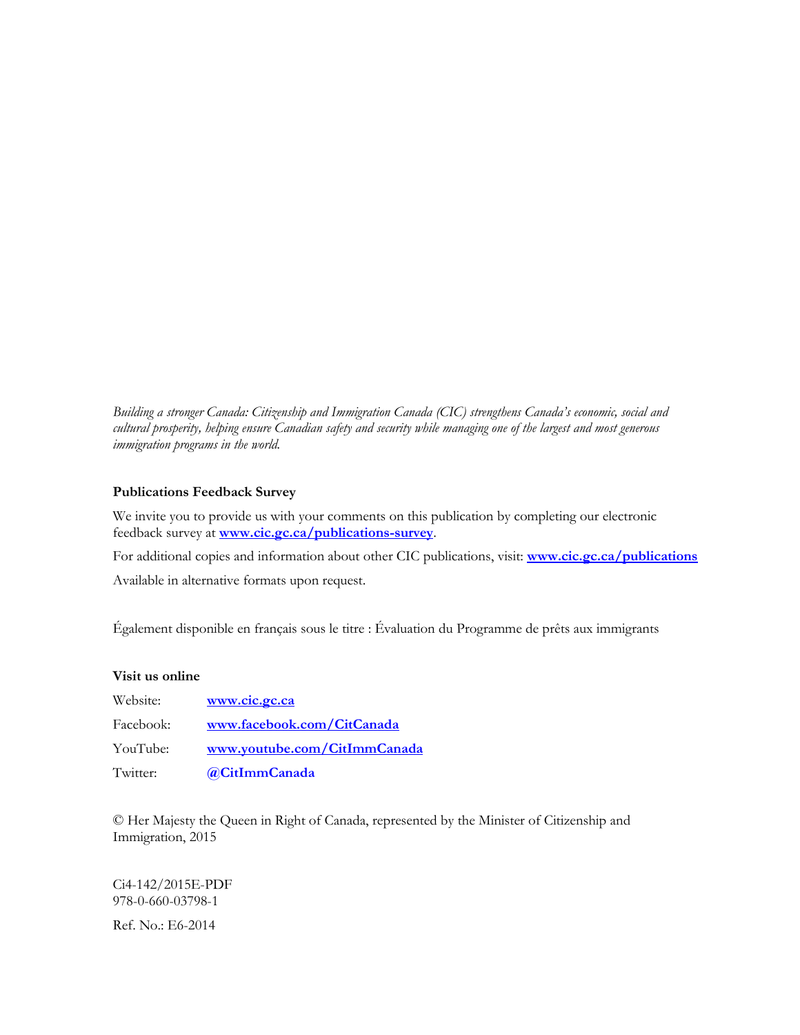*Building a stronger Canada: Citizenship and Immigration Canada (CIC) strengthens Canada's economic, social and cultural prosperity, helping ensure Canadian safety and security while managing one of the largest and most generous immigration programs in the world.*

**Publications Feedback Survey**

We invite you to provide us with your comments on this publication by completing our electronic feedback survey at **www.cic.gc.ca/publications-survey**.

For additional copies and information about other CIC publications, visit: **www.cic.gc.ca/publications**

Available in alternative formats upon request.

Également disponible en français sous le titre : Évaluation du Programme de prêts aux immigrants

**Visit us online**

Website: **www.cic.gc.ca**

Facebook: **www.facebook.com/CitCanada**

YouTube: **www.youtube.com/CitImmCanada**

Twitter: **@CitImmCanada**

© Her Majesty the Queen in Right of Canada, represented by the Minister of Citizenship and Immigration, 2015

Ci4-142/2015E-PDF
978-0-660-03798-1

Ref. No.: E6-2014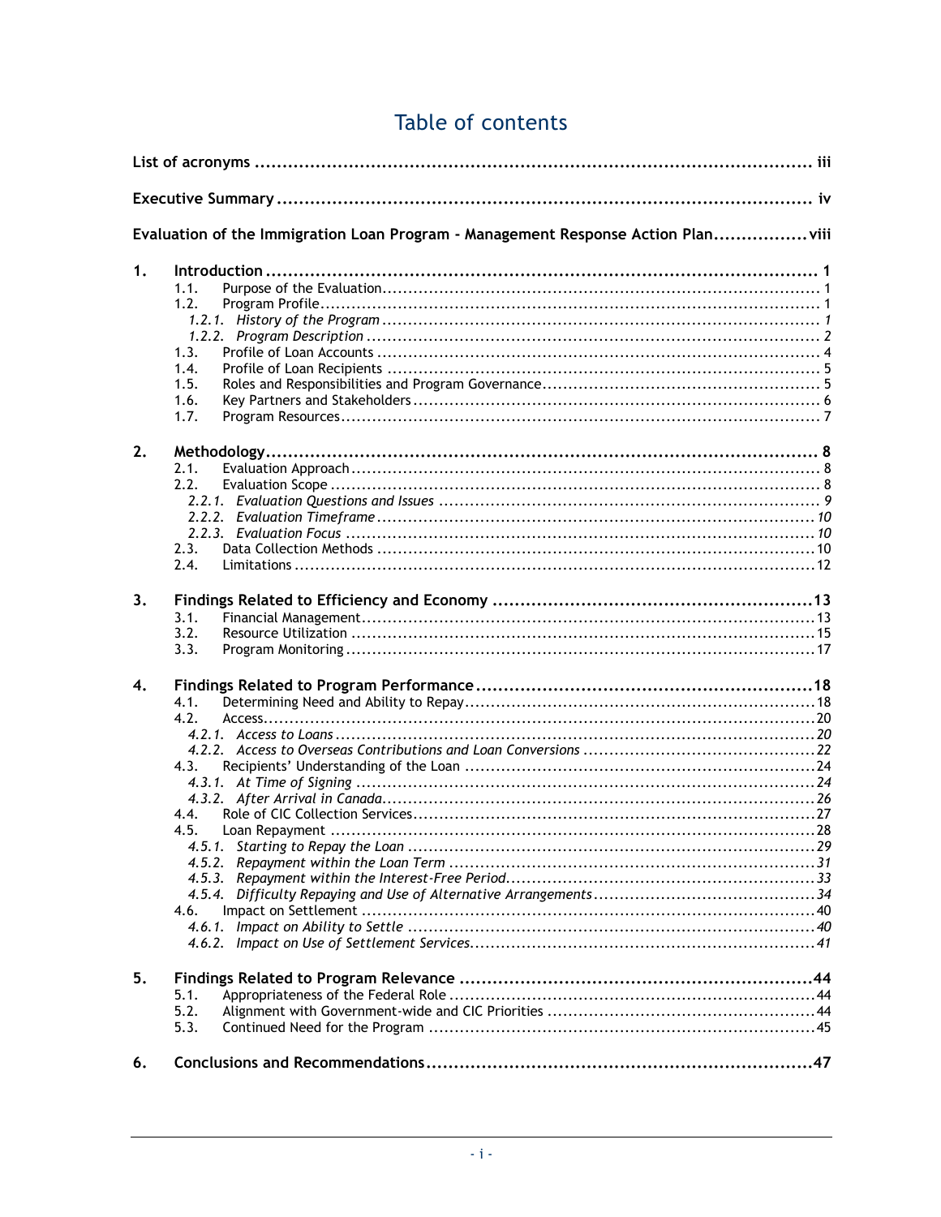# Table of contents

**List of acronyms** ..... iii

**Executive Summary** ..... iv

**Evaluation of the Immigration Loan Program - Management Response Action Plan** ..... viii

**1. Introduction** ..... 1

- 1.1. Purpose of the Evaluation ..... 1
- 1.2. Program Profile ..... 1
  - *1.2.1. History of the Program* ..... 1
  - *1.2.2. Program Description* ..... 2
- 1.3. Profile of Loan Accounts ..... 4
- 1.4. Profile of Loan Recipients ..... 5
- 1.5. Roles and Responsibilities and Program Governance ..... 5
- 1.6. Key Partners and Stakeholders ..... 6
- 1.7. Program Resources ..... 7

**2. Methodology** ..... 8

- 2.1. Evaluation Approach ..... 8
- 2.2. Evaluation Scope ..... 8
  - *2.2.1. Evaluation Questions and Issues* ..... 9
  - *2.2.2. Evaluation Timeframe* ..... 10
  - *2.2.3. Evaluation Focus* ..... 10
- 2.3. Data Collection Methods ..... 10
- 2.4. Limitations ..... 12

**3. Findings Related to Efficiency and Economy** ..... 13

- 3.1. Financial Management ..... 13
- 3.2. Resource Utilization ..... 15
- 3.3. Program Monitoring ..... 17

**4. Findings Related to Program Performance** ..... 18

- 4.1. Determining Need and Ability to Repay ..... 18
- 4.2. Access ..... 20
  - *4.2.1. Access to Loans* ..... 20
  - *4.2.2. Access to Overseas Contributions and Loan Conversions* ..... 22
- 4.3. Recipients' Understanding of the Loan ..... 24
  - *4.3.1. At Time of Signing* ..... 24
  - *4.3.2. After Arrival in Canada* ..... 26
- 4.4. Role of CIC Collection Services ..... 27
- 4.5. Loan Repayment ..... 28
  - *4.5.1. Starting to Repay the Loan* ..... 29
  - *4.5.2. Repayment within the Loan Term* ..... 31
  - *4.5.3. Repayment within the Interest-Free Period* ..... 33
  - *4.5.4. Difficulty Repaying and Use of Alternative Arrangements* ..... 34
- 4.6. Impact on Settlement ..... 40
  - *4.6.1. Impact on Ability to Settle* ..... 40
  - *4.6.2. Impact on Use of Settlement Services* ..... 41

**5. Findings Related to Program Relevance** ..... 44

- 5.1. Appropriateness of the Federal Role ..... 44
- 5.2. Alignment with Government-wide and CIC Priorities ..... 44
- 5.3. Continued Need for the Program ..... 45

**6. Conclusions and Recommendations** ..... 47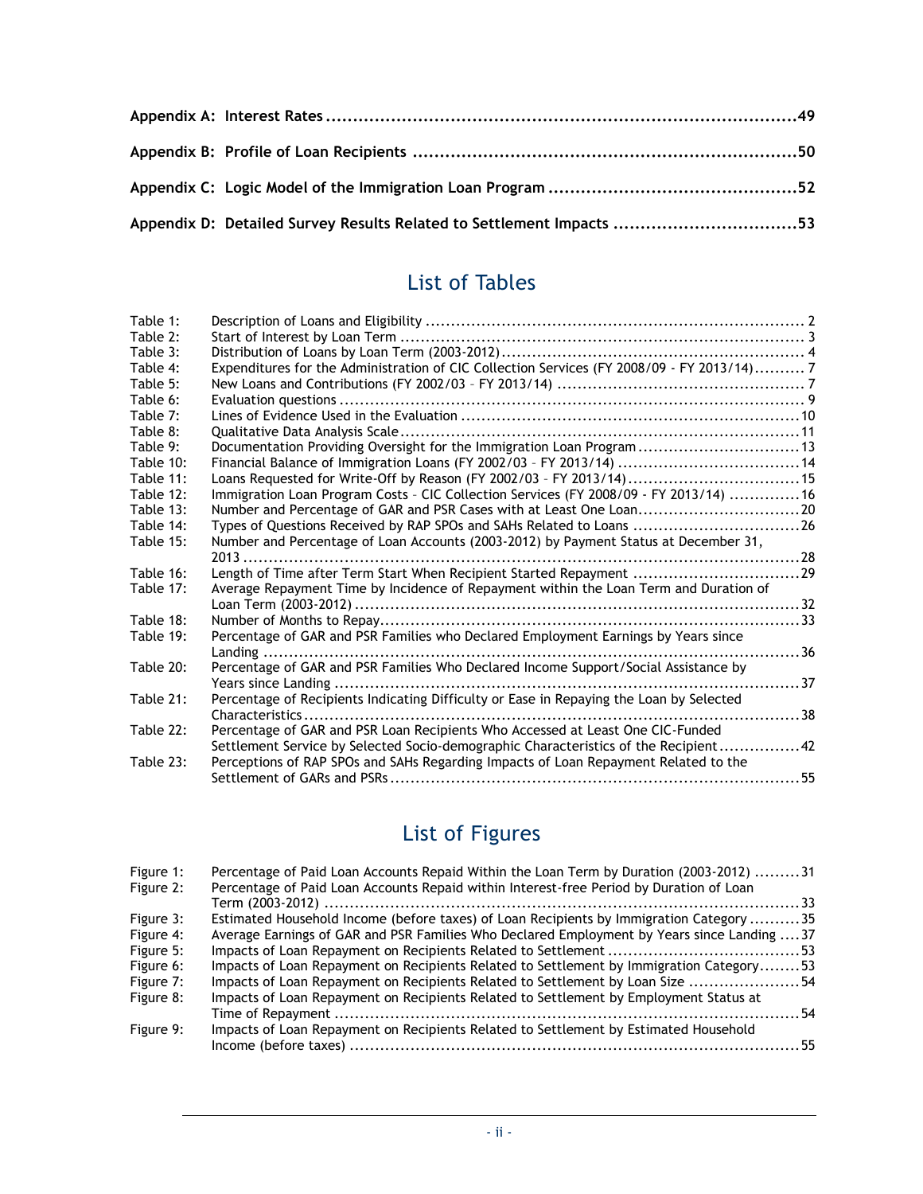**Appendix A: Interest Rates** ....... 49

**Appendix B: Profile of Loan Recipients** ....... 50

**Appendix C: Logic Model of the Immigration Loan Program** ....... 52

**Appendix D: Detailed Survey Results Related to Settlement Impacts** ....... 53

## List of Tables

| | | |
|---|---|---|
| Table 1: | Description of Loans and Eligibility | 2 |
| Table 2: | Start of Interest by Loan Term | 3 |
| Table 3: | Distribution of Loans by Loan Term (2003-2012) | 4 |
| Table 4: | Expenditures for the Administration of CIC Collection Services (FY 2008/09 - FY 2013/14) | 7 |
| Table 5: | New Loans and Contributions (FY 2002/03 – FY 2013/14) | 7 |
| Table 6: | Evaluation questions | 9 |
| Table 7: | Lines of Evidence Used in the Evaluation | 10 |
| Table 8: | Qualitative Data Analysis Scale | 11 |
| Table 9: | Documentation Providing Oversight for the Immigration Loan Program | 13 |
| Table 10: | Financial Balance of Immigration Loans (FY 2002/03 – FY 2013/14) | 14 |
| Table 11: | Loans Requested for Write-Off by Reason (FY 2002/03 – FY 2013/14) | 15 |
| Table 12: | Immigration Loan Program Costs – CIC Collection Services (FY 2008/09 - FY 2013/14) | 16 |
| Table 13: | Number and Percentage of GAR and PSR Cases with at Least One Loan | 20 |
| Table 14: | Types of Questions Received by RAP SPOs and SAHs Related to Loans | 26 |
| Table 15: | Number and Percentage of Loan Accounts (2003-2012) by Payment Status at December 31, 2013 | 28 |
| Table 16: | Length of Time after Term Start When Recipient Started Repayment | 29 |
| Table 17: | Average Repayment Time by Incidence of Repayment within the Loan Term and Duration of Loan Term (2003-2012) | 32 |
| Table 18: | Number of Months to Repay | 33 |
| Table 19: | Percentage of GAR and PSR Families who Declared Employment Earnings by Years since Landing | 36 |
| Table 20: | Percentage of GAR and PSR Families Who Declared Income Support/Social Assistance by Years since Landing | 37 |
| Table 21: | Percentage of Recipients Indicating Difficulty or Ease in Repaying the Loan by Selected Characteristics | 38 |
| Table 22: | Percentage of GAR and PSR Loan Recipients Who Accessed at Least One CIC-Funded Settlement Service by Selected Socio-demographic Characteristics of the Recipient | 42 |
| Table 23: | Perceptions of RAP SPOs and SAHs Regarding Impacts of Loan Repayment Related to the Settlement of GARs and PSRs | 55 |

## List of Figures

| | | |
|---|---|---|
| Figure 1: | Percentage of Paid Loan Accounts Repaid Within the Loan Term by Duration (2003-2012) | 31 |
| Figure 2: | Percentage of Paid Loan Accounts Repaid within Interest-free Period by Duration of Loan Term (2003-2012) | 33 |
| Figure 3: | Estimated Household Income (before taxes) of Loan Recipients by Immigration Category | 35 |
| Figure 4: | Average Earnings of GAR and PSR Families Who Declared Employment by Years since Landing | 37 |
| Figure 5: | Impacts of Loan Repayment on Recipients Related to Settlement | 53 |
| Figure 6: | Impacts of Loan Repayment on Recipients Related to Settlement by Immigration Category | 53 |
| Figure 7: | Impacts of Loan Repayment on Recipients Related to Settlement by Loan Size | 54 |
| Figure 8: | Impacts of Loan Repayment on Recipients Related to Settlement by Employment Status at Time of Repayment | 54 |
| Figure 9: | Impacts of Loan Repayment on Recipients Related to Settlement by Estimated Household Income (before taxes) | 55 |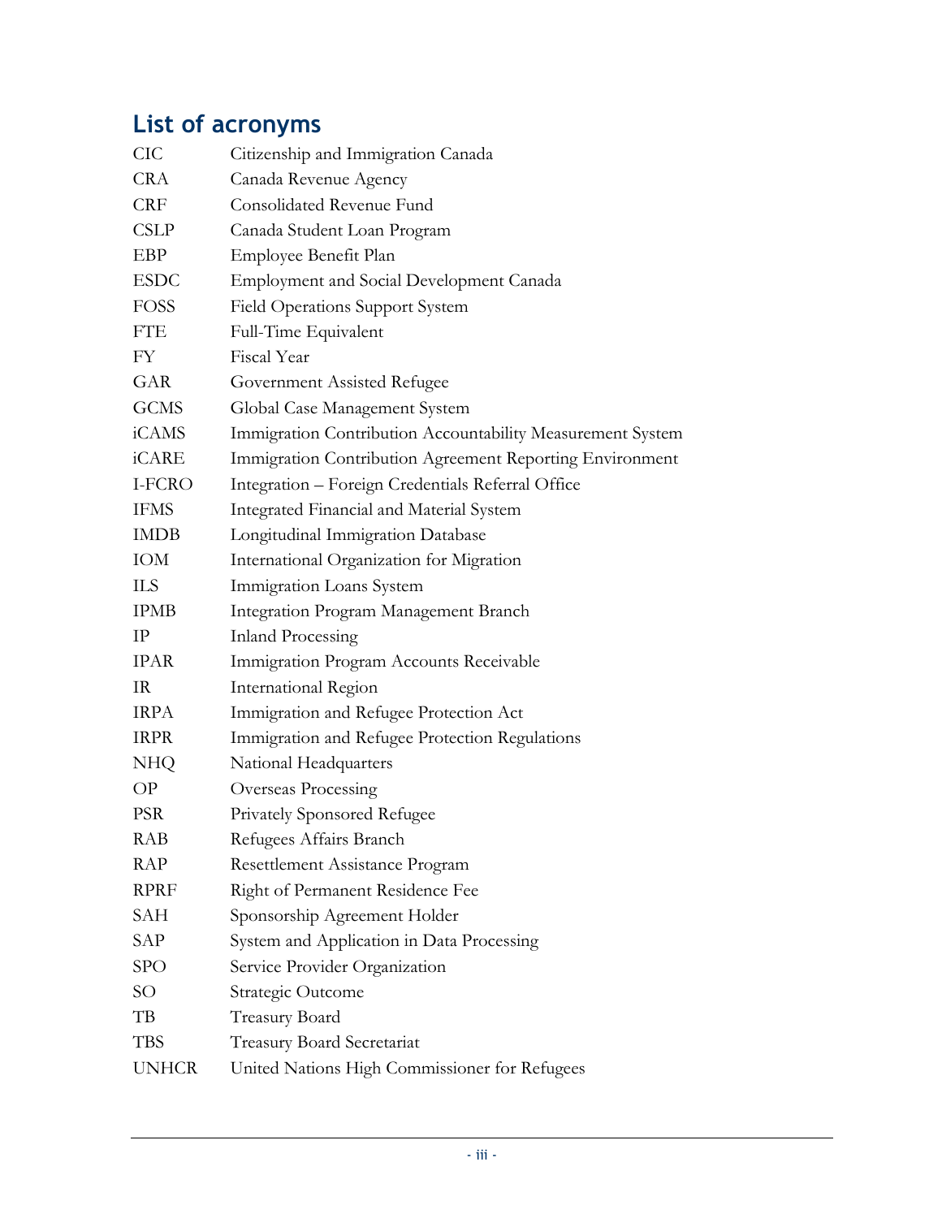## List of acronyms

| | |
|---|---|
| CIC | Citizenship and Immigration Canada |
| CRA | Canada Revenue Agency |
| CRF | Consolidated Revenue Fund |
| CSLP | Canada Student Loan Program |
| EBP | Employee Benefit Plan |
| ESDC | Employment and Social Development Canada |
| FOSS | Field Operations Support System |
| FTE | Full-Time Equivalent |
| FY | Fiscal Year |
| GAR | Government Assisted Refugee |
| GCMS | Global Case Management System |
| iCAMS | Immigration Contribution Accountability Measurement System |
| iCARE | Immigration Contribution Agreement Reporting Environment |
| I-FCRO | Integration – Foreign Credentials Referral Office |
| IFMS | Integrated Financial and Material System |
| IMDB | Longitudinal Immigration Database |
| IOM | International Organization for Migration |
| ILS | Immigration Loans System |
| IPMB | Integration Program Management Branch |
| IP | Inland Processing |
| IPAR | Immigration Program Accounts Receivable |
| IR | International Region |
| IRPA | Immigration and Refugee Protection Act |
| IRPR | Immigration and Refugee Protection Regulations |
| NHQ | National Headquarters |
| OP | Overseas Processing |
| PSR | Privately Sponsored Refugee |
| RAB | Refugees Affairs Branch |
| RAP | Resettlement Assistance Program |
| RPRF | Right of Permanent Residence Fee |
| SAH | Sponsorship Agreement Holder |
| SAP | System and Application in Data Processing |
| SPO | Service Provider Organization |
| SO | Strategic Outcome |
| TB | Treasury Board |
| TBS | Treasury Board Secretariat |
| UNHCR | United Nations High Commissioner for Refugees |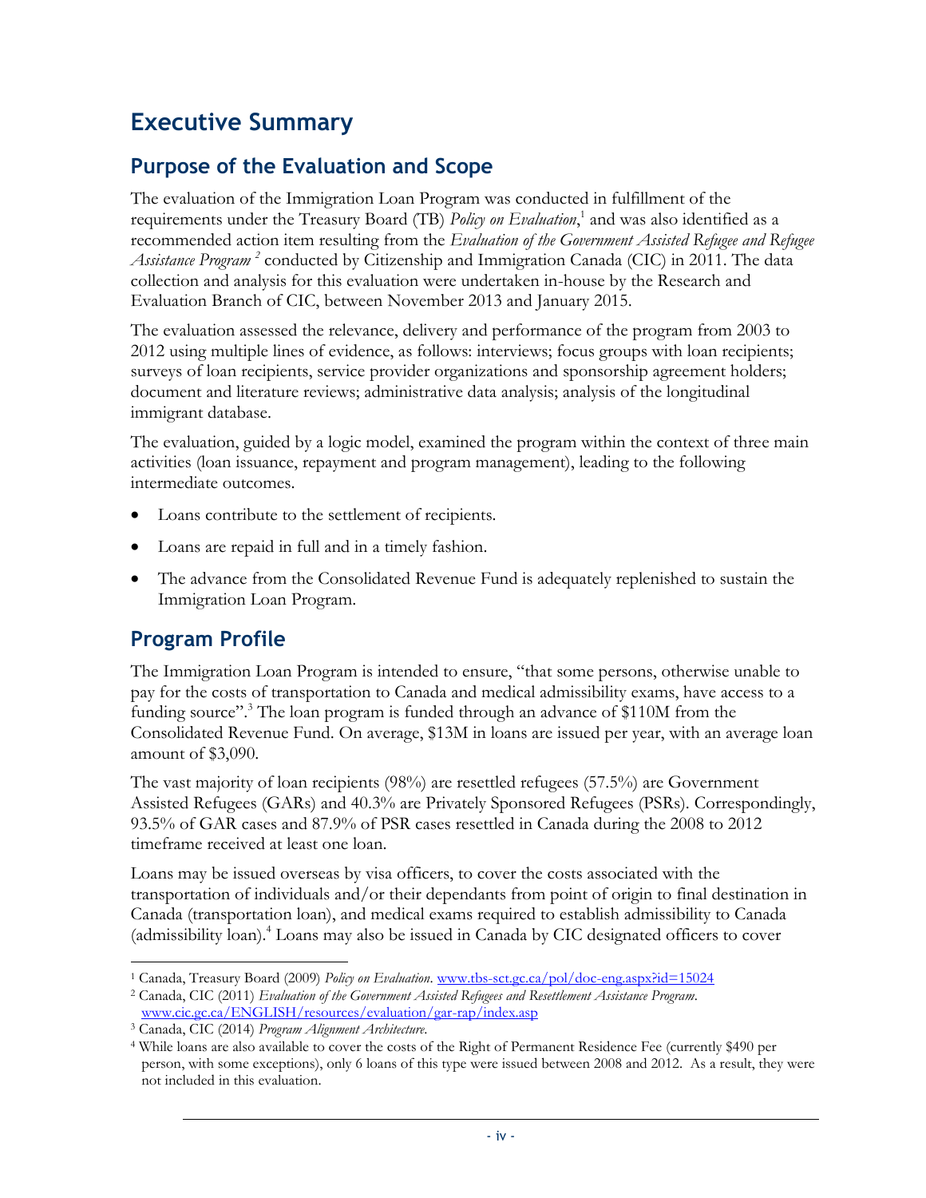# Executive Summary

## Purpose of the Evaluation and Scope

The evaluation of the Immigration Loan Program was conducted in fulfillment of the requirements under the Treasury Board (TB) *Policy on Evaluation*,[1] and was also identified as a recommended action item resulting from the *Evaluation of the Government Assisted Refugee and Refugee Assistance Program* [2] conducted by Citizenship and Immigration Canada (CIC) in 2011. The data collection and analysis for this evaluation were undertaken in-house by the Research and Evaluation Branch of CIC, between November 2013 and January 2015.

The evaluation assessed the relevance, delivery and performance of the program from 2003 to 2012 using multiple lines of evidence, as follows: interviews; focus groups with loan recipients; surveys of loan recipients, service provider organizations and sponsorship agreement holders; document and literature reviews; administrative data analysis; analysis of the longitudinal immigrant database.

The evaluation, guided by a logic model, examined the program within the context of three main activities (loan issuance, repayment and program management), leading to the following intermediate outcomes.

- Loans contribute to the settlement of recipients.
- Loans are repaid in full and in a timely fashion.
- The advance from the Consolidated Revenue Fund is adequately replenished to sustain the Immigration Loan Program.

## Program Profile

The Immigration Loan Program is intended to ensure, "that some persons, otherwise unable to pay for the costs of transportation to Canada and medical admissibility exams, have access to a funding source".[3] The loan program is funded through an advance of $110M from the Consolidated Revenue Fund. On average, $13M in loans are issued per year, with an average loan amount of $3,090.

The vast majority of loan recipients (98%) are resettled refugees (57.5%) are Government Assisted Refugees (GARs) and 40.3% are Privately Sponsored Refugees (PSRs). Correspondingly, 93.5% of GAR cases and 87.9% of PSR cases resettled in Canada during the 2008 to 2012 timeframe received at least one loan.

Loans may be issued overseas by visa officers, to cover the costs associated with the transportation of individuals and/or their dependants from point of origin to final destination in Canada (transportation loan), and medical exams required to establish admissibility to Canada (admissibility loan).[4] Loans may also be issued in Canada by CIC designated officers to cover

---

[1] Canada, Treasury Board (2009) *Policy on Evaluation*. www.tbs-sct.gc.ca/pol/doc-eng.aspx?id=15024

[2] Canada, CIC (2011) *Evaluation of the Government Assisted Refugees and Resettlement Assistance Program*. www.cic.gc.ca/ENGLISH/resources/evaluation/gar-rap/index.asp

[3] Canada, CIC (2014) *Program Alignment Architecture*.

[4] While loans are also available to cover the costs of the Right of Permanent Residence Fee (currently $490 per person, with some exceptions), only 6 loans of this type were issued between 2008 and 2012. As a result, they were not included in this evaluation.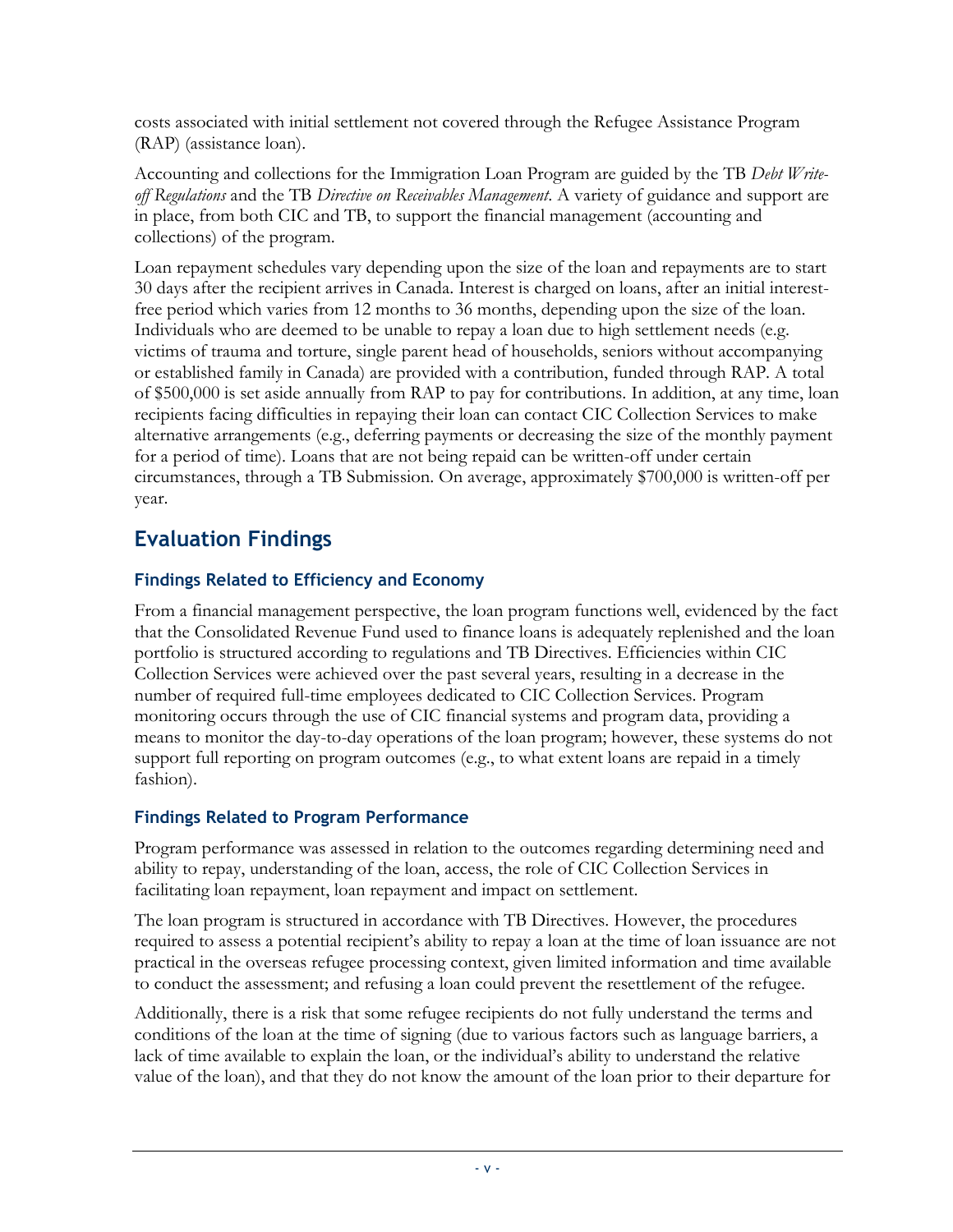costs associated with initial settlement not covered through the Refugee Assistance Program (RAP) (assistance loan).

Accounting and collections for the Immigration Loan Program are guided by the TB *Debt Write-off Regulations* and the TB *Directive on Receivables Management*. A variety of guidance and support are in place, from both CIC and TB, to support the financial management (accounting and collections) of the program.

Loan repayment schedules vary depending upon the size of the loan and repayments are to start 30 days after the recipient arrives in Canada. Interest is charged on loans, after an initial interest-free period which varies from 12 months to 36 months, depending upon the size of the loan. Individuals who are deemed to be unable to repay a loan due to high settlement needs (e.g. victims of trauma and torture, single parent head of households, seniors without accompanying or established family in Canada) are provided with a contribution, funded through RAP. A total of $500,000 is set aside annually from RAP to pay for contributions. In addition, at any time, loan recipients facing difficulties in repaying their loan can contact CIC Collection Services to make alternative arrangements (e.g., deferring payments or decreasing the size of the monthly payment for a period of time). Loans that are not being repaid can be written-off under certain circumstances, through a TB Submission. On average, approximately $700,000 is written-off per year.

## Evaluation Findings

### Findings Related to Efficiency and Economy

From a financial management perspective, the loan program functions well, evidenced by the fact that the Consolidated Revenue Fund used to finance loans is adequately replenished and the loan portfolio is structured according to regulations and TB Directives. Efficiencies within CIC Collection Services were achieved over the past several years, resulting in a decrease in the number of required full-time employees dedicated to CIC Collection Services. Program monitoring occurs through the use of CIC financial systems and program data, providing a means to monitor the day-to-day operations of the loan program; however, these systems do not support full reporting on program outcomes (e.g., to what extent loans are repaid in a timely fashion).

### Findings Related to Program Performance

Program performance was assessed in relation to the outcomes regarding determining need and ability to repay, understanding of the loan, access, the role of CIC Collection Services in facilitating loan repayment, loan repayment and impact on settlement.

The loan program is structured in accordance with TB Directives. However, the procedures required to assess a potential recipient's ability to repay a loan at the time of loan issuance are not practical in the overseas refugee processing context, given limited information and time available to conduct the assessment; and refusing a loan could prevent the resettlement of the refugee.

Additionally, there is a risk that some refugee recipients do not fully understand the terms and conditions of the loan at the time of signing (due to various factors such as language barriers, a lack of time available to explain the loan, or the individual's ability to understand the relative value of the loan), and that they do not know the amount of the loan prior to their departure for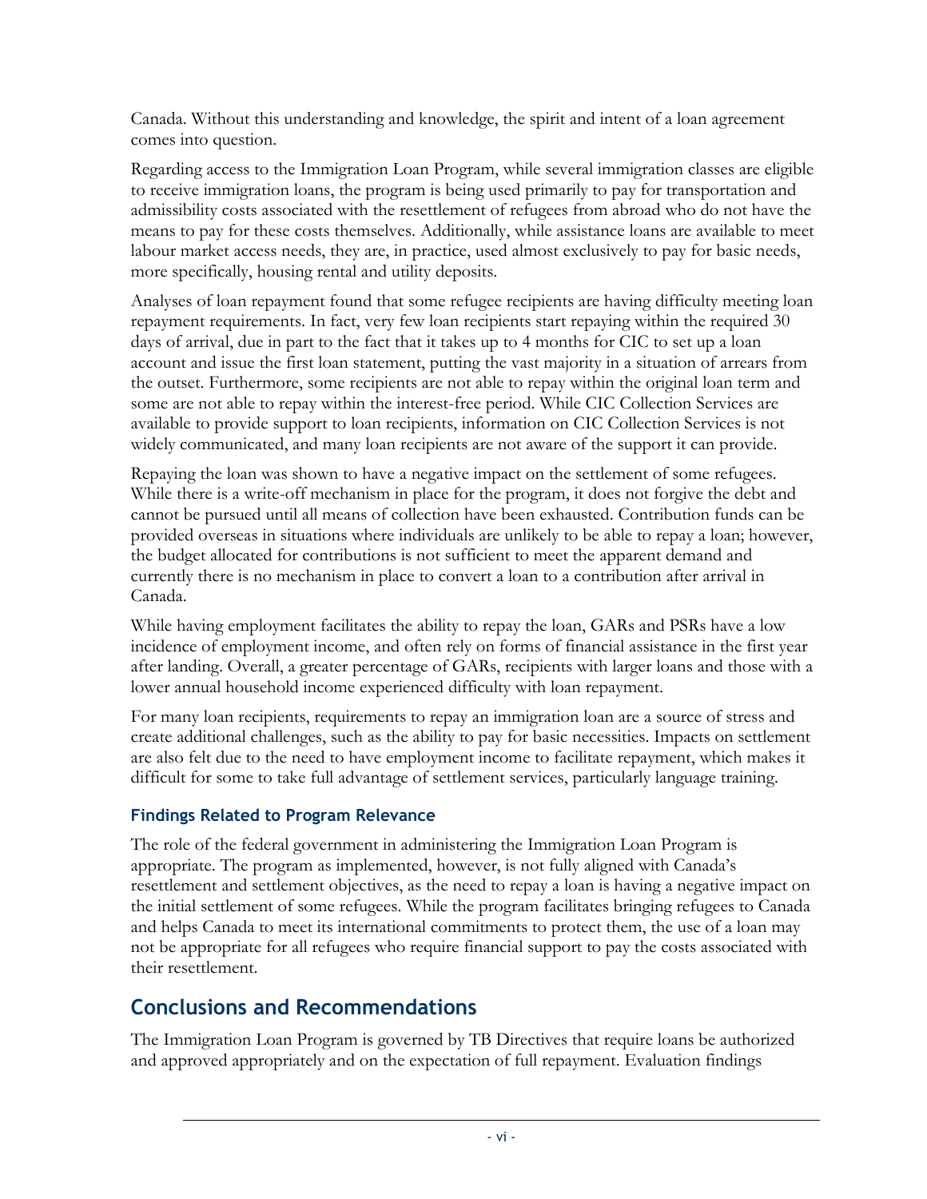Canada. Without this understanding and knowledge, the spirit and intent of a loan agreement comes into question.

Regarding access to the Immigration Loan Program, while several immigration classes are eligible to receive immigration loans, the program is being used primarily to pay for transportation and admissibility costs associated with the resettlement of refugees from abroad who do not have the means to pay for these costs themselves. Additionally, while assistance loans are available to meet labour market access needs, they are, in practice, used almost exclusively to pay for basic needs, more specifically, housing rental and utility deposits.

Analyses of loan repayment found that some refugee recipients are having difficulty meeting loan repayment requirements. In fact, very few loan recipients start repaying within the required 30 days of arrival, due in part to the fact that it takes up to 4 months for CIC to set up a loan account and issue the first loan statement, putting the vast majority in a situation of arrears from the outset. Furthermore, some recipients are not able to repay within the original loan term and some are not able to repay within the interest-free period. While CIC Collection Services are available to provide support to loan recipients, information on CIC Collection Services is not widely communicated, and many loan recipients are not aware of the support it can provide.

Repaying the loan was shown to have a negative impact on the settlement of some refugees. While there is a write-off mechanism in place for the program, it does not forgive the debt and cannot be pursued until all means of collection have been exhausted. Contribution funds can be provided overseas in situations where individuals are unlikely to be able to repay a loan; however, the budget allocated for contributions is not sufficient to meet the apparent demand and currently there is no mechanism in place to convert a loan to a contribution after arrival in Canada.

While having employment facilitates the ability to repay the loan, GARs and PSRs have a low incidence of employment income, and often rely on forms of financial assistance in the first year after landing. Overall, a greater percentage of GARs, recipients with larger loans and those with a lower annual household income experienced difficulty with loan repayment.

For many loan recipients, requirements to repay an immigration loan are a source of stress and create additional challenges, such as the ability to pay for basic necessities. Impacts on settlement are also felt due to the need to have employment income to facilitate repayment, which makes it difficult for some to take full advantage of settlement services, particularly language training.

### Findings Related to Program Relevance

The role of the federal government in administering the Immigration Loan Program is appropriate. The program as implemented, however, is not fully aligned with Canada's resettlement and settlement objectives, as the need to repay a loan is having a negative impact on the initial settlement of some refugees. While the program facilitates bringing refugees to Canada and helps Canada to meet its international commitments to protect them, the use of a loan may not be appropriate for all refugees who require financial support to pay the costs associated with their resettlement.

## Conclusions and Recommendations

The Immigration Loan Program is governed by TB Directives that require loans be authorized and approved appropriately and on the expectation of full repayment. Evaluation findings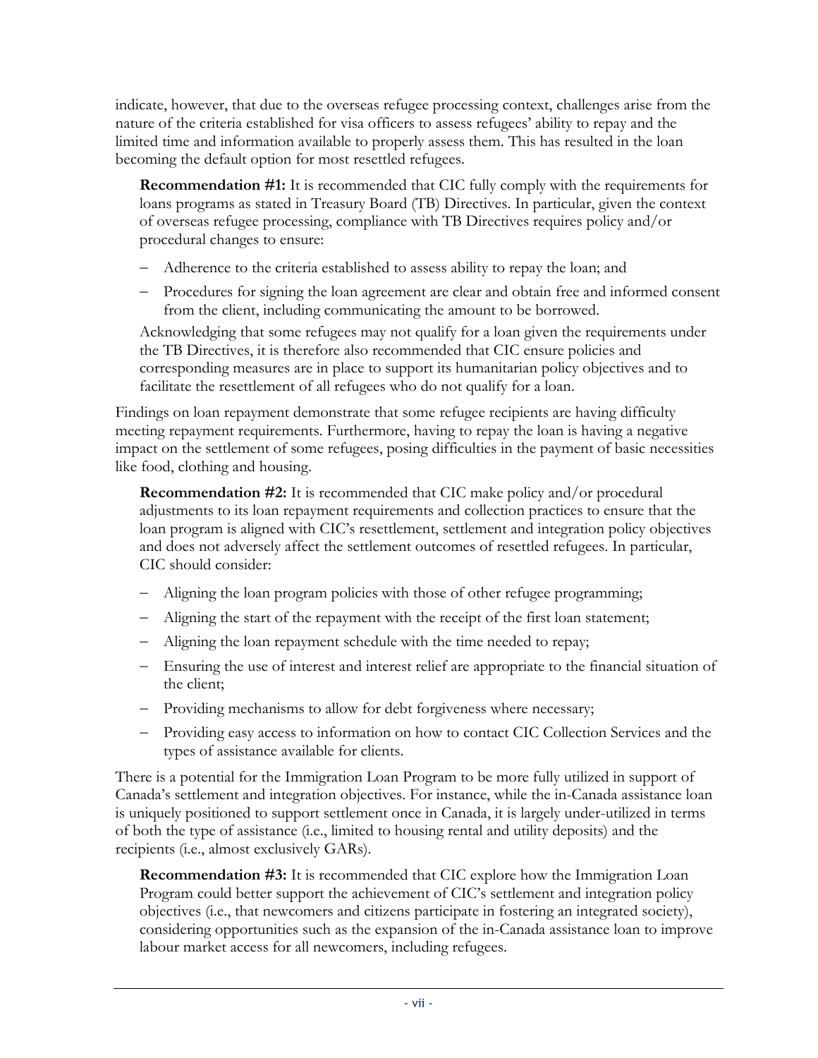indicate, however, that due to the overseas refugee processing context, challenges arise from the nature of the criteria established for visa officers to assess refugees' ability to repay and the limited time and information available to properly assess them. This has resulted in the loan becoming the default option for most resettled refugees.

> **Recommendation #1:** It is recommended that CIC fully comply with the requirements for loans programs as stated in Treasury Board (TB) Directives. In particular, given the context of overseas refugee processing, compliance with TB Directives requires policy and/or procedural changes to ensure:
>
> - Adherence to the criteria established to assess ability to repay the loan; and
> - Procedures for signing the loan agreement are clear and obtain free and informed consent from the client, including communicating the amount to be borrowed.
>
> Acknowledging that some refugees may not qualify for a loan given the requirements under the TB Directives, it is therefore also recommended that CIC ensure policies and corresponding measures are in place to support its humanitarian policy objectives and to facilitate the resettlement of all refugees who do not qualify for a loan.

Findings on loan repayment demonstrate that some refugee recipients are having difficulty meeting repayment requirements. Furthermore, having to repay the loan is having a negative impact on the settlement of some refugees, posing difficulties in the payment of basic necessities like food, clothing and housing.

> **Recommendation #2:** It is recommended that CIC make policy and/or procedural adjustments to its loan repayment requirements and collection practices to ensure that the loan program is aligned with CIC's resettlement, settlement and integration policy objectives and does not adversely affect the settlement outcomes of resettled refugees. In particular, CIC should consider:
>
> - Aligning the loan program policies with those of other refugee programming;
> - Aligning the start of the repayment with the receipt of the first loan statement;
> - Aligning the loan repayment schedule with the time needed to repay;
> - Ensuring the use of interest and interest relief are appropriate to the financial situation of the client;
> - Providing mechanisms to allow for debt forgiveness where necessary;
> - Providing easy access to information on how to contact CIC Collection Services and the types of assistance available for clients.

There is a potential for the Immigration Loan Program to be more fully utilized in support of Canada's settlement and integration objectives. For instance, while the in-Canada assistance loan is uniquely positioned to support settlement once in Canada, it is largely under-utilized in terms of both the type of assistance (i.e., limited to housing rental and utility deposits) and the recipients (i.e., almost exclusively GARs).

> **Recommendation #3:** It is recommended that CIC explore how the Immigration Loan Program could better support the achievement of CIC's settlement and integration policy objectives (i.e., that newcomers and citizens participate in fostering an integrated society), considering opportunities such as the expansion of the in-Canada assistance loan to improve labour market access for all newcomers, including refugees.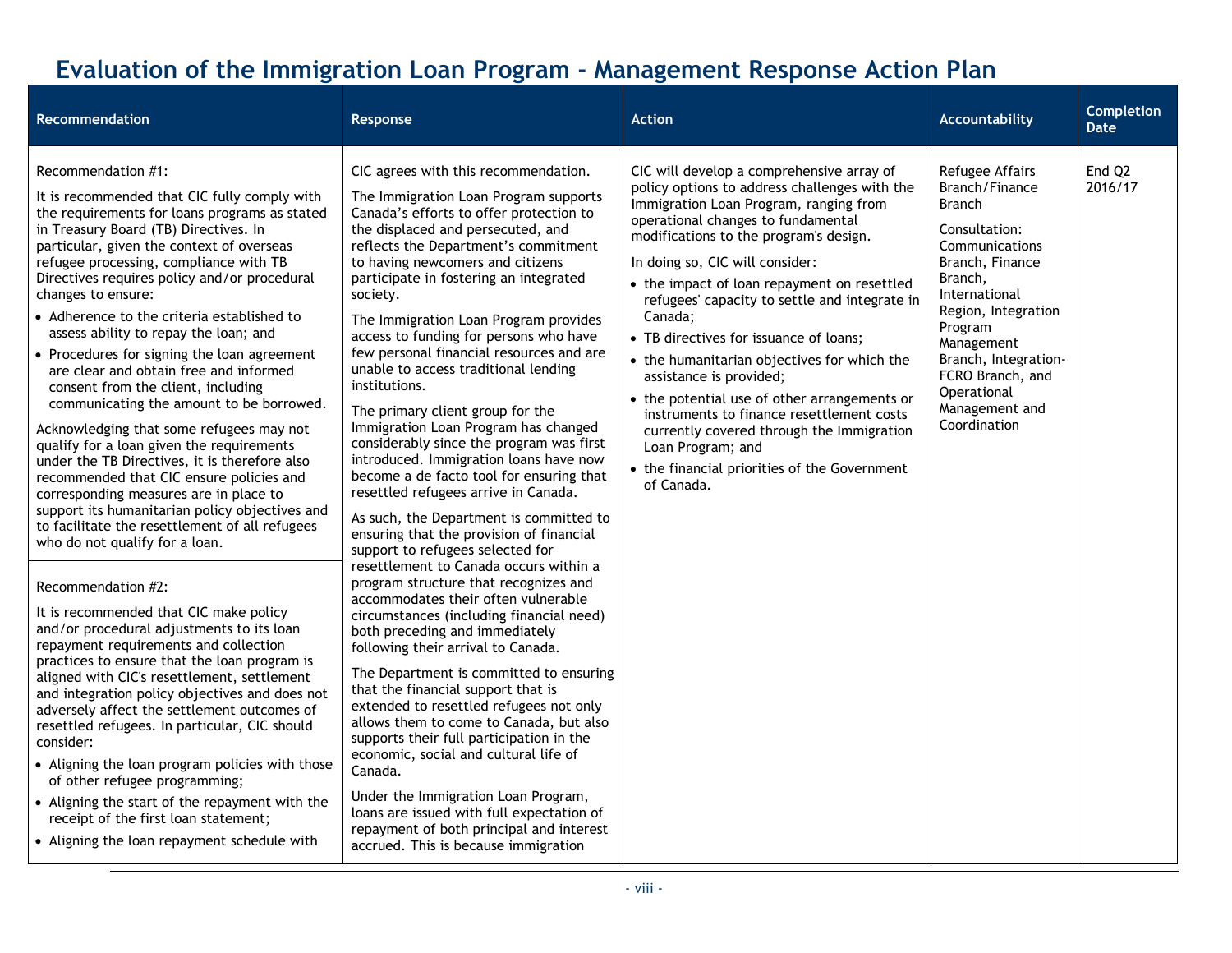# Evaluation of the Immigration Loan Program - Management Response Action Plan

| Recommendation | Response | Action | Accountability | Completion Date |
|---|---|---|---|---|
| Recommendation #1:<br><br>It is recommended that CIC fully comply with the requirements for loans programs as stated in Treasury Board (TB) Directives. In particular, given the context of overseas refugee processing, compliance with TB Directives requires policy and/or procedural changes to ensure:<br>• Adherence to the criteria established to assess ability to repay the loan; and<br>• Procedures for signing the loan agreement are clear and obtain free and informed consent from the client, including communicating the amount to be borrowed.<br><br>Acknowledging that some refugees may not qualify for a loan given the requirements under the TB Directives, it is therefore also recommended that CIC ensure policies and corresponding measures are in place to support its humanitarian policy objectives and to facilitate the resettlement of all refugees who do not qualify for a loan.<br><br>Recommendation #2:<br><br>It is recommended that CIC make policy and/or procedural adjustments to its loan repayment requirements and collection practices to ensure that the loan program is aligned with CIC's resettlement, settlement and integration policy objectives and does not adversely affect the settlement outcomes of resettled refugees. In particular, CIC should consider:<br>• Aligning the loan program policies with those of other refugee programming;<br>• Aligning the start of the repayment with the receipt of the first loan statement;<br>• Aligning the loan repayment schedule with | CIC agrees with this recommendation.<br><br>The Immigration Loan Program supports Canada's efforts to offer protection to the displaced and persecuted, and reflects the Department's commitment to having newcomers and citizens participate in fostering an integrated society.<br><br>The Immigration Loan Program provides access to funding for persons who have few personal financial resources and are unable to access traditional lending institutions.<br><br>The primary client group for the Immigration Loan Program has changed considerably since the program was first introduced. Immigration loans have now become a de facto tool for ensuring that resettled refugees arrive in Canada.<br><br>As such, the Department is committed to ensuring that the provision of financial support to refugees selected for resettlement to Canada occurs within a program structure that recognizes and accommodates their often vulnerable circumstances (including financial need) both preceding and immediately following their arrival to Canada.<br><br>The Department is committed to ensuring that the financial support that is extended to resettled refugees not only allows them to come to Canada, but also supports their full participation in the economic, social and cultural life of Canada.<br><br>Under the Immigration Loan Program, loans are issued with full expectation of repayment of both principal and interest accrued. This is because immigration | CIC will develop a comprehensive array of policy options to address challenges with the Immigration Loan Program, ranging from operational changes to fundamental modifications to the program's design.<br><br>In doing so, CIC will consider:<br>• the impact of loan repayment on resettled refugees' capacity to settle and integrate in Canada;<br>• TB directives for issuance of loans;<br>• the humanitarian objectives for which the assistance is provided;<br>• the potential use of other arrangements or instruments to finance resettlement costs currently covered through the Immigration Loan Program; and<br>• the financial priorities of the Government of Canada. | Refugee Affairs Branch/Finance Branch<br><br>Consultation: Communications Branch, Finance Branch, International Region, Integration Program Management Branch, Integration-FCRO Branch, and Operational Management and Coordination | End Q2 2016/17 |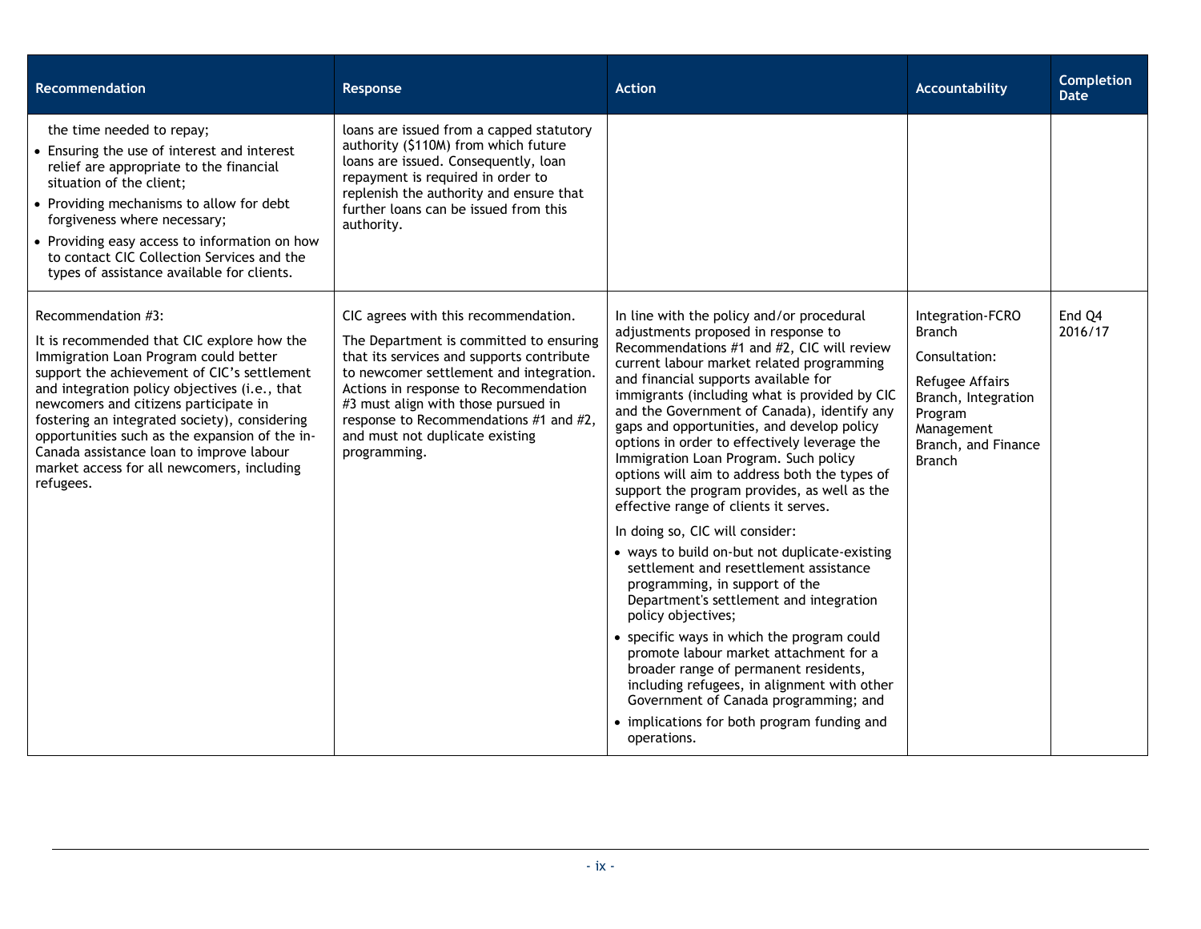| Recommendation | Response | Action | Accountability | Completion Date |
| --- | --- | --- | --- | --- |
| the time needed to repay;<br>• Ensuring the use of interest and interest relief are appropriate to the financial situation of the client;<br>• Providing mechanisms to allow for debt forgiveness where necessary;<br>• Providing easy access to information on how to contact CIC Collection Services and the types of assistance available for clients. | loans are issued from a capped statutory authority ($110M) from which future loans are issued. Consequently, loan repayment is required in order to replenish the authority and ensure that further loans can be issued from this authority. | | | |
| Recommendation #3:<br>It is recommended that CIC explore how the Immigration Loan Program could better support the achievement of CIC's settlement and integration policy objectives (i.e., that newcomers and citizens participate in fostering an integrated society), considering opportunities such as the expansion of the in-Canada assistance loan to improve labour market access for all newcomers, including refugees. | CIC agrees with this recommendation.<br>The Department is committed to ensuring that its services and supports contribute to newcomer settlement and integration. Actions in response to Recommendation #3 must align with those pursued in response to Recommendations #1 and #2, and must not duplicate existing programming. | In line with the policy and/or procedural adjustments proposed in response to Recommendations #1 and #2, CIC will review current labour market related programming and financial supports available for immigrants (including what is provided by CIC and the Government of Canada), identify any gaps and opportunities, and develop policy options in order to effectively leverage the Immigration Loan Program. Such policy options will aim to address both the types of support the program provides, as well as the effective range of clients it serves.<br>In doing so, CIC will consider:<br>• ways to build on-but not duplicate-existing settlement and resettlement assistance programming, in support of the Department's settlement and integration policy objectives;<br>• specific ways in which the program could promote labour market attachment for a broader range of permanent residents, including refugees, in alignment with other Government of Canada programming; and<br>• implications for both program funding and operations. | Integration-FCRO Branch<br>Consultation:<br>Refugee Affairs Branch, Integration Program Management Branch, and Finance Branch | End Q4 2016/17 |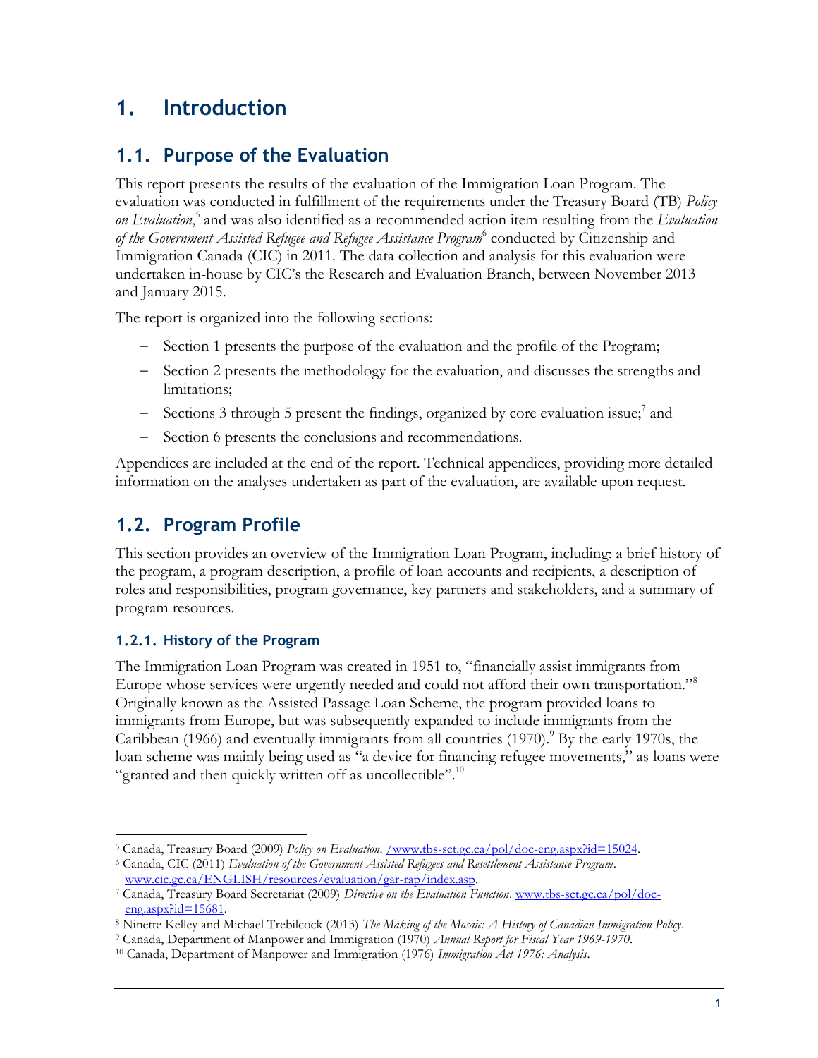# 1. Introduction

## 1.1. Purpose of the Evaluation

This report presents the results of the evaluation of the Immigration Loan Program. The evaluation was conducted in fulfillment of the requirements under the Treasury Board (TB) *Policy on Evaluation*,[5] and was also identified as a recommended action item resulting from the *Evaluation of the Government Assisted Refugee and Refugee Assistance Program*[6] conducted by Citizenship and Immigration Canada (CIC) in 2011. The data collection and analysis for this evaluation were undertaken in-house by CIC's the Research and Evaluation Branch, between November 2013 and January 2015.

The report is organized into the following sections:

- Section 1 presents the purpose of the evaluation and the profile of the Program;
- Section 2 presents the methodology for the evaluation, and discusses the strengths and limitations;
- Sections 3 through 5 present the findings, organized by core evaluation issue;[7] and
- Section 6 presents the conclusions and recommendations.

Appendices are included at the end of the report. Technical appendices, providing more detailed information on the analyses undertaken as part of the evaluation, are available upon request.

## 1.2. Program Profile

This section provides an overview of the Immigration Loan Program, including: a brief history of the program, a program description, a profile of loan accounts and recipients, a description of roles and responsibilities, program governance, key partners and stakeholders, and a summary of program resources.

### 1.2.1. History of the Program

The Immigration Loan Program was created in 1951 to, "financially assist immigrants from Europe whose services were urgently needed and could not afford their own transportation."[8] Originally known as the Assisted Passage Loan Scheme, the program provided loans to immigrants from Europe, but was subsequently expanded to include immigrants from the Caribbean (1966) and eventually immigrants from all countries (1970).[9] By the early 1970s, the loan scheme was mainly being used as "a device for financing refugee movements," as loans were "granted and then quickly written off as uncollectible".[10]

---

[5] Canada, Treasury Board (2009) *Policy on Evaluation*. /www.tbs-sct.gc.ca/pol/doc-eng.aspx?id=15024.

[6] Canada, CIC (2011) *Evaluation of the Government Assisted Refugees and Resettlement Assistance Program*. www.cic.gc.ca/ENGLISH/resources/evaluation/gar-rap/index.asp.

[7] Canada, Treasury Board Secretariat (2009) *Directive on the Evaluation Function*. www.tbs-sct.gc.ca/pol/doc-eng.aspx?id=15681.

[8] Ninette Kelley and Michael Trebilcock (2013) *The Making of the Mosaic: A History of Canadian Immigration Policy*.

[9] Canada, Department of Manpower and Immigration (1970) *Annual Report for Fiscal Year 1969-1970*.

[10] Canada, Department of Manpower and Immigration (1976) *Immigration Act 1976: Analysis*.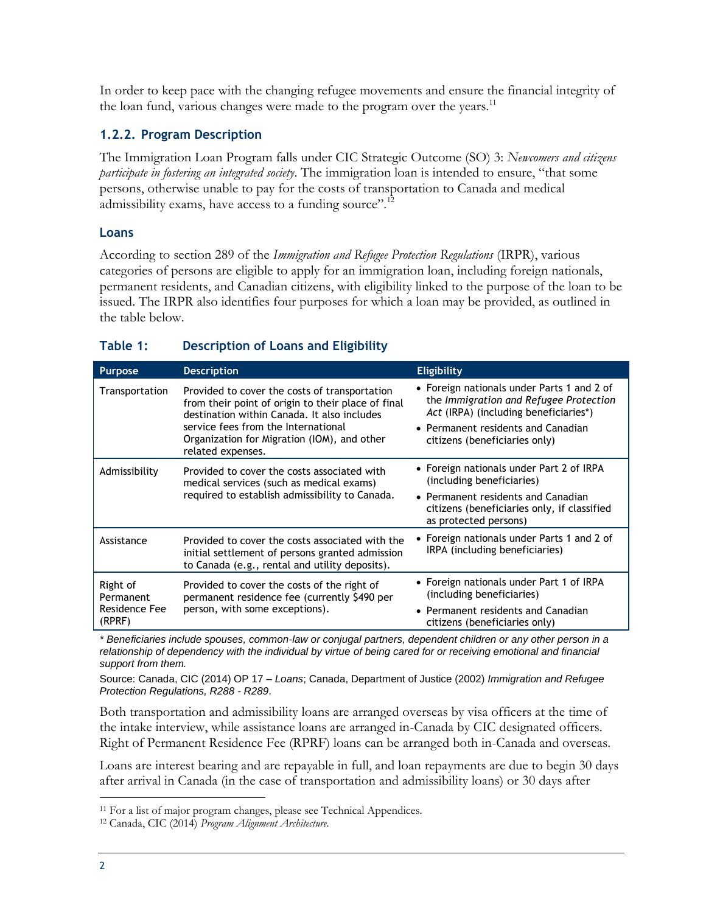In order to keep pace with the changing refugee movements and ensure the financial integrity of the loan fund, various changes were made to the program over the years.[11]

### 1.2.2. Program Description

The Immigration Loan Program falls under CIC Strategic Outcome (SO) 3: *Newcomers and citizens participate in fostering an integrated society*. The immigration loan is intended to ensure, "that some persons, otherwise unable to pay for the costs of transportation to Canada and medical admissibility exams, have access to a funding source".[12]

#### Loans

According to section 289 of the *Immigration and Refugee Protection Regulations* (IRPR), various categories of persons are eligible to apply for an immigration loan, including foreign nationals, permanent residents, and Canadian citizens, with eligibility linked to the purpose of the loan to be issued. The IRPR also identifies four purposes for which a loan may be provided, as outlined in the table below.

**Table 1: Description of Loans and Eligibility**

| Purpose | Description | Eligibility |
|---|---|---|
| Transportation | Provided to cover the costs of transportation from their point of origin to their place of final destination within Canada. It also includes service fees from the International Organization for Migration (IOM), and other related expenses. | • Foreign nationals under Parts 1 and 2 of the *Immigration and Refugee Protection Act* (IRPA) (including beneficiaries*)<br>• Permanent residents and Canadian citizens (beneficiaries only) |
| Admissibility | Provided to cover the costs associated with medical services (such as medical exams) required to establish admissibility to Canada. | • Foreign nationals under Part 2 of IRPA (including beneficiaries)<br>• Permanent residents and Canadian citizens (beneficiaries only, if classified as protected persons) |
| Assistance | Provided to cover the costs associated with the initial settlement of persons granted admission to Canada (e.g., rental and utility deposits). | • Foreign nationals under Parts 1 and 2 of IRPA (including beneficiaries) |
| Right of Permanent Residence Fee (RPRF) | Provided to cover the costs of the right of permanent residence fee (currently $490 per person, with some exceptions). | • Foreign nationals under Part 1 of IRPA (including beneficiaries)<br>• Permanent residents and Canadian citizens (beneficiaries only) |

*\* Beneficiaries include spouses, common-law or conjugal partners, dependent children or any other person in a relationship of dependency with the individual by virtue of being cared for or receiving emotional and financial support from them.*

Source: Canada, CIC (2014) OP 17 – *Loans*; Canada, Department of Justice (2002) *Immigration and Refugee Protection Regulations, R288 - R289*.

Both transportation and admissibility loans are arranged overseas by visa officers at the time of the intake interview, while assistance loans are arranged in-Canada by CIC designated officers. Right of Permanent Residence Fee (RPRF) loans can be arranged both in-Canada and overseas.

Loans are interest bearing and are repayable in full, and loan repayments are due to begin 30 days after arrival in Canada (in the case of transportation and admissibility loans) or 30 days after

[11] For a list of major program changes, please see Technical Appendices.

[12] Canada, CIC (2014) *Program Alignment Architecture.*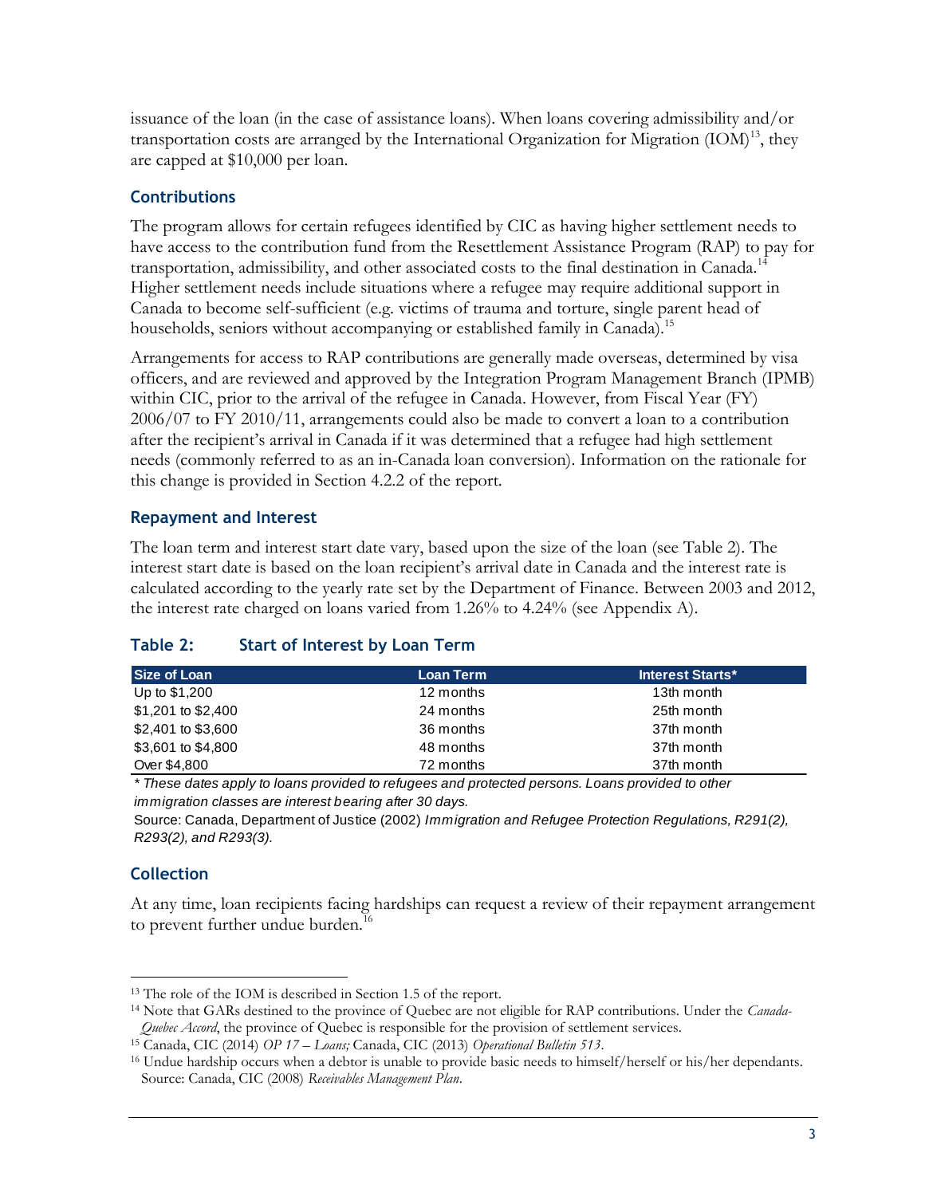issuance of the loan (in the case of assistance loans). When loans covering admissibility and/or transportation costs are arranged by the International Organization for Migration (IOM)[13], they are capped at $10,000 per loan.

### Contributions

The program allows for certain refugees identified by CIC as having higher settlement needs to have access to the contribution fund from the Resettlement Assistance Program (RAP) to pay for transportation, admissibility, and other associated costs to the final destination in Canada.[14] Higher settlement needs include situations where a refugee may require additional support in Canada to become self-sufficient (e.g. victims of trauma and torture, single parent head of households, seniors without accompanying or established family in Canada).[15]

Arrangements for access to RAP contributions are generally made overseas, determined by visa officers, and are reviewed and approved by the Integration Program Management Branch (IPMB) within CIC, prior to the arrival of the refugee in Canada. However, from Fiscal Year (FY) 2006/07 to FY 2010/11, arrangements could also be made to convert a loan to a contribution after the recipient's arrival in Canada if it was determined that a refugee had high settlement needs (commonly referred to as an in-Canada loan conversion). Information on the rationale for this change is provided in Section 4.2.2 of the report.

### Repayment and Interest

The loan term and interest start date vary, based upon the size of the loan (see Table 2). The interest start date is based on the loan recipient's arrival date in Canada and the interest rate is calculated according to the yearly rate set by the Department of Finance. Between 2003 and 2012, the interest rate charged on loans varied from 1.26% to 4.24% (see Appendix A).

### Table 2: Start of Interest by Loan Term

| Size of Loan | Loan Term | Interest Starts* |
|---|---|---|
| Up to $1,200 | 12 months | 13th month |
| $1,201 to $2,400 | 24 months | 25th month |
| $2,401 to $3,600 | 36 months | 37th month |
| $3,601 to $4,800 | 48 months | 37th month |
| Over $4,800 | 72 months | 37th month |

*\* These dates apply to loans provided to refugees and protected persons. Loans provided to other immigration classes are interest bearing after 30 days.*

Source: Canada, Department of Justice (2002) *Immigration and Refugee Protection Regulations, R291(2), R293(2), and R293(3).*

### Collection

At any time, loan recipients facing hardships can request a review of their repayment arrangement to prevent further undue burden.[16]

---

[13] The role of the IOM is described in Section 1.5 of the report.

[14] Note that GARs destined to the province of Quebec are not eligible for RAP contributions. Under the *Canada-Quebec Accord*, the province of Quebec is responsible for the provision of settlement services.

[15] Canada, CIC (2014) *OP 17 – Loans;* Canada, CIC (2013) *Operational Bulletin 513*.

[16] Undue hardship occurs when a debtor is unable to provide basic needs to himself/herself or his/her dependants. Source: Canada, CIC (2008) *Receivables Management Plan*.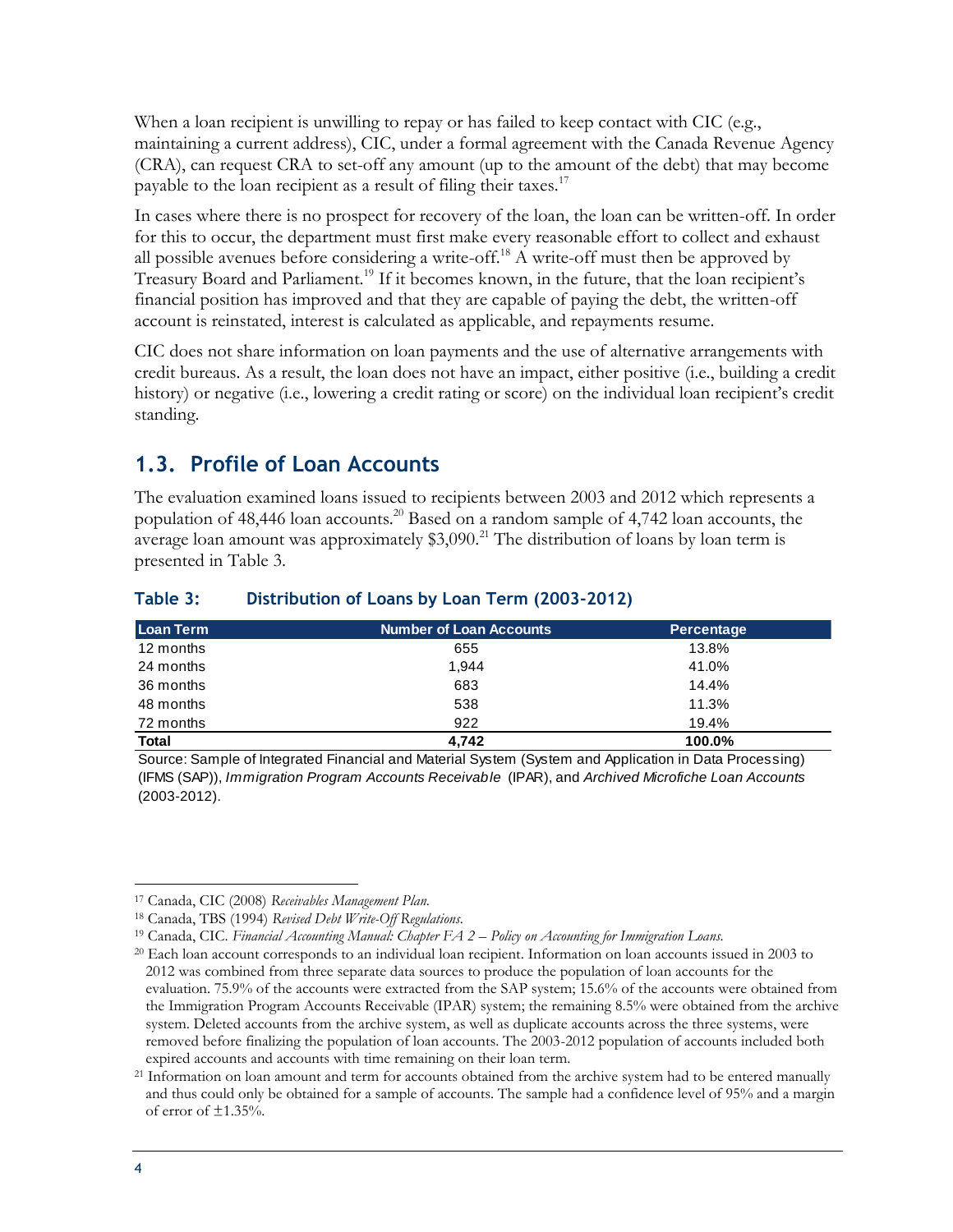When a loan recipient is unwilling to repay or has failed to keep contact with CIC (e.g., maintaining a current address), CIC, under a formal agreement with the Canada Revenue Agency (CRA), can request CRA to set-off any amount (up to the amount of the debt) that may become payable to the loan recipient as a result of filing their taxes.[17]

In cases where there is no prospect for recovery of the loan, the loan can be written-off. In order for this to occur, the department must first make every reasonable effort to collect and exhaust all possible avenues before considering a write-off.[18] A write-off must then be approved by Treasury Board and Parliament.[19] If it becomes known, in the future, that the loan recipient's financial position has improved and that they are capable of paying the debt, the written-off account is reinstated, interest is calculated as applicable, and repayments resume.

CIC does not share information on loan payments and the use of alternative arrangements with credit bureaus. As a result, the loan does not have an impact, either positive (i.e., building a credit history) or negative (i.e., lowering a credit rating or score) on the individual loan recipient's credit standing.

## 1.3. Profile of Loan Accounts

The evaluation examined loans issued to recipients between 2003 and 2012 which represents a population of 48,446 loan accounts.[20] Based on a random sample of 4,742 loan accounts, the average loan amount was approximately $3,090.[21] The distribution of loans by loan term is presented in Table 3.

### Table 3: Distribution of Loans by Loan Term (2003-2012)

| Loan Term | Number of Loan Accounts | Percentage |
|---|---|---|
| 12 months | 655 | 13.8% |
| 24 months | 1,944 | 41.0% |
| 36 months | 683 | 14.4% |
| 48 months | 538 | 11.3% |
| 72 months | 922 | 19.4% |
| **Total** | **4,742** | **100.0%** |

Source: Sample of Integrated Financial and Material System (System and Application in Data Processing) (IFMS (SAP)), *Immigration Program Accounts Receivable* (IPAR), and *Archived Microfiche Loan Accounts* (2003-2012).

---

[17] Canada, CIC (2008) *Receivables Management Plan.*

[18] Canada, TBS (1994) *Revised Debt Write-Off Regulations.*

[19] Canada, CIC. *Financial Accounting Manual: Chapter FA 2 – Policy on Accounting for Immigration Loans.*

[20] Each loan account corresponds to an individual loan recipient. Information on loan accounts issued in 2003 to 2012 was combined from three separate data sources to produce the population of loan accounts for the evaluation. 75.9% of the accounts were extracted from the SAP system; 15.6% of the accounts were obtained from the Immigration Program Accounts Receivable (IPAR) system; the remaining 8.5% were obtained from the archive system. Deleted accounts from the archive system, as well as duplicate accounts across the three systems, were removed before finalizing the population of loan accounts. The 2003-2012 population of accounts included both expired accounts and accounts with time remaining on their loan term.

[21] Information on loan amount and term for accounts obtained from the archive system had to be entered manually and thus could only be obtained for a sample of accounts. The sample had a confidence level of 95% and a margin of error of ±1.35%.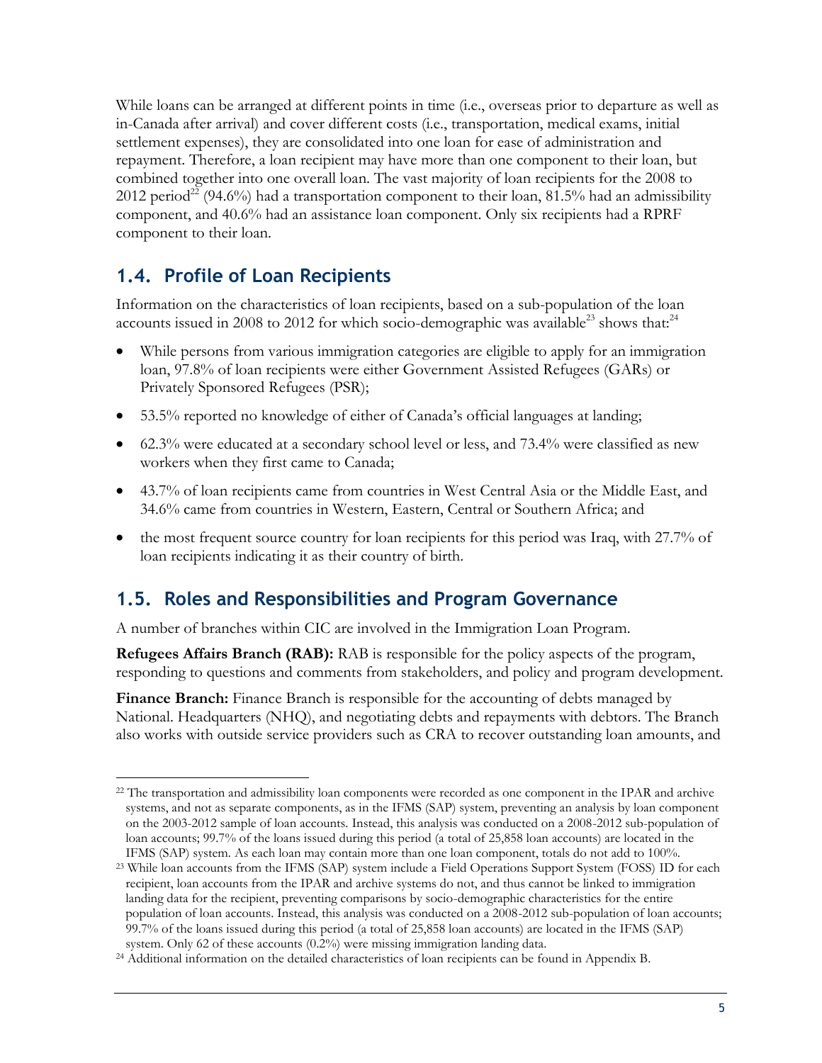While loans can be arranged at different points in time (i.e., overseas prior to departure as well as in-Canada after arrival) and cover different costs (i.e., transportation, medical exams, initial settlement expenses), they are consolidated into one loan for ease of administration and repayment. Therefore, a loan recipient may have more than one component to their loan, but combined together into one overall loan. The vast majority of loan recipients for the 2008 to 2012 period[22] (94.6%) had a transportation component to their loan, 81.5% had an admissibility component, and 40.6% had an assistance loan component. Only six recipients had a RPRF component to their loan.

## 1.4. Profile of Loan Recipients

Information on the characteristics of loan recipients, based on a sub-population of the loan accounts issued in 2008 to 2012 for which socio-demographic was available[23] shows that:[24]

- While persons from various immigration categories are eligible to apply for an immigration loan, 97.8% of loan recipients were either Government Assisted Refugees (GARs) or Privately Sponsored Refugees (PSR);
- 53.5% reported no knowledge of either of Canada's official languages at landing;
- 62.3% were educated at a secondary school level or less, and 73.4% were classified as new workers when they first came to Canada;
- 43.7% of loan recipients came from countries in West Central Asia or the Middle East, and 34.6% came from countries in Western, Eastern, Central or Southern Africa; and
- the most frequent source country for loan recipients for this period was Iraq, with 27.7% of loan recipients indicating it as their country of birth.

## 1.5. Roles and Responsibilities and Program Governance

A number of branches within CIC are involved in the Immigration Loan Program.

**Refugees Affairs Branch (RAB):** RAB is responsible for the policy aspects of the program, responding to questions and comments from stakeholders, and policy and program development.

**Finance Branch:** Finance Branch is responsible for the accounting of debts managed by National. Headquarters (NHQ), and negotiating debts and repayments with debtors. The Branch also works with outside service providers such as CRA to recover outstanding loan amounts, and

---

[22] The transportation and admissibility loan components were recorded as one component in the IPAR and archive systems, and not as separate components, as in the IFMS (SAP) system, preventing an analysis by loan component on the 2003-2012 sample of loan accounts. Instead, this analysis was conducted on a 2008-2012 sub-population of loan accounts; 99.7% of the loans issued during this period (a total of 25,858 loan accounts) are located in the IFMS (SAP) system. As each loan may contain more than one loan component, totals do not add to 100%.

[23] While loan accounts from the IFMS (SAP) system include a Field Operations Support System (FOSS) ID for each recipient, loan accounts from the IPAR and archive systems do not, and thus cannot be linked to immigration landing data for the recipient, preventing comparisons by socio-demographic characteristics for the entire population of loan accounts. Instead, this analysis was conducted on a 2008-2012 sub-population of loan accounts; 99.7% of the loans issued during this period (a total of 25,858 loan accounts) are located in the IFMS (SAP) system. Only 62 of these accounts (0.2%) were missing immigration landing data.

[24] Additional information on the detailed characteristics of loan recipients can be found in Appendix B.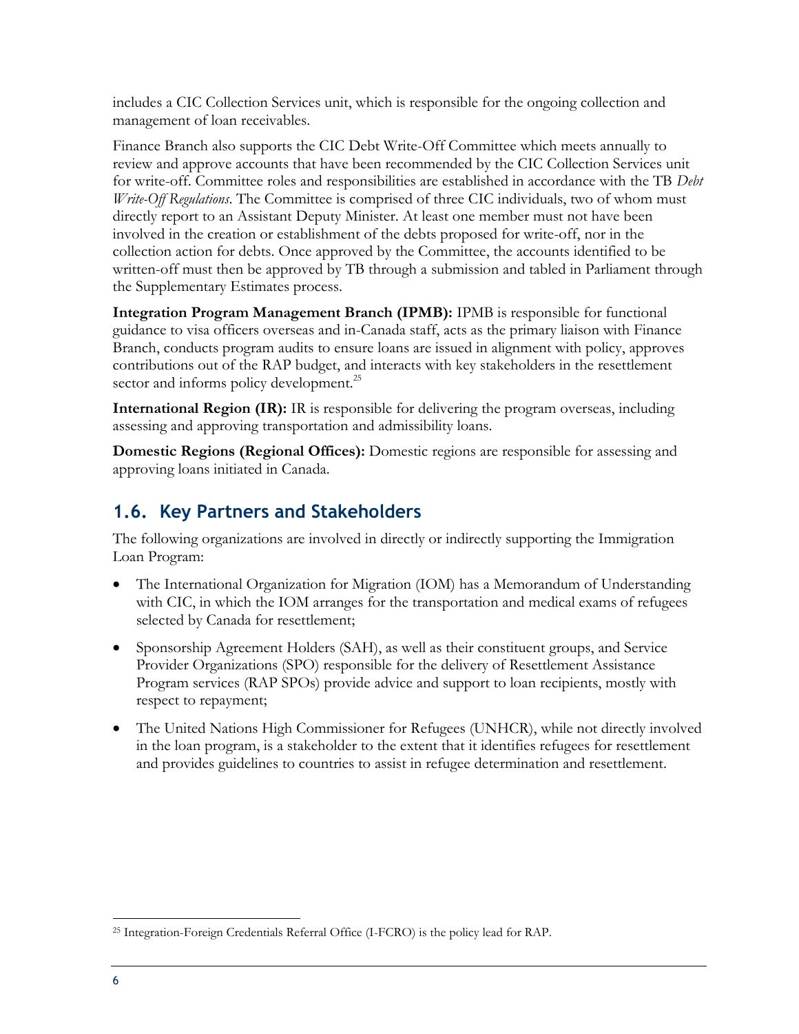includes a CIC Collection Services unit, which is responsible for the ongoing collection and management of loan receivables.

Finance Branch also supports the CIC Debt Write-Off Committee which meets annually to review and approve accounts that have been recommended by the CIC Collection Services unit for write-off. Committee roles and responsibilities are established in accordance with the TB *Debt Write-Off Regulations*. The Committee is comprised of three CIC individuals, two of whom must directly report to an Assistant Deputy Minister. At least one member must not have been involved in the creation or establishment of the debts proposed for write-off, nor in the collection action for debts. Once approved by the Committee, the accounts identified to be written-off must then be approved by TB through a submission and tabled in Parliament through the Supplementary Estimates process.

**Integration Program Management Branch (IPMB):** IPMB is responsible for functional guidance to visa officers overseas and in-Canada staff, acts as the primary liaison with Finance Branch, conducts program audits to ensure loans are issued in alignment with policy, approves contributions out of the RAP budget, and interacts with key stakeholders in the resettlement sector and informs policy development.[25]

**International Region (IR):** IR is responsible for delivering the program overseas, including assessing and approving transportation and admissibility loans.

**Domestic Regions (Regional Offices):** Domestic regions are responsible for assessing and approving loans initiated in Canada.

## 1.6. Key Partners and Stakeholders

The following organizations are involved in directly or indirectly supporting the Immigration Loan Program:

- The International Organization for Migration (IOM) has a Memorandum of Understanding with CIC, in which the IOM arranges for the transportation and medical exams of refugees selected by Canada for resettlement;
- Sponsorship Agreement Holders (SAH), as well as their constituent groups, and Service Provider Organizations (SPO) responsible for the delivery of Resettlement Assistance Program services (RAP SPOs) provide advice and support to loan recipients, mostly with respect to repayment;
- The United Nations High Commissioner for Refugees (UNHCR), while not directly involved in the loan program, is a stakeholder to the extent that it identifies refugees for resettlement and provides guidelines to countries to assist in refugee determination and resettlement.

[25] Integration-Foreign Credentials Referral Office (I-FCRO) is the policy lead for RAP.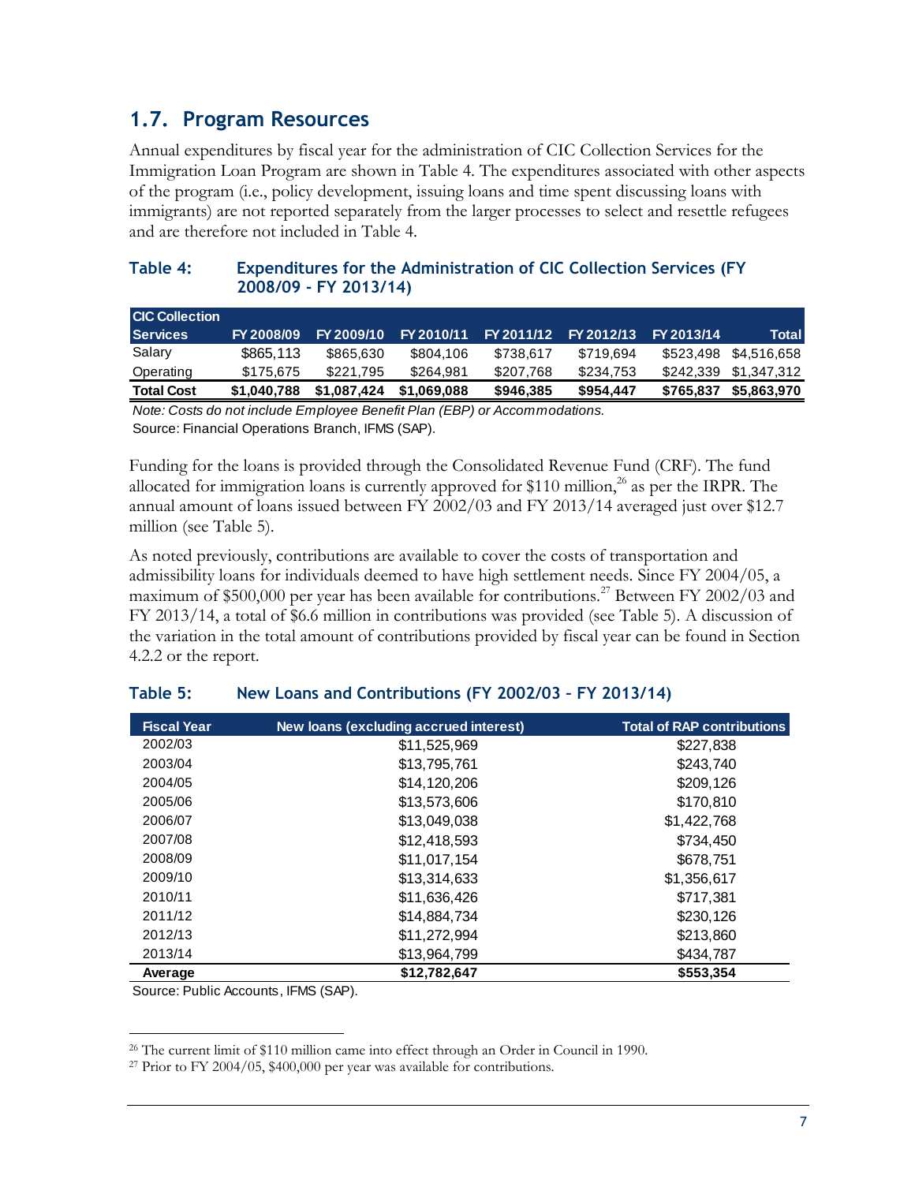## 1.7. Program Resources

Annual expenditures by fiscal year for the administration of CIC Collection Services for the Immigration Loan Program are shown in Table 4. The expenditures associated with other aspects of the program (i.e., policy development, issuing loans and time spent discussing loans with immigrants) are not reported separately from the larger processes to select and resettle refugees and are therefore not included in Table 4.

### Table 4: Expenditures for the Administration of CIC Collection Services (FY 2008/09 - FY 2013/14)

| CIC Collection Services | FY 2008/09 | FY 2009/10 | FY 2010/11 | FY 2011/12 | FY 2012/13 | FY 2013/14 | Total |
|---|---|---|---|---|---|---|---|
| Salary | $865,113 | $865,630 | $804,106 | $738,617 | $719,694 | $523,498 | $4,516,658 |
| Operating | $175,675 | $221,795 | $264,981 | $207,768 | $234,753 | $242,339 | $1,347,312 |
| **Total Cost** | **$1,040,788** | **$1,087,424** | **$1,069,088** | **$946,385** | **$954,447** | **$765,837** | **$5,863,970** |

*Note: Costs do not include Employee Benefit Plan (EBP) or Accommodations.*

Source: Financial Operations Branch, IFMS (SAP).

Funding for the loans is provided through the Consolidated Revenue Fund (CRF). The fund allocated for immigration loans is currently approved for $110 million,[26] as per the IRPR. The annual amount of loans issued between FY 2002/03 and FY 2013/14 averaged just over $12.7 million (see Table 5).

As noted previously, contributions are available to cover the costs of transportation and admissibility loans for individuals deemed to have high settlement needs. Since FY 2004/05, a maximum of $500,000 per year has been available for contributions.[27] Between FY 2002/03 and FY 2013/14, a total of $6.6 million in contributions was provided (see Table 5). A discussion of the variation in the total amount of contributions provided by fiscal year can be found in Section 4.2.2 or the report.

### Table 5: New Loans and Contributions (FY 2002/03 – FY 2013/14)

| Fiscal Year | New loans (excluding accrued interest) | Total of RAP contributions |
|---|---|---|
| 2002/03 | $11,525,969 | $227,838 |
| 2003/04 | $13,795,761 | $243,740 |
| 2004/05 | $14,120,206 | $209,126 |
| 2005/06 | $13,573,606 | $170,810 |
| 2006/07 | $13,049,038 | $1,422,768 |
| 2007/08 | $12,418,593 | $734,450 |
| 2008/09 | $11,017,154 | $678,751 |
| 2009/10 | $13,314,633 | $1,356,617 |
| 2010/11 | $11,636,426 | $717,381 |
| 2011/12 | $14,884,734 | $230,126 |
| 2012/13 | $11,272,994 | $213,860 |
| 2013/14 | $13,964,799 | $434,787 |
| **Average** | **$12,782,647** | **$553,354** |

Source: Public Accounts, IFMS (SAP).

---

[26] The current limit of $110 million came into effect through an Order in Council in 1990.

[27] Prior to FY 2004/05, $400,000 per year was available for contributions.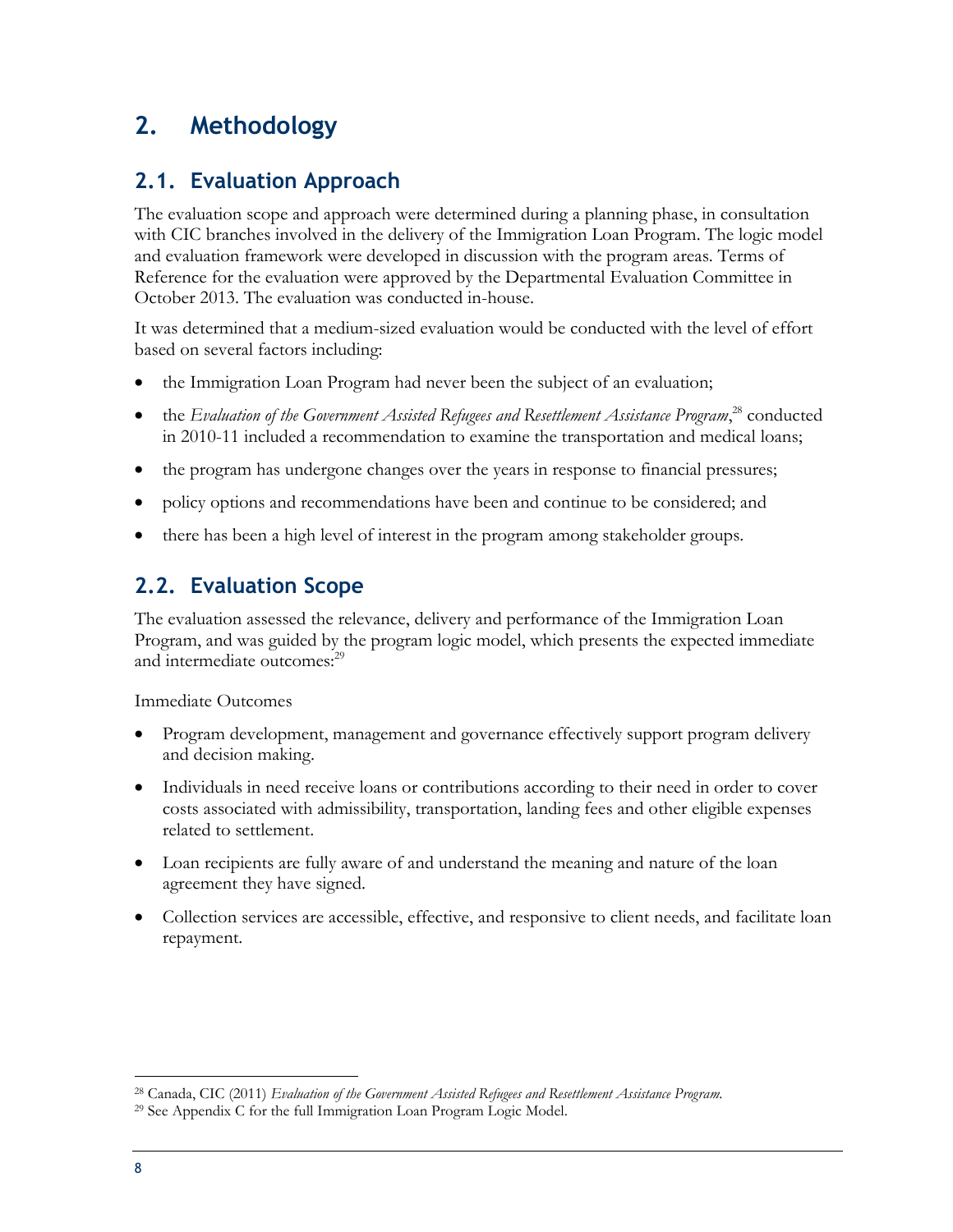# 2. Methodology

## 2.1. Evaluation Approach

The evaluation scope and approach were determined during a planning phase, in consultation with CIC branches involved in the delivery of the Immigration Loan Program. The logic model and evaluation framework were developed in discussion with the program areas. Terms of Reference for the evaluation were approved by the Departmental Evaluation Committee in October 2013. The evaluation was conducted in-house.

It was determined that a medium-sized evaluation would be conducted with the level of effort based on several factors including:

- the Immigration Loan Program had never been the subject of an evaluation;
- the *Evaluation of the Government Assisted Refugees and Resettlement Assistance Program*,[28] conducted in 2010-11 included a recommendation to examine the transportation and medical loans;
- the program has undergone changes over the years in response to financial pressures;
- policy options and recommendations have been and continue to be considered; and
- there has been a high level of interest in the program among stakeholder groups.

## 2.2. Evaluation Scope

The evaluation assessed the relevance, delivery and performance of the Immigration Loan Program, and was guided by the program logic model, which presents the expected immediate and intermediate outcomes:[29]

Immediate Outcomes

- Program development, management and governance effectively support program delivery and decision making.
- Individuals in need receive loans or contributions according to their need in order to cover costs associated with admissibility, transportation, landing fees and other eligible expenses related to settlement.
- Loan recipients are fully aware of and understand the meaning and nature of the loan agreement they have signed.
- Collection services are accessible, effective, and responsive to client needs, and facilitate loan repayment.

---

[28] Canada, CIC (2011) *Evaluation of the Government Assisted Refugees and Resettlement Assistance Program.*

[29] See Appendix C for the full Immigration Loan Program Logic Model.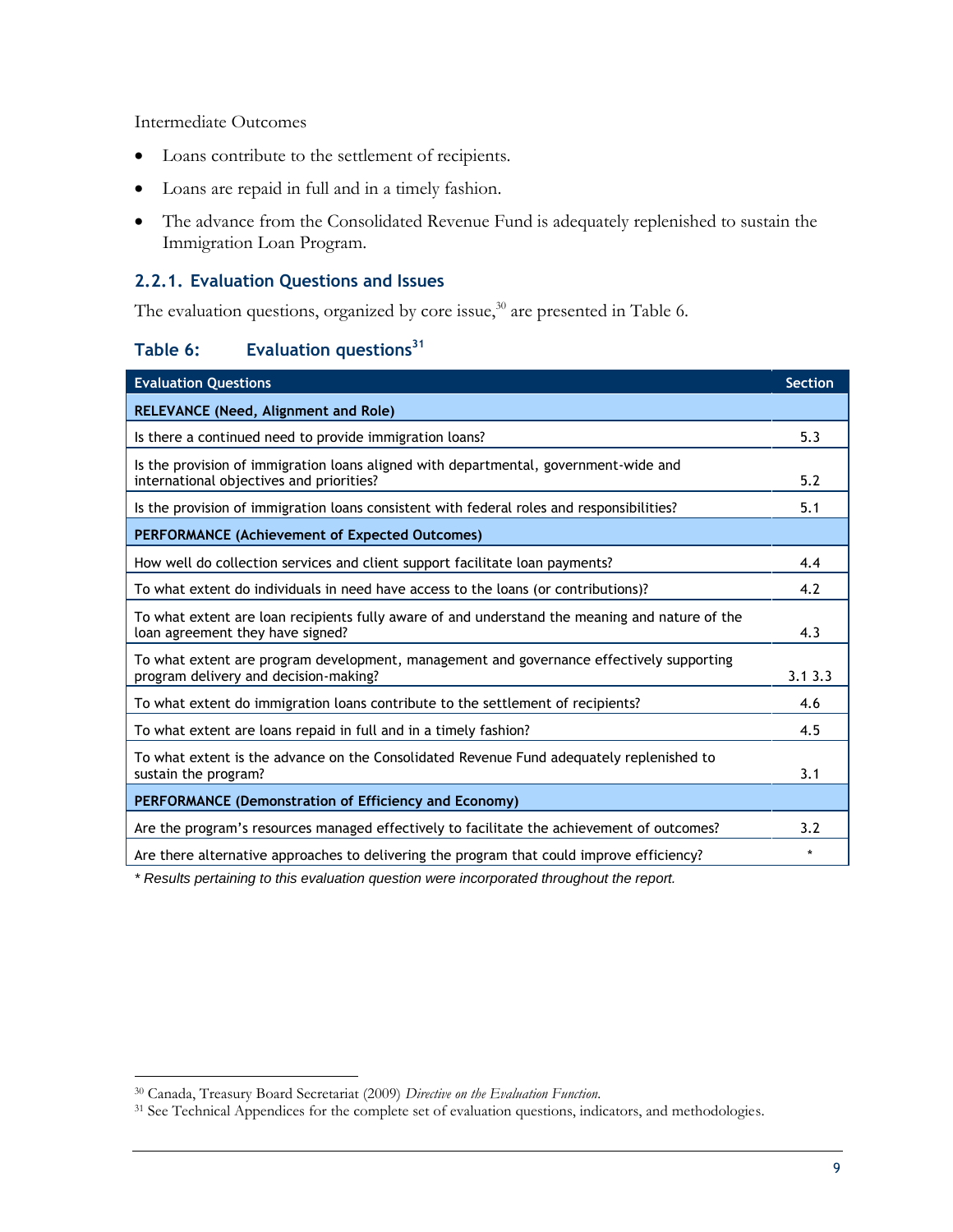Intermediate Outcomes

- Loans contribute to the settlement of recipients.
- Loans are repaid in full and in a timely fashion.
- The advance from the Consolidated Revenue Fund is adequately replenished to sustain the Immigration Loan Program.

### 2.2.1. Evaluation Questions and Issues

The evaluation questions, organized by core issue,[30] are presented in Table 6.

#### Table 6: Evaluation questions[31]

| Evaluation Questions | Section |
|---|---|
| **RELEVANCE (Need, Alignment and Role)** | |
| Is there a continued need to provide immigration loans? | 5.3 |
| Is the provision of immigration loans aligned with departmental, government-wide and international objectives and priorities? | 5.2 |
| Is the provision of immigration loans consistent with federal roles and responsibilities? | 5.1 |
| **PERFORMANCE (Achievement of Expected Outcomes)** | |
| How well do collection services and client support facilitate loan payments? | 4.4 |
| To what extent do individuals in need have access to the loans (or contributions)? | 4.2 |
| To what extent are loan recipients fully aware of and understand the meaning and nature of the loan agreement they have signed? | 4.3 |
| To what extent are program development, management and governance effectively supporting program delivery and decision-making? | 3.1 3.3 |
| To what extent do immigration loans contribute to the settlement of recipients? | 4.6 |
| To what extent are loans repaid in full and in a timely fashion? | 4.5 |
| To what extent is the advance on the Consolidated Revenue Fund adequately replenished to sustain the program? | 3.1 |
| **PERFORMANCE (Demonstration of Efficiency and Economy)** | |
| Are the program's resources managed effectively to facilitate the achievement of outcomes? | 3.2 |
| Are there alternative approaches to delivering the program that could improve efficiency? | * |

*\* Results pertaining to this evaluation question were incorporated throughout the report.*

[30] Canada, Treasury Board Secretariat (2009) *Directive on the Evaluation Function.*

[31] See Technical Appendices for the complete set of evaluation questions, indicators, and methodologies.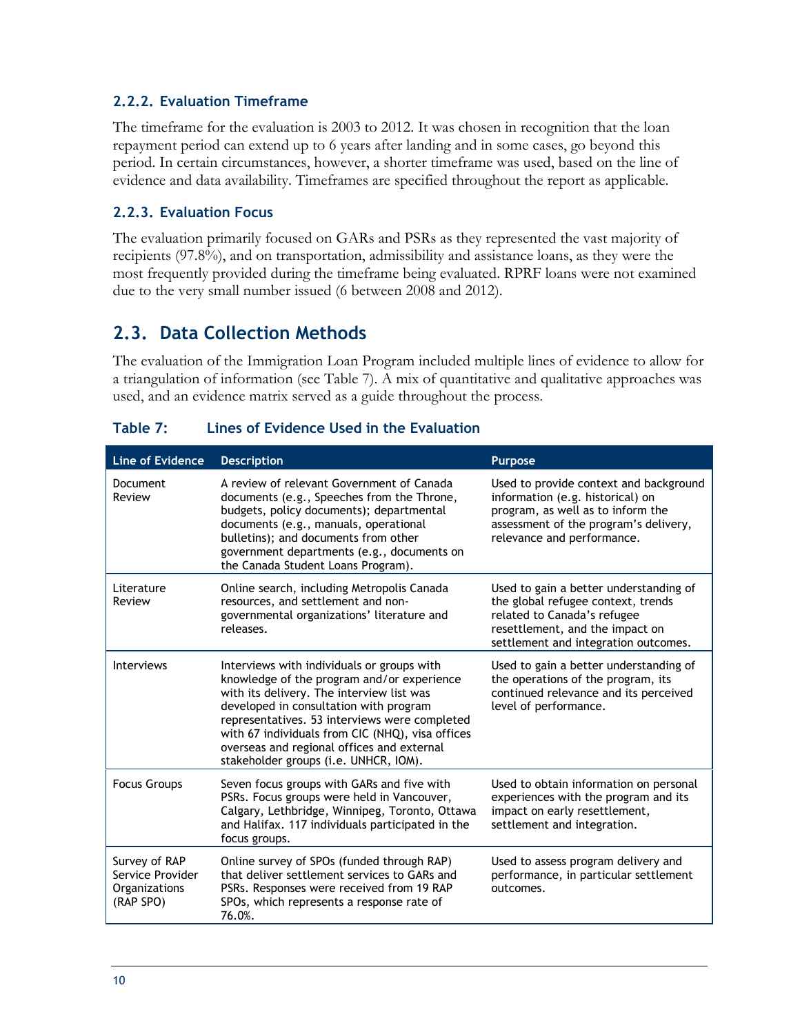### 2.2.2. Evaluation Timeframe

The timeframe for the evaluation is 2003 to 2012. It was chosen in recognition that the loan repayment period can extend up to 6 years after landing and in some cases, go beyond this period. In certain circumstances, however, a shorter timeframe was used, based on the line of evidence and data availability. Timeframes are specified throughout the report as applicable.

### 2.2.3. Evaluation Focus

The evaluation primarily focused on GARs and PSRs as they represented the vast majority of recipients (97.8%), and on transportation, admissibility and assistance loans, as they were the most frequently provided during the timeframe being evaluated. RPRF loans were not examined due to the very small number issued (6 between 2008 and 2012).

## 2.3. Data Collection Methods

The evaluation of the Immigration Loan Program included multiple lines of evidence to allow for a triangulation of information (see Table 7). A mix of quantitative and qualitative approaches was used, and an evidence matrix served as a guide throughout the process.

**Table 7: Lines of Evidence Used in the Evaluation**

| Line of Evidence | Description | Purpose |
|---|---|---|
| Document Review | A review of relevant Government of Canada documents (e.g., Speeches from the Throne, budgets, policy documents); departmental documents (e.g., manuals, operational bulletins); and documents from other government departments (e.g., documents on the Canada Student Loans Program). | Used to provide context and background information (e.g. historical) on program, as well as to inform the assessment of the program's delivery, relevance and performance. |
| Literature Review | Online search, including Metropolis Canada resources, and settlement and non-governmental organizations' literature and releases. | Used to gain a better understanding of the global refugee context, trends related to Canada's refugee resettlement, and the impact on settlement and integration outcomes. |
| Interviews | Interviews with individuals or groups with knowledge of the program and/or experience with its delivery. The interview list was developed in consultation with program representatives. 53 interviews were completed with 67 individuals from CIC (NHQ), visa offices overseas and regional offices and external stakeholder groups (i.e. UNHCR, IOM). | Used to gain a better understanding of the operations of the program, its continued relevance and its perceived level of performance. |
| Focus Groups | Seven focus groups with GARs and five with PSRs. Focus groups were held in Vancouver, Calgary, Lethbridge, Winnipeg, Toronto, Ottawa and Halifax. 117 individuals participated in the focus groups. | Used to obtain information on personal experiences with the program and its impact on early resettlement, settlement and integration. |
| Survey of RAP Service Provider Organizations (RAP SPO) | Online survey of SPOs (funded through RAP) that deliver settlement services to GARs and PSRs. Responses were received from 19 RAP SPOs, which represents a response rate of 76.0%. | Used to assess program delivery and performance, in particular settlement outcomes. |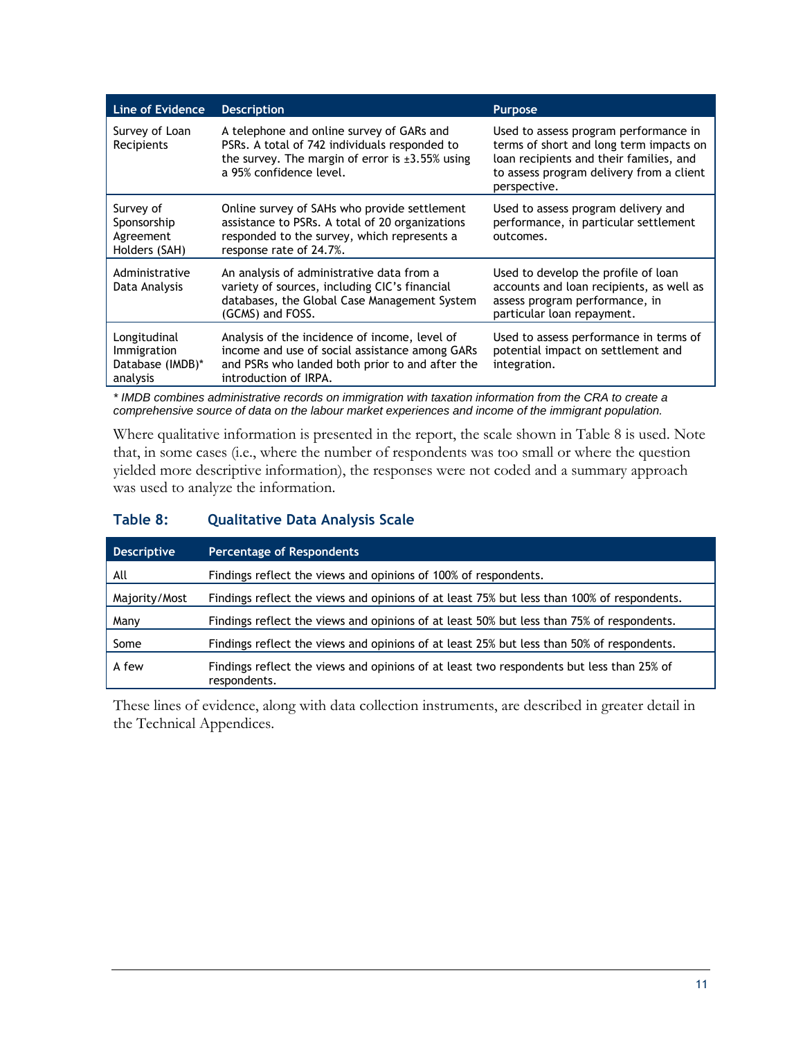| Line of Evidence | Description | Purpose |
| --- | --- | --- |
| Survey of Loan Recipients | A telephone and online survey of GARs and PSRs. A total of 742 individuals responded to the survey. The margin of error is ±3.55% using a 95% confidence level. | Used to assess program performance in terms of short and long term impacts on loan recipients and their families, and to assess program delivery from a client perspective. |
| Survey of Sponsorship Agreement Holders (SAH) | Online survey of SAHs who provide settlement assistance to PSRs. A total of 20 organizations responded to the survey, which represents a response rate of 24.7%. | Used to assess program delivery and performance, in particular settlement outcomes. |
| Administrative Data Analysis | An analysis of administrative data from a variety of sources, including CIC's financial databases, the Global Case Management System (GCMS) and FOSS. | Used to develop the profile of loan accounts and loan recipients, as well as assess program performance, in particular loan repayment. |
| Longitudinal Immigration Database (IMDB)* analysis | Analysis of the incidence of income, level of income and use of social assistance among GARs and PSRs who landed both prior to and after the introduction of IRPA. | Used to assess performance in terms of potential impact on settlement and integration. |

*\* IMDB combines administrative records on immigration with taxation information from the CRA to create a comprehensive source of data on the labour market experiences and income of the immigrant population.*

Where qualitative information is presented in the report, the scale shown in Table 8 is used. Note that, in some cases (i.e., where the number of respondents was too small or where the question yielded more descriptive information), the responses were not coded and a summary approach was used to analyze the information.

### Table 8: Qualitative Data Analysis Scale

| Descriptive | Percentage of Respondents |
| --- | --- |
| All | Findings reflect the views and opinions of 100% of respondents. |
| Majority/Most | Findings reflect the views and opinions of at least 75% but less than 100% of respondents. |
| Many | Findings reflect the views and opinions of at least 50% but less than 75% of respondents. |
| Some | Findings reflect the views and opinions of at least 25% but less than 50% of respondents. |
| A few | Findings reflect the views and opinions of at least two respondents but less than 25% of respondents. |

These lines of evidence, along with data collection instruments, are described in greater detail in the Technical Appendices.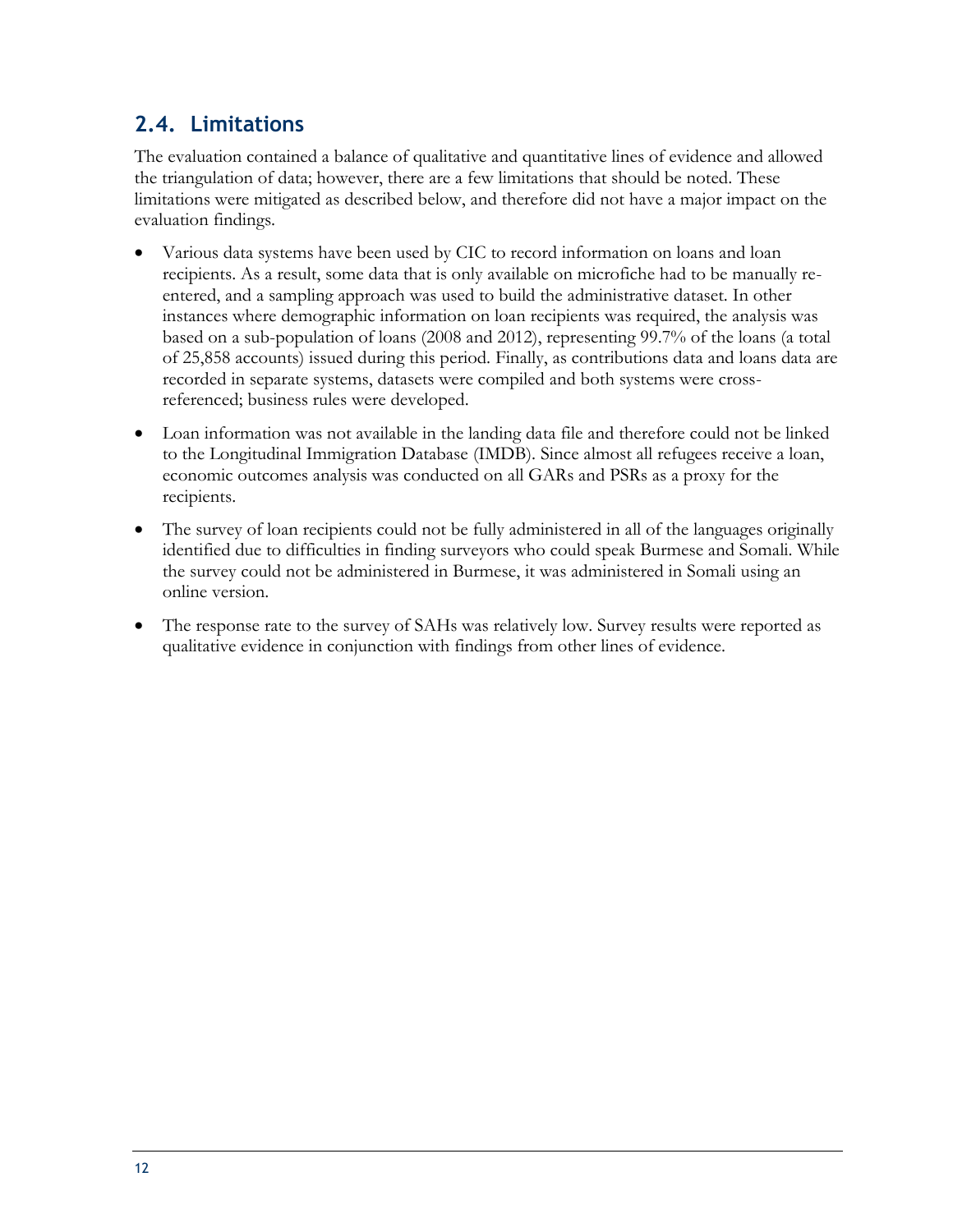## 2.4. Limitations

The evaluation contained a balance of qualitative and quantitative lines of evidence and allowed the triangulation of data; however, there are a few limitations that should be noted. These limitations were mitigated as described below, and therefore did not have a major impact on the evaluation findings.

- Various data systems have been used by CIC to record information on loans and loan recipients. As a result, some data that is only available on microfiche had to be manually re-entered, and a sampling approach was used to build the administrative dataset. In other instances where demographic information on loan recipients was required, the analysis was based on a sub-population of loans (2008 and 2012), representing 99.7% of the loans (a total of 25,858 accounts) issued during this period. Finally, as contributions data and loans data are recorded in separate systems, datasets were compiled and both systems were cross-referenced; business rules were developed.
- Loan information was not available in the landing data file and therefore could not be linked to the Longitudinal Immigration Database (IMDB). Since almost all refugees receive a loan, economic outcomes analysis was conducted on all GARs and PSRs as a proxy for the recipients.
- The survey of loan recipients could not be fully administered in all of the languages originally identified due to difficulties in finding surveyors who could speak Burmese and Somali. While the survey could not be administered in Burmese, it was administered in Somali using an online version.
- The response rate to the survey of SAHs was relatively low. Survey results were reported as qualitative evidence in conjunction with findings from other lines of evidence.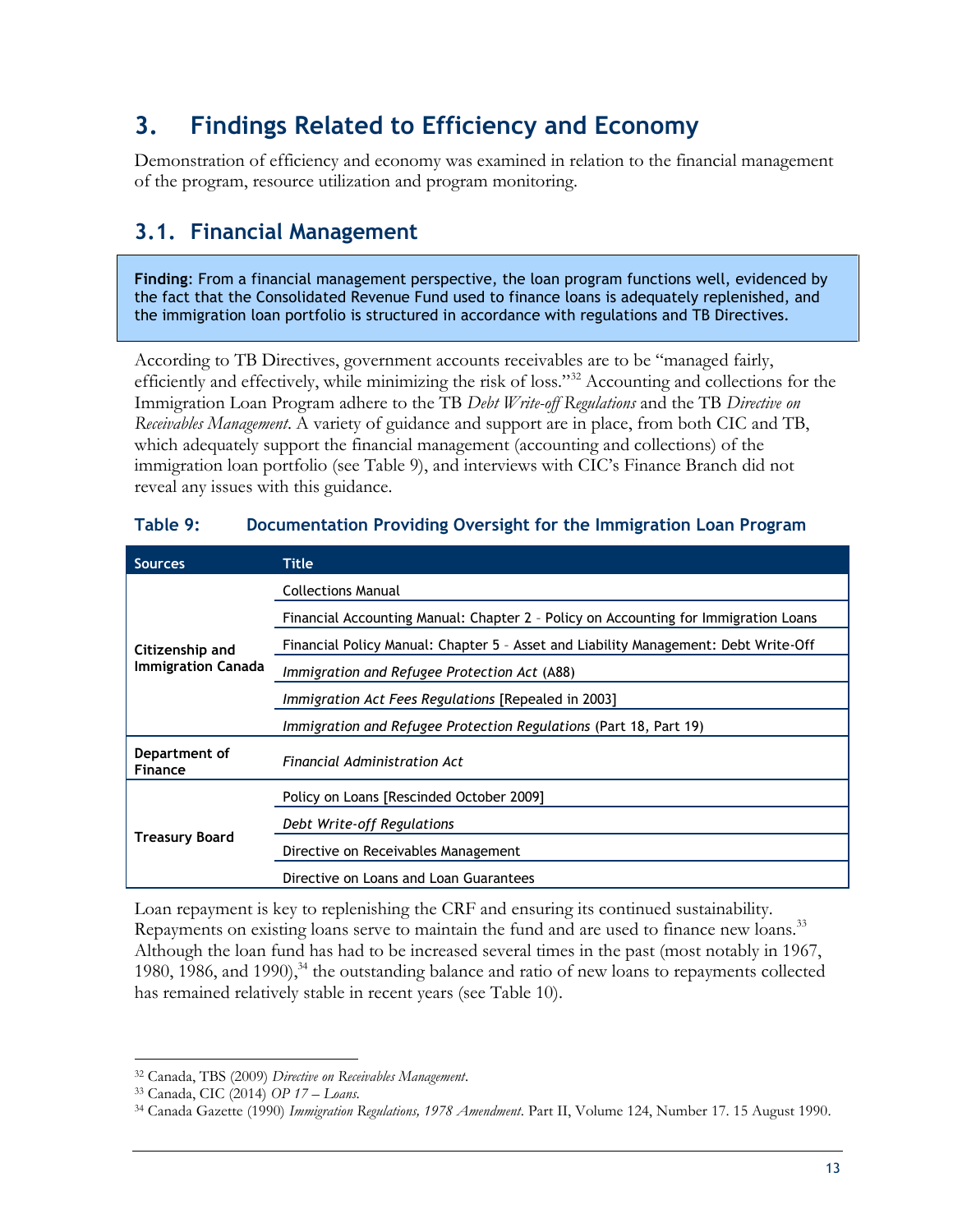# 3. Findings Related to Efficiency and Economy

Demonstration of efficiency and economy was examined in relation to the financial management of the program, resource utilization and program monitoring.

## 3.1. Financial Management

**Finding**: From a financial management perspective, the loan program functions well, evidenced by the fact that the Consolidated Revenue Fund used to finance loans is adequately replenished, and the immigration loan portfolio is structured in accordance with regulations and TB Directives.

According to TB Directives, government accounts receivables are to be "managed fairly, efficiently and effectively, while minimizing the risk of loss."[32] Accounting and collections for the Immigration Loan Program adhere to the TB *Debt Write-off Regulations* and the TB *Directive on Receivables Management*. A variety of guidance and support are in place, from both CIC and TB, which adequately support the financial management (accounting and collections) of the immigration loan portfolio (see Table 9), and interviews with CIC's Finance Branch did not reveal any issues with this guidance.

### Table 9: Documentation Providing Oversight for the Immigration Loan Program

| Sources | Title |
|---|---|
| Citizenship and Immigration Canada | Collections Manual |
| | Financial Accounting Manual: Chapter 2 – Policy on Accounting for Immigration Loans |
| | Financial Policy Manual: Chapter 5 – Asset and Liability Management: Debt Write-Off |
| | *Immigration and Refugee Protection Act* (A88) |
| | *Immigration Act Fees Regulations* [Repealed in 2003] |
| | *Immigration and Refugee Protection Regulations* (Part 18, Part 19) |
| Department of Finance | *Financial Administration Act* |
| Treasury Board | Policy on Loans [Rescinded October 2009] |
| | *Debt Write-off Regulations* |
| | Directive on Receivables Management |
| | Directive on Loans and Loan Guarantees |

Loan repayment is key to replenishing the CRF and ensuring its continued sustainability. Repayments on existing loans serve to maintain the fund and are used to finance new loans.[33] Although the loan fund has had to be increased several times in the past (most notably in 1967, 1980, 1986, and 1990),[34] the outstanding balance and ratio of new loans to repayments collected has remained relatively stable in recent years (see Table 10).

---

[32] Canada, TBS (2009) *Directive on Receivables Management*.

[33] Canada, CIC (2014) *OP 17 – Loans*.

[34] Canada Gazette (1990) *Immigration Regulations, 1978 Amendment*. Part II, Volume 124, Number 17. 15 August 1990.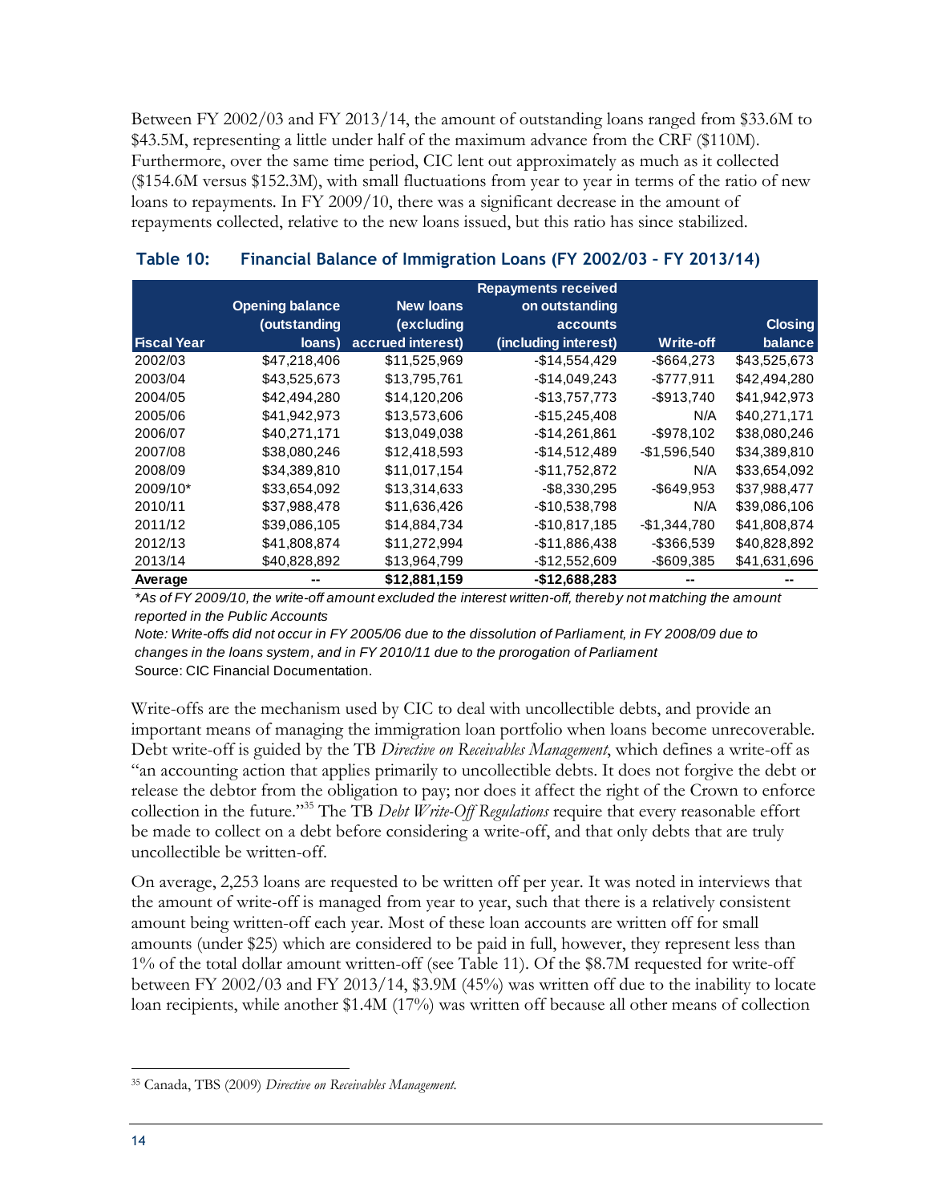Between FY 2002/03 and FY 2013/14, the amount of outstanding loans ranged from $33.6M to $43.5M, representing a little under half of the maximum advance from the CRF ($110M). Furthermore, over the same time period, CIC lent out approximately as much as it collected ($154.6M versus $152.3M), with small fluctuations from year to year in terms of the ratio of new loans to repayments. In FY 2009/10, there was a significant decrease in the amount of repayments collected, relative to the new loans issued, but this ratio has since stabilized.

**Table 10: Financial Balance of Immigration Loans (FY 2002/03 – FY 2013/14)**

| Fiscal Year | Opening balance (outstanding loans) | New loans (excluding accrued interest) | Repayments received on outstanding accounts (including interest) | Write-off | Closing balance |
|---|---|---|---|---|---|
| 2002/03 | $47,218,406 | $11,525,969 | -$14,554,429 | -$664,273 | $43,525,673 |
| 2003/04 | $43,525,673 | $13,795,761 | -$14,049,243 | -$777,911 | $42,494,280 |
| 2004/05 | $42,494,280 | $14,120,206 | -$13,757,773 | -$913,740 | $41,942,973 |
| 2005/06 | $41,942,973 | $13,573,606 | -$15,245,408 | N/A | $40,271,171 |
| 2006/07 | $40,271,171 | $13,049,038 | -$14,261,861 | -$978,102 | $38,080,246 |
| 2007/08 | $38,080,246 | $12,418,593 | -$14,512,489 | -$1,596,540 | $34,389,810 |
| 2008/09 | $34,389,810 | $11,017,154 | -$11,752,872 | N/A | $33,654,092 |
| 2009/10* | $33,654,092 | $13,314,633 | -$8,330,295 | -$649,953 | $37,988,477 |
| 2010/11 | $37,988,478 | $11,636,426 | -$10,538,798 | N/A | $39,086,106 |
| 2011/12 | $39,086,105 | $14,884,734 | -$10,817,185 | -$1,344,780 | $41,808,874 |
| 2012/13 | $41,808,874 | $11,272,994 | -$11,886,438 | -$366,539 | $40,828,892 |
| 2013/14 | $40,828,892 | $13,964,799 | -$12,552,609 | -$609,385 | $41,631,696 |
| **Average** | **--** | **$12,881,159** | **-$12,688,283** | **--** | **--** |

*\*As of FY 2009/10, the write-off amount excluded the interest written-off, thereby not matching the amount reported in the Public Accounts*

*Note: Write-offs did not occur in FY 2005/06 due to the dissolution of Parliament, in FY 2008/09 due to changes in the loans system, and in FY 2010/11 due to the prorogation of Parliament*

Source: CIC Financial Documentation.

Write-offs are the mechanism used by CIC to deal with uncollectible debts, and provide an important means of managing the immigration loan portfolio when loans become unrecoverable. Debt write-off is guided by the TB *Directive on Receivables Management*, which defines a write-off as "an accounting action that applies primarily to uncollectible debts. It does not forgive the debt or release the debtor from the obligation to pay; nor does it affect the right of the Crown to enforce collection in the future."[35] The TB *Debt Write-Off Regulations* require that every reasonable effort be made to collect on a debt before considering a write-off, and that only debts that are truly uncollectible be written-off.

On average, 2,253 loans are requested to be written off per year. It was noted in interviews that the amount of write-off is managed from year to year, such that there is a relatively consistent amount being written-off each year. Most of these loan accounts are written off for small amounts (under $25) which are considered to be paid in full, however, they represent less than 1% of the total dollar amount written-off (see Table 11). Of the $8.7M requested for write-off between FY 2002/03 and FY 2013/14, $3.9M (45%) was written off due to the inability to locate loan recipients, while another $1.4M (17%) was written off because all other means of collection

[35] Canada, TBS (2009) *Directive on Receivables Management*.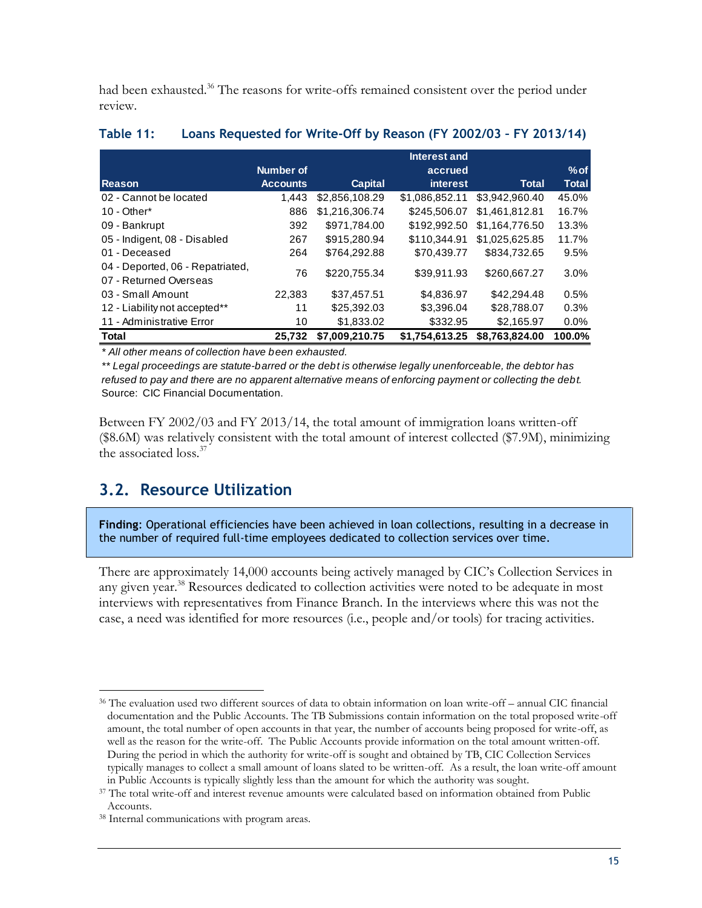had been exhausted.[36] The reasons for write-offs remained consistent over the period under review.

**Table 11: Loans Requested for Write-Off by Reason (FY 2002/03 – FY 2013/14)**

| Reason | Number of Accounts | Capital | Interest and accrued interest | Total | % of Total |
|---|---|---|---|---|---|
| 02 - Cannot be located | 1,443 | $2,856,108.29 | $1,086,852.11 | $3,942,960.40 | 45.0% |
| 10 - Other* | 886 | $1,216,306.74 | $245,506.07 | $1,461,812.81 | 16.7% |
| 09 - Bankrupt | 392 | $971,784.00 | $192,992.50 | $1,164,776.50 | 13.3% |
| 05 - Indigent, 08 - Disabled | 267 | $915,280.94 | $110,344.91 | $1,025,625.85 | 11.7% |
| 01 - Deceased | 264 | $764,292.88 | $70,439.77 | $834,732.65 | 9.5% |
| 04 - Deported, 06 - Repatriated, 07 - Returned Overseas | 76 | $220,755.34 | $39,911.93 | $260,667.27 | 3.0% |
| 03 - Small Amount | 22,383 | $37,457.51 | $4,836.97 | $42,294.48 | 0.5% |
| 12 - Liability not accepted** | 11 | $25,392.03 | $3,396.04 | $28,788.07 | 0.3% |
| 11 - Administrative Error | 10 | $1,833.02 | $332.95 | $2,165.97 | 0.0% |
| **Total** | **25,732** | **$7,009,210.75** | **$1,754,613.25** | **$8,763,824.00** | **100.0%** |

*\* All other means of collection have been exhausted.*

*\*\* Legal proceedings are statute-barred or the debt is otherwise legally unenforceable, the debtor has refused to pay and there are no apparent alternative means of enforcing payment or collecting the debt.*

Source: CIC Financial Documentation.

Between FY 2002/03 and FY 2013/14, the total amount of immigration loans written-off ($8.6M) was relatively consistent with the total amount of interest collected ($7.9M), minimizing the associated loss.[37]

## 3.2. Resource Utilization

**Finding**: Operational efficiencies have been achieved in loan collections, resulting in a decrease in the number of required full-time employees dedicated to collection services over time.

There are approximately 14,000 accounts being actively managed by CIC's Collection Services in any given year.[38] Resources dedicated to collection activities were noted to be adequate in most interviews with representatives from Finance Branch. In the interviews where this was not the case, a need was identified for more resources (i.e., people and/or tools) for tracing activities.

---

[36] The evaluation used two different sources of data to obtain information on loan write-off – annual CIC financial documentation and the Public Accounts. The TB Submissions contain information on the total proposed write-off amount, the total number of open accounts in that year, the number of accounts being proposed for write-off, as well as the reason for the write-off. The Public Accounts provide information on the total amount written-off. During the period in which the authority for write-off is sought and obtained by TB, CIC Collection Services typically manages to collect a small amount of loans slated to be written-off. As a result, the loan write-off amount in Public Accounts is typically slightly less than the amount for which the authority was sought.

[37] The total write-off and interest revenue amounts were calculated based on information obtained from Public Accounts.

[38] Internal communications with program areas.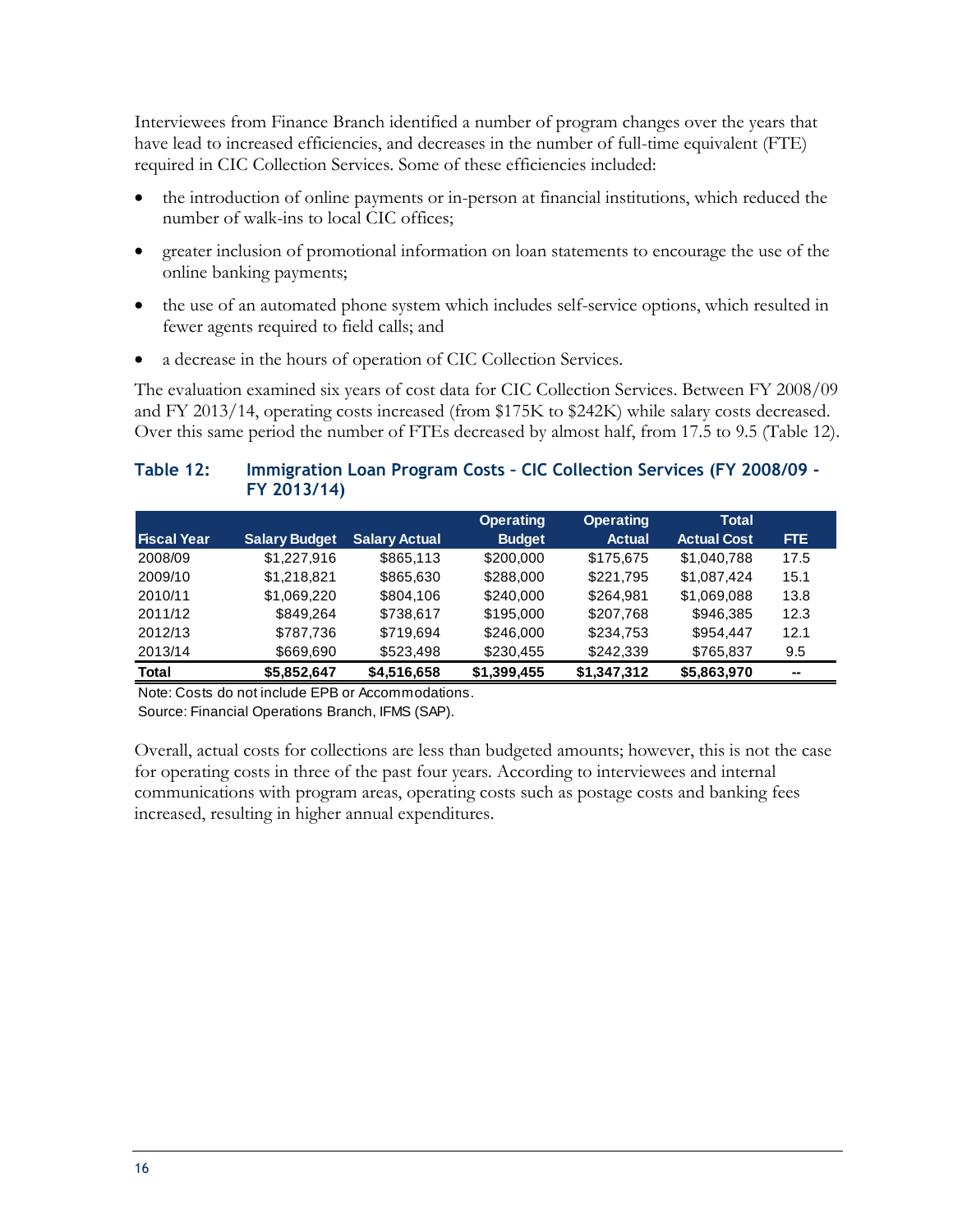Interviewees from Finance Branch identified a number of program changes over the years that have lead to increased efficiencies, and decreases in the number of full-time equivalent (FTE) required in CIC Collection Services. Some of these efficiencies included:

- the introduction of online payments or in-person at financial institutions, which reduced the number of walk-ins to local CIC offices;
- greater inclusion of promotional information on loan statements to encourage the use of the online banking payments;
- the use of an automated phone system which includes self-service options, which resulted in fewer agents required to field calls; and
- a decrease in the hours of operation of CIC Collection Services.

The evaluation examined six years of cost data for CIC Collection Services. Between FY 2008/09 and FY 2013/14, operating costs increased (from $175K to $242K) while salary costs decreased. Over this same period the number of FTEs decreased by almost half, from 17.5 to 9.5 (Table 12).

#### Table 12: Immigration Loan Program Costs – CIC Collection Services (FY 2008/09 - FY 2013/14)

| Fiscal Year | Salary Budget | Salary Actual | Operating Budget | Operating Actual | Total Actual Cost | FTE |
|---|---|---|---|---|---|---|
| 2008/09 | $1,227,916 | $865,113 | $200,000 | $175,675 | $1,040,788 | 17.5 |
| 2009/10 | $1,218,821 | $865,630 | $288,000 | $221,795 | $1,087,424 | 15.1 |
| 2010/11 | $1,069,220 | $804,106 | $240,000 | $264,981 | $1,069,088 | 13.8 |
| 2011/12 | $849,264 | $738,617 | $195,000 | $207,768 | $946,385 | 12.3 |
| 2012/13 | $787,736 | $719,694 | $246,000 | $234,753 | $954,447 | 12.1 |
| 2013/14 | $669,690 | $523,498 | $230,455 | $242,339 | $765,837 | 9.5 |
| **Total** | **$5,852,647** | **$4,516,658** | **$1,399,455** | **$1,347,312** | **$5,863,970** | **--** |

Note: Costs do not include EPB or Accommodations.

Source: Financial Operations Branch, IFMS (SAP).

Overall, actual costs for collections are less than budgeted amounts; however, this is not the case for operating costs in three of the past four years. According to interviewees and internal communications with program areas, operating costs such as postage costs and banking fees increased, resulting in higher annual expenditures.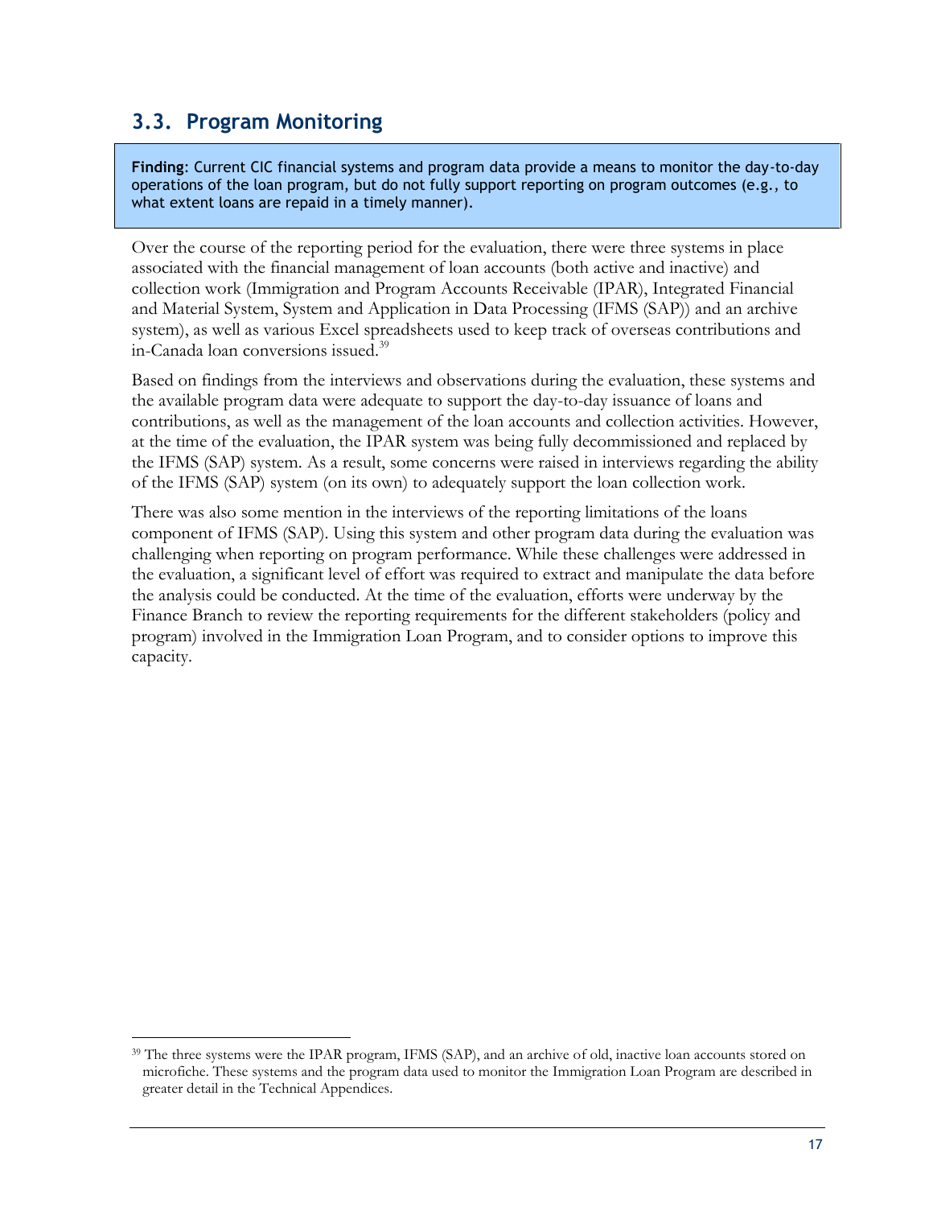## 3.3. Program Monitoring

**Finding**: Current CIC financial systems and program data provide a means to monitor the day-to-day operations of the loan program, but do not fully support reporting on program outcomes (e.g., to what extent loans are repaid in a timely manner).

Over the course of the reporting period for the evaluation, there were three systems in place associated with the financial management of loan accounts (both active and inactive) and collection work (Immigration and Program Accounts Receivable (IPAR), Integrated Financial and Material System, System and Application in Data Processing (IFMS (SAP)) and an archive system), as well as various Excel spreadsheets used to keep track of overseas contributions and in-Canada loan conversions issued.[39]

Based on findings from the interviews and observations during the evaluation, these systems and the available program data were adequate to support the day-to-day issuance of loans and contributions, as well as the management of the loan accounts and collection activities. However, at the time of the evaluation, the IPAR system was being fully decommissioned and replaced by the IFMS (SAP) system. As a result, some concerns were raised in interviews regarding the ability of the IFMS (SAP) system (on its own) to adequately support the loan collection work.

There was also some mention in the interviews of the reporting limitations of the loans component of IFMS (SAP). Using this system and other program data during the evaluation was challenging when reporting on program performance. While these challenges were addressed in the evaluation, a significant level of effort was required to extract and manipulate the data before the analysis could be conducted. At the time of the evaluation, efforts were underway by the Finance Branch to review the reporting requirements for the different stakeholders (policy and program) involved in the Immigration Loan Program, and to consider options to improve this capacity.

[39] The three systems were the IPAR program, IFMS (SAP), and an archive of old, inactive loan accounts stored on microfiche. These systems and the program data used to monitor the Immigration Loan Program are described in greater detail in the Technical Appendices.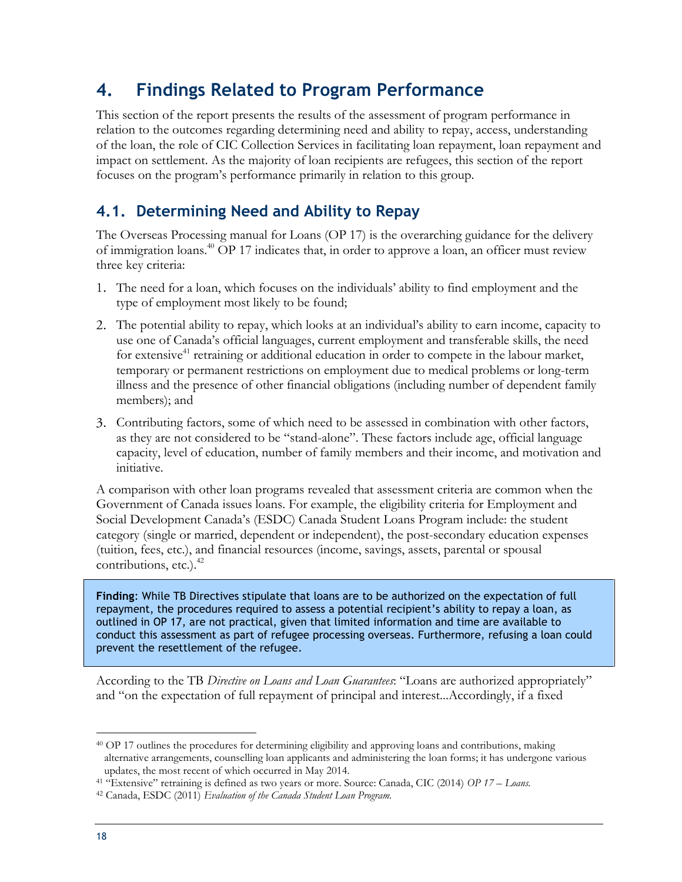# 4. Findings Related to Program Performance

This section of the report presents the results of the assessment of program performance in relation to the outcomes regarding determining need and ability to repay, access, understanding of the loan, the role of CIC Collection Services in facilitating loan repayment, loan repayment and impact on settlement. As the majority of loan recipients are refugees, this section of the report focuses on the program's performance primarily in relation to this group.

## 4.1. Determining Need and Ability to Repay

The Overseas Processing manual for Loans (OP 17) is the overarching guidance for the delivery of immigration loans.[40] OP 17 indicates that, in order to approve a loan, an officer must review three key criteria:

1. The need for a loan, which focuses on the individuals' ability to find employment and the type of employment most likely to be found;
2. The potential ability to repay, which looks at an individual's ability to earn income, capacity to use one of Canada's official languages, current employment and transferable skills, the need for extensive[41] retraining or additional education in order to compete in the labour market, temporary or permanent restrictions on employment due to medical problems or long-term illness and the presence of other financial obligations (including number of dependent family members); and
3. Contributing factors, some of which need to be assessed in combination with other factors, as they are not considered to be "stand-alone". These factors include age, official language capacity, level of education, number of family members and their income, and motivation and initiative.

A comparison with other loan programs revealed that assessment criteria are common when the Government of Canada issues loans. For example, the eligibility criteria for Employment and Social Development Canada's (ESDC) Canada Student Loans Program include: the student category (single or married, dependent or independent), the post-secondary education expenses (tuition, fees, etc.), and financial resources (income, savings, assets, parental or spousal contributions, etc.).[42]

> **Finding**: While TB Directives stipulate that loans are to be authorized on the expectation of full repayment, the procedures required to assess a potential recipient's ability to repay a loan, as outlined in OP 17, are not practical, given that limited information and time are available to conduct this assessment as part of refugee processing overseas. Furthermore, refusing a loan could prevent the resettlement of the refugee.

According to the TB *Directive on Loans and Loan Guarantees*: "Loans are authorized appropriately" and "on the expectation of full repayment of principal and interest...Accordingly, if a fixed

---

[40] OP 17 outlines the procedures for determining eligibility and approving loans and contributions, making alternative arrangements, counselling loan applicants and administering the loan forms; it has undergone various updates, the most recent of which occurred in May 2014.

[41] "Extensive" retraining is defined as two years or more. Source: Canada, CIC (2014) *OP 17 – Loans.*

[42] Canada, ESDC (2011) *Evaluation of the Canada Student Loan Program.*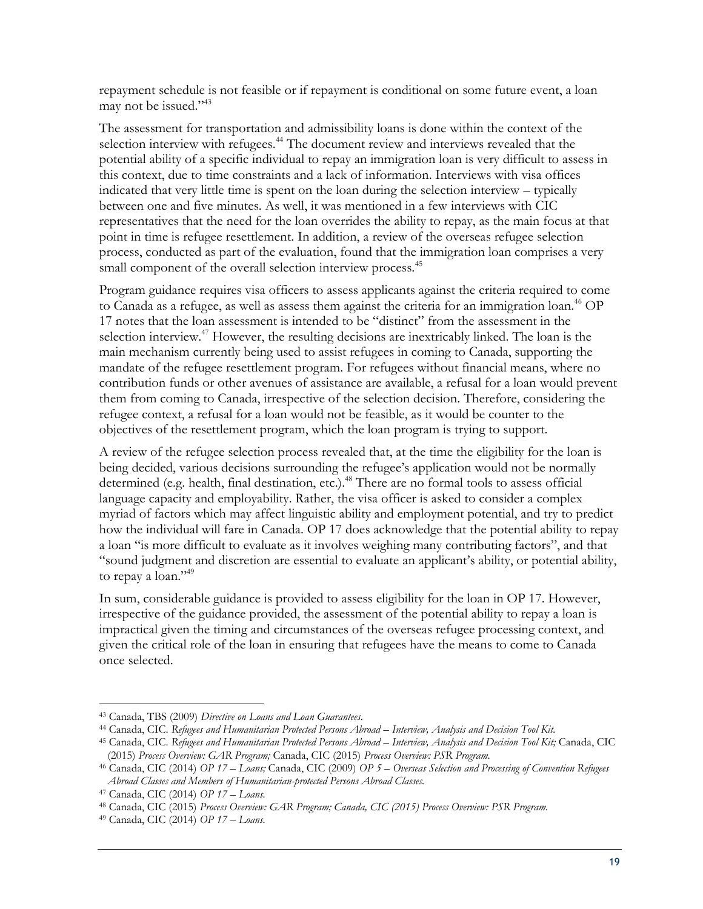repayment schedule is not feasible or if repayment is conditional on some future event, a loan may not be issued."[43]

The assessment for transportation and admissibility loans is done within the context of the selection interview with refugees.[44] The document review and interviews revealed that the potential ability of a specific individual to repay an immigration loan is very difficult to assess in this context, due to time constraints and a lack of information. Interviews with visa offices indicated that very little time is spent on the loan during the selection interview – typically between one and five minutes. As well, it was mentioned in a few interviews with CIC representatives that the need for the loan overrides the ability to repay, as the main focus at that point in time is refugee resettlement. In addition, a review of the overseas refugee selection process, conducted as part of the evaluation, found that the immigration loan comprises a very small component of the overall selection interview process.[45]

Program guidance requires visa officers to assess applicants against the criteria required to come to Canada as a refugee, as well as assess them against the criteria for an immigration loan.[46] OP 17 notes that the loan assessment is intended to be "distinct" from the assessment in the selection interview.[47] However, the resulting decisions are inextricably linked. The loan is the main mechanism currently being used to assist refugees in coming to Canada, supporting the mandate of the refugee resettlement program. For refugees without financial means, where no contribution funds or other avenues of assistance are available, a refusal for a loan would prevent them from coming to Canada, irrespective of the selection decision. Therefore, considering the refugee context, a refusal for a loan would not be feasible, as it would be counter to the objectives of the resettlement program, which the loan program is trying to support.

A review of the refugee selection process revealed that, at the time the eligibility for the loan is being decided, various decisions surrounding the refugee's application would not be normally determined (e.g. health, final destination, etc.).[48] There are no formal tools to assess official language capacity and employability. Rather, the visa officer is asked to consider a complex myriad of factors which may affect linguistic ability and employment potential, and try to predict how the individual will fare in Canada. OP 17 does acknowledge that the potential ability to repay a loan "is more difficult to evaluate as it involves weighing many contributing factors", and that "sound judgment and discretion are essential to evaluate an applicant's ability, or potential ability, to repay a loan."[49]

In sum, considerable guidance is provided to assess eligibility for the loan in OP 17. However, irrespective of the guidance provided, the assessment of the potential ability to repay a loan is impractical given the timing and circumstances of the overseas refugee processing context, and given the critical role of the loan in ensuring that refugees have the means to come to Canada once selected.

---

[43] Canada, TBS (2009) *Directive on Loans and Loan Guarantees.*

[44] Canada, CIC. *Refugees and Humanitarian Protected Persons Abroad – Interview, Analysis and Decision Tool Kit.*

[45] Canada, CIC. *Refugees and Humanitarian Protected Persons Abroad – Interview, Analysis and Decision Tool Kit;* Canada, CIC (2015) *Process Overview: GAR Program;* Canada, CIC (2015) *Process Overview: PSR Program.*

[46] Canada, CIC (2014) *OP 17 – Loans;* Canada, CIC (2009) *OP 5 – Overseas Selection and Processing of Convention Refugees Abroad Classes and Members of Humanitarian-protected Persons Abroad Classes.*

[47] Canada, CIC (2014) *OP 17 – Loans.*

[48] Canada, CIC (2015) *Process Overview: GAR Program; Canada, CIC (2015) Process Overview: PSR Program.*

[49] Canada, CIC (2014) *OP 17 – Loans.*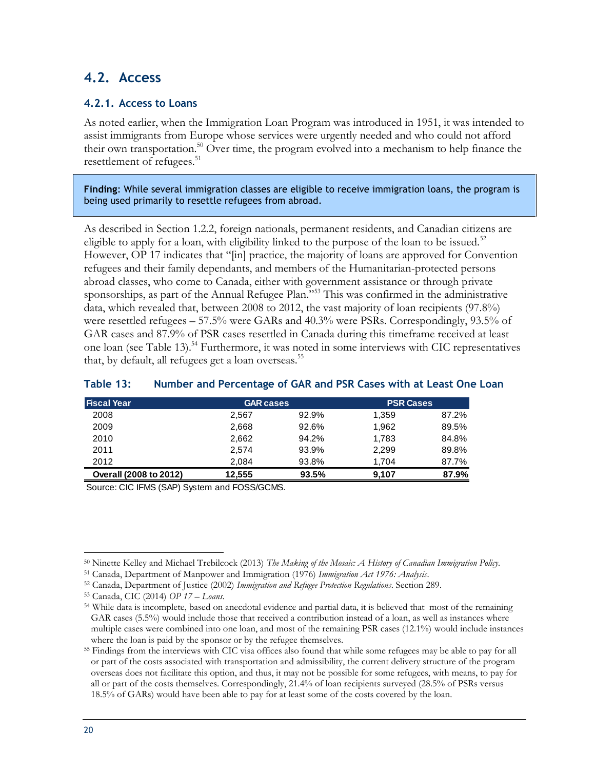## 4.2. Access

### 4.2.1. Access to Loans

As noted earlier, when the Immigration Loan Program was introduced in 1951, it was intended to assist immigrants from Europe whose services were urgently needed and who could not afford their own transportation.[50] Over time, the program evolved into a mechanism to help finance the resettlement of refugees.[51]

> **Finding**: While several immigration classes are eligible to receive immigration loans, the program is being used primarily to resettle refugees from abroad.

As described in Section 1.2.2, foreign nationals, permanent residents, and Canadian citizens are eligible to apply for a loan, with eligibility linked to the purpose of the loan to be issued.[52] However, OP 17 indicates that "[in] practice, the majority of loans are approved for Convention refugees and their family dependants, and members of the Humanitarian-protected persons abroad classes, who come to Canada, either with government assistance or through private sponsorships, as part of the Annual Refugee Plan."[53] This was confirmed in the administrative data, which revealed that, between 2008 to 2012, the vast majority of loan recipients (97.8%) were resettled refugees – 57.5% were GARs and 40.3% were PSRs. Correspondingly, 93.5% of GAR cases and 87.9% of PSR cases resettled in Canada during this timeframe received at least one loan (see Table 13).[54] Furthermore, it was noted in some interviews with CIC representatives that, by default, all refugees get a loan overseas.[55]

**Table 13: Number and Percentage of GAR and PSR Cases with at Least One Loan**

| Fiscal Year | GAR cases | | PSR Cases | |
|---|---|---|---|---|
| 2008 | 2,567 | 92.9% | 1,359 | 87.2% |
| 2009 | 2,668 | 92.6% | 1,962 | 89.5% |
| 2010 | 2,662 | 94.2% | 1,783 | 84.8% |
| 2011 | 2,574 | 93.9% | 2,299 | 89.8% |
| 2012 | 2,084 | 93.8% | 1,704 | 87.7% |
| **Overall (2008 to 2012)** | **12,555** | **93.5%** | **9,107** | **87.9%** |

Source: CIC IFMS (SAP) System and FOSS/GCMS.

---

[50] Ninette Kelley and Michael Trebilcock (2013) *The Making of the Mosaic: A History of Canadian Immigration Policy*.

[51] Canada, Department of Manpower and Immigration (1976) *Immigration Act 1976: Analysis*.

[52] Canada, Department of Justice (2002) *Immigration and Refugee Protection Regulations*. Section 289.

[53] Canada, CIC (2014) *OP 17 – Loans*.

[54] While data is incomplete, based on anecdotal evidence and partial data, it is believed that most of the remaining GAR cases (5.5%) would include those that received a contribution instead of a loan, as well as instances where multiple cases were combined into one loan, and most of the remaining PSR cases (12.1%) would include instances where the loan is paid by the sponsor or by the refugee themselves.

[55] Findings from the interviews with CIC visa offices also found that while some refugees may be able to pay for all or part of the costs associated with transportation and admissibility, the current delivery structure of the program overseas does not facilitate this option, and thus, it may not be possible for some refugees, with means, to pay for all or part of the costs themselves. Correspondingly, 21.4% of loan recipients surveyed (28.5% of PSRs versus 18.5% of GARs) would have been able to pay for at least some of the costs covered by the loan.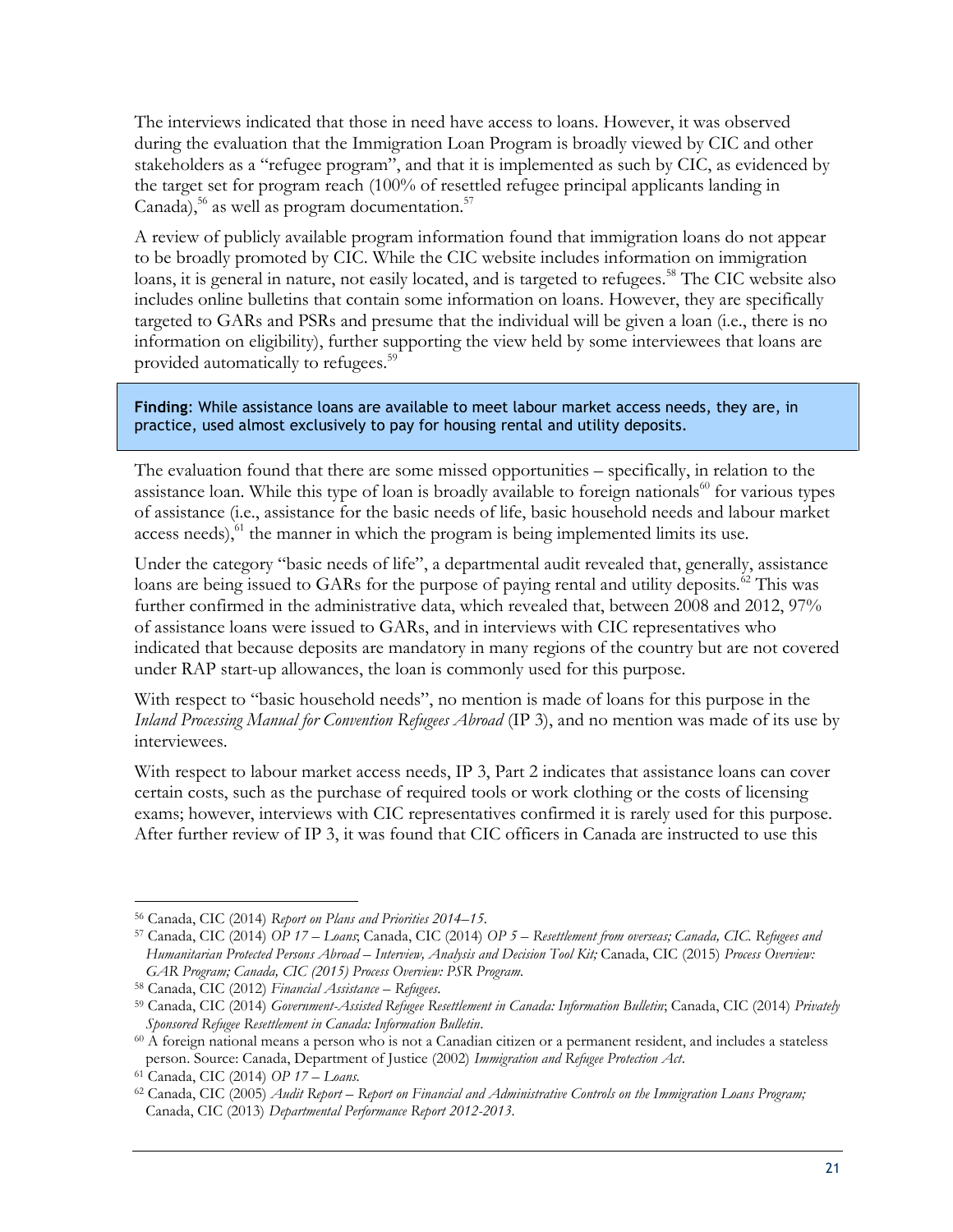The interviews indicated that those in need have access to loans. However, it was observed during the evaluation that the Immigration Loan Program is broadly viewed by CIC and other stakeholders as a "refugee program", and that it is implemented as such by CIC, as evidenced by the target set for program reach (100% of resettled refugee principal applicants landing in Canada),[56] as well as program documentation.[57]

A review of publicly available program information found that immigration loans do not appear to be broadly promoted by CIC. While the CIC website includes information on immigration loans, it is general in nature, not easily located, and is targeted to refugees.[58] The CIC website also includes online bulletins that contain some information on loans. However, they are specifically targeted to GARs and PSRs and presume that the individual will be given a loan (i.e., there is no information on eligibility), further supporting the view held by some interviewees that loans are provided automatically to refugees.[59]

> **Finding**: While assistance loans are available to meet labour market access needs, they are, in practice, used almost exclusively to pay for housing rental and utility deposits.

The evaluation found that there are some missed opportunities – specifically, in relation to the assistance loan. While this type of loan is broadly available to foreign nationals[60] for various types of assistance (i.e., assistance for the basic needs of life, basic household needs and labour market access needs),[61] the manner in which the program is being implemented limits its use.

Under the category "basic needs of life", a departmental audit revealed that, generally, assistance loans are being issued to GARs for the purpose of paying rental and utility deposits.[62] This was further confirmed in the administrative data, which revealed that, between 2008 and 2012, 97% of assistance loans were issued to GARs, and in interviews with CIC representatives who indicated that because deposits are mandatory in many regions of the country but are not covered under RAP start-up allowances, the loan is commonly used for this purpose.

With respect to "basic household needs", no mention is made of loans for this purpose in the *Inland Processing Manual for Convention Refugees Abroad* (IP 3), and no mention was made of its use by interviewees.

With respect to labour market access needs, IP 3, Part 2 indicates that assistance loans can cover certain costs, such as the purchase of required tools or work clothing or the costs of licensing exams; however, interviews with CIC representatives confirmed it is rarely used for this purpose. After further review of IP 3, it was found that CIC officers in Canada are instructed to use this

---

[56] Canada, CIC (2014) *Report on Plans and Priorities 2014–15.*

[57] Canada, CIC (2014) *OP 17 – Loans*; Canada, CIC (2014) *OP 5 – Resettlement from overseas; Canada, CIC. Refugees and Humanitarian Protected Persons Abroad – Interview, Analysis and Decision Tool Kit;* Canada, CIC (2015) *Process Overview: GAR Program; Canada, CIC (2015) Process Overview: PSR Program.*

[58] Canada, CIC (2012) *Financial Assistance – Refugees.*

[59] Canada, CIC (2014) *Government-Assisted Refugee Resettlement in Canada: Information Bulletin*; Canada, CIC (2014) *Privately Sponsored Refugee Resettlement in Canada: Information Bulletin*.

[60] A foreign national means a person who is not a Canadian citizen or a permanent resident, and includes a stateless person. Source: Canada, Department of Justice (2002) *Immigration and Refugee Protection Act*.

[61] Canada, CIC (2014) *OP 17 – Loans.*

[62] Canada, CIC (2005) *Audit Report – Report on Financial and Administrative Controls on the Immigration Loans Program;* Canada, CIC (2013) *Departmental Performance Report 2012-2013.*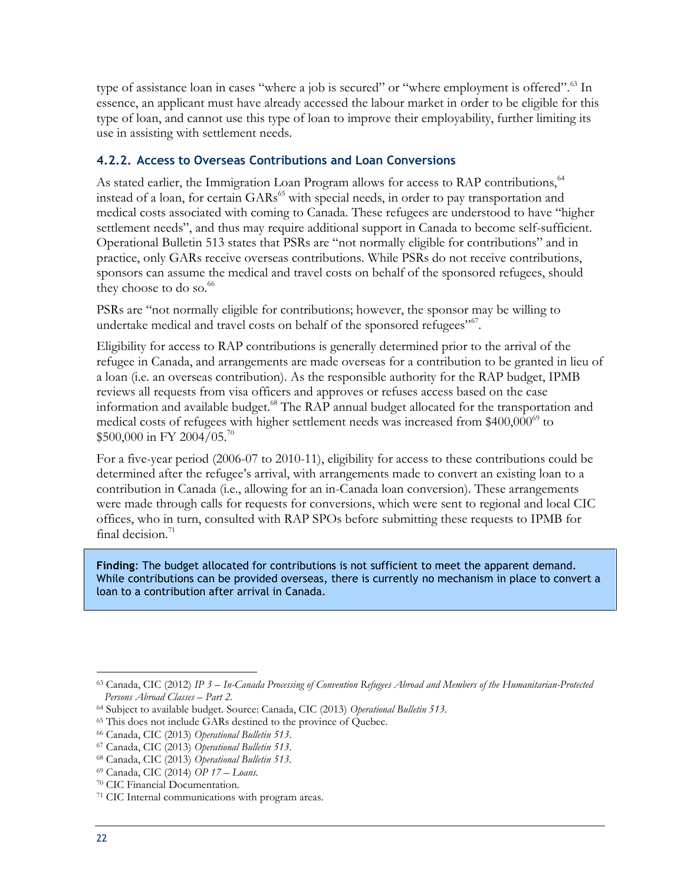type of assistance loan in cases "where a job is secured" or "where employment is offered".[63] In essence, an applicant must have already accessed the labour market in order to be eligible for this type of loan, and cannot use this type of loan to improve their employability, further limiting its use in assisting with settlement needs.

### 4.2.2. Access to Overseas Contributions and Loan Conversions

As stated earlier, the Immigration Loan Program allows for access to RAP contributions,[64] instead of a loan, for certain GARs[65] with special needs, in order to pay transportation and medical costs associated with coming to Canada. These refugees are understood to have "higher settlement needs", and thus may require additional support in Canada to become self-sufficient. Operational Bulletin 513 states that PSRs are "not normally eligible for contributions" and in practice, only GARs receive overseas contributions. While PSRs do not receive contributions, sponsors can assume the medical and travel costs on behalf of the sponsored refugees, should they choose to do so.[66]

PSRs are "not normally eligible for contributions; however, the sponsor may be willing to undertake medical and travel costs on behalf of the sponsored refugees"[67].

Eligibility for access to RAP contributions is generally determined prior to the arrival of the refugee in Canada, and arrangements are made overseas for a contribution to be granted in lieu of a loan (i.e. an overseas contribution). As the responsible authority for the RAP budget, IPMB reviews all requests from visa officers and approves or refuses access based on the case information and available budget.[68] The RAP annual budget allocated for the transportation and medical costs of refugees with higher settlement needs was increased from $400,000[69] to $500,000 in FY 2004/05.[70]

For a five-year period (2006-07 to 2010-11), eligibility for access to these contributions could be determined after the refugee's arrival, with arrangements made to convert an existing loan to a contribution in Canada (i.e., allowing for an in-Canada loan conversion). These arrangements were made through calls for requests for conversions, which were sent to regional and local CIC offices, who in turn, consulted with RAP SPOs before submitting these requests to IPMB for final decision.[71]

> **Finding**: The budget allocated for contributions is not sufficient to meet the apparent demand. While contributions can be provided overseas, there is currently no mechanism in place to convert a loan to a contribution after arrival in Canada.

---

[63] Canada, CIC (2012) *IP 3 – In-Canada Processing of Convention Refugees Abroad and Members of the Humanitarian-Protected Persons Abroad Classes – Part 2.*

[64] Subject to available budget. Source: Canada, CIC (2013) *Operational Bulletin 513.*

[65] This does not include GARs destined to the province of Quebec.

[66] Canada, CIC (2013) *Operational Bulletin 513.*

[67] Canada, CIC (2013) *Operational Bulletin 513.*

[68] Canada, CIC (2013) *Operational Bulletin 513.*

[69] Canada, CIC (2014) *OP 17 – Loans.*

[70] CIC Financial Documentation.

[71] CIC Internal communications with program areas.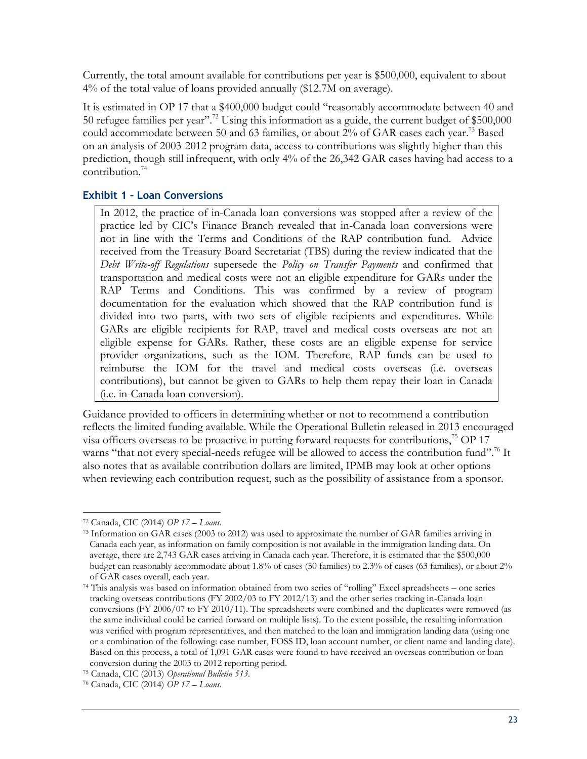Currently, the total amount available for contributions per year is $500,000, equivalent to about 4% of the total value of loans provided annually ($12.7M on average).

It is estimated in OP 17 that a $400,000 budget could "reasonably accommodate between 40 and 50 refugee families per year".[72] Using this information as a guide, the current budget of $500,000 could accommodate between 50 and 63 families, or about 2% of GAR cases each year.[73] Based on an analysis of 2003-2012 program data, access to contributions was slightly higher than this prediction, though still infrequent, with only 4% of the 26,342 GAR cases having had access to a contribution.[74]

### Exhibit 1 – Loan Conversions

> In 2012, the practice of in-Canada loan conversions was stopped after a review of the practice led by CIC's Finance Branch revealed that in-Canada loan conversions were not in line with the Terms and Conditions of the RAP contribution fund. Advice received from the Treasury Board Secretariat (TBS) during the review indicated that the *Debt Write-off Regulations* supersede the *Policy on Transfer Payments* and confirmed that transportation and medical costs were not an eligible expenditure for GARs under the RAP Terms and Conditions. This was confirmed by a review of program documentation for the evaluation which showed that the RAP contribution fund is divided into two parts, with two sets of eligible recipients and expenditures. While GARs are eligible recipients for RAP, travel and medical costs overseas are not an eligible expense for GARs. Rather, these costs are an eligible expense for service provider organizations, such as the IOM. Therefore, RAP funds can be used to reimburse the IOM for the travel and medical costs overseas (i.e. overseas contributions), but cannot be given to GARs to help them repay their loan in Canada (i.e. in-Canada loan conversion).

Guidance provided to officers in determining whether or not to recommend a contribution reflects the limited funding available. While the Operational Bulletin released in 2013 encouraged visa officers overseas to be proactive in putting forward requests for contributions,[75] OP 17 warns "that not every special-needs refugee will be allowed to access the contribution fund".[76] It also notes that as available contribution dollars are limited, IPMB may look at other options when reviewing each contribution request, such as the possibility of assistance from a sponsor.

---

[72] Canada, CIC (2014) *OP 17 – Loans.*

[73] Information on GAR cases (2003 to 2012) was used to approximate the number of GAR families arriving in Canada each year, as information on family composition is not available in the immigration landing data. On average, there are 2,743 GAR cases arriving in Canada each year. Therefore, it is estimated that the $500,000 budget can reasonably accommodate about 1.8% of cases (50 families) to 2.3% of cases (63 families), or about 2% of GAR cases overall, each year.

[74] This analysis was based on information obtained from two series of "rolling" Excel spreadsheets – one series tracking overseas contributions (FY 2002/03 to FY 2012/13) and the other series tracking in-Canada loan conversions (FY 2006/07 to FY 2010/11). The spreadsheets were combined and the duplicates were removed (as the same individual could be carried forward on multiple lists). To the extent possible, the resulting information was verified with program representatives, and then matched to the loan and immigration landing data (using one or a combination of the following: case number, FOSS ID, loan account number, or client name and landing date). Based on this process, a total of 1,091 GAR cases were found to have received an overseas contribution or loan conversion during the 2003 to 2012 reporting period.

[75] Canada, CIC (2013) *Operational Bulletin 513.*

[76] Canada, CIC (2014) *OP 17 – Loans.*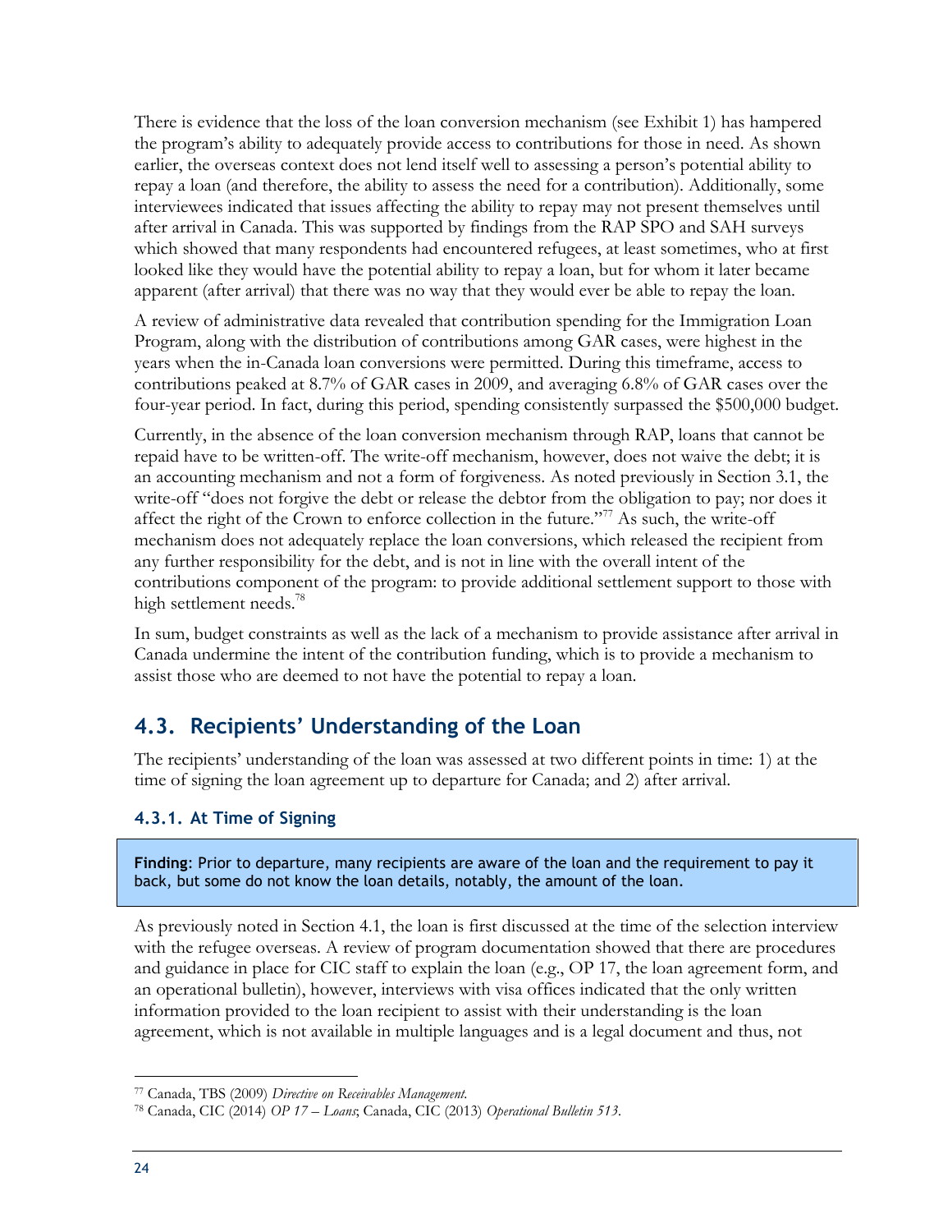There is evidence that the loss of the loan conversion mechanism (see Exhibit 1) has hampered the program's ability to adequately provide access to contributions for those in need. As shown earlier, the overseas context does not lend itself well to assessing a person's potential ability to repay a loan (and therefore, the ability to assess the need for a contribution). Additionally, some interviewees indicated that issues affecting the ability to repay may not present themselves until after arrival in Canada. This was supported by findings from the RAP SPO and SAH surveys which showed that many respondents had encountered refugees, at least sometimes, who at first looked like they would have the potential ability to repay a loan, but for whom it later became apparent (after arrival) that there was no way that they would ever be able to repay the loan.

A review of administrative data revealed that contribution spending for the Immigration Loan Program, along with the distribution of contributions among GAR cases, were highest in the years when the in-Canada loan conversions were permitted. During this timeframe, access to contributions peaked at 8.7% of GAR cases in 2009, and averaging 6.8% of GAR cases over the four-year period. In fact, during this period, spending consistently surpassed the $500,000 budget.

Currently, in the absence of the loan conversion mechanism through RAP, loans that cannot be repaid have to be written-off. The write-off mechanism, however, does not waive the debt; it is an accounting mechanism and not a form of forgiveness. As noted previously in Section 3.1, the write-off "does not forgive the debt or release the debtor from the obligation to pay; nor does it affect the right of the Crown to enforce collection in the future."[77] As such, the write-off mechanism does not adequately replace the loan conversions, which released the recipient from any further responsibility for the debt, and is not in line with the overall intent of the contributions component of the program: to provide additional settlement support to those with high settlement needs.[78]

In sum, budget constraints as well as the lack of a mechanism to provide assistance after arrival in Canada undermine the intent of the contribution funding, which is to provide a mechanism to assist those who are deemed to not have the potential to repay a loan.

## 4.3. Recipients' Understanding of the Loan

The recipients' understanding of the loan was assessed at two different points in time: 1) at the time of signing the loan agreement up to departure for Canada; and 2) after arrival.

### 4.3.1. At Time of Signing

**Finding:** Prior to departure, many recipients are aware of the loan and the requirement to pay it back, but some do not know the loan details, notably, the amount of the loan.

As previously noted in Section 4.1, the loan is first discussed at the time of the selection interview with the refugee overseas. A review of program documentation showed that there are procedures and guidance in place for CIC staff to explain the loan (e.g., OP 17, the loan agreement form, and an operational bulletin), however, interviews with visa offices indicated that the only written information provided to the loan recipient to assist with their understanding is the loan agreement, which is not available in multiple languages and is a legal document and thus, not

[77] Canada, TBS (2009) *Directive on Receivables Management.*

[78] Canada, CIC (2014) *OP 17 – Loans*; Canada, CIC (2013) *Operational Bulletin 513.*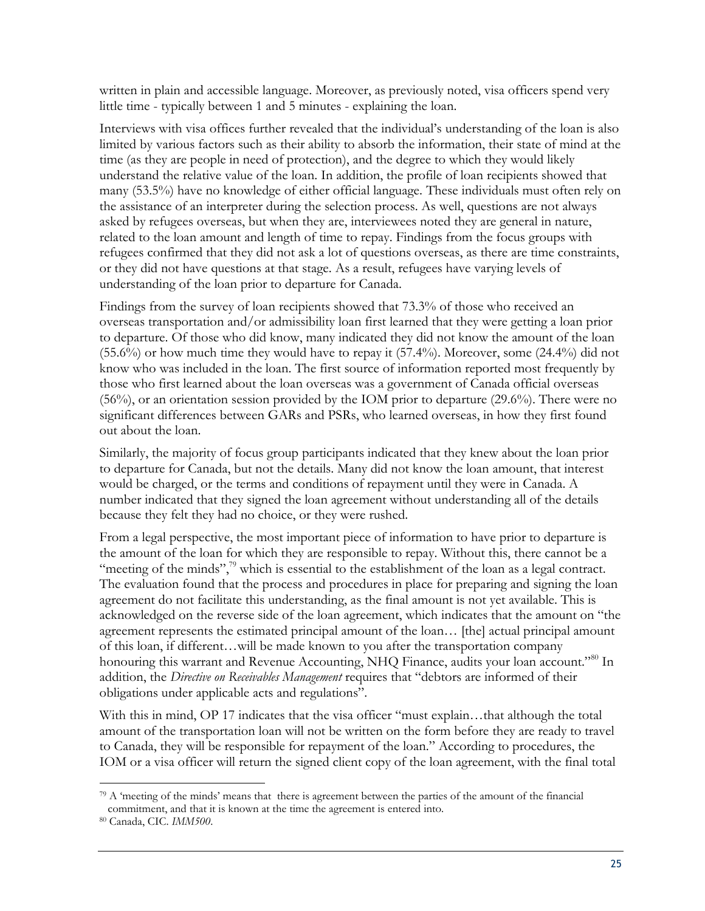written in plain and accessible language. Moreover, as previously noted, visa officers spend very little time - typically between 1 and 5 minutes - explaining the loan.

Interviews with visa offices further revealed that the individual's understanding of the loan is also limited by various factors such as their ability to absorb the information, their state of mind at the time (as they are people in need of protection), and the degree to which they would likely understand the relative value of the loan. In addition, the profile of loan recipients showed that many (53.5%) have no knowledge of either official language. These individuals must often rely on the assistance of an interpreter during the selection process. As well, questions are not always asked by refugees overseas, but when they are, interviewees noted they are general in nature, related to the loan amount and length of time to repay. Findings from the focus groups with refugees confirmed that they did not ask a lot of questions overseas, as there are time constraints, or they did not have questions at that stage. As a result, refugees have varying levels of understanding of the loan prior to departure for Canada.

Findings from the survey of loan recipients showed that 73.3% of those who received an overseas transportation and/or admissibility loan first learned that they were getting a loan prior to departure. Of those who did know, many indicated they did not know the amount of the loan (55.6%) or how much time they would have to repay it (57.4%). Moreover, some (24.4%) did not know who was included in the loan. The first source of information reported most frequently by those who first learned about the loan overseas was a government of Canada official overseas (56%), or an orientation session provided by the IOM prior to departure (29.6%). There were no significant differences between GARs and PSRs, who learned overseas, in how they first found out about the loan.

Similarly, the majority of focus group participants indicated that they knew about the loan prior to departure for Canada, but not the details. Many did not know the loan amount, that interest would be charged, or the terms and conditions of repayment until they were in Canada. A number indicated that they signed the loan agreement without understanding all of the details because they felt they had no choice, or they were rushed.

From a legal perspective, the most important piece of information to have prior to departure is the amount of the loan for which they are responsible to repay. Without this, there cannot be a "meeting of the minds",[79] which is essential to the establishment of the loan as a legal contract. The evaluation found that the process and procedures in place for preparing and signing the loan agreement do not facilitate this understanding, as the final amount is not yet available. This is acknowledged on the reverse side of the loan agreement, which indicates that the amount on "the agreement represents the estimated principal amount of the loan… [the] actual principal amount of this loan, if different…will be made known to you after the transportation company honouring this warrant and Revenue Accounting, NHQ Finance, audits your loan account."[80] In addition, the *Directive on Receivables Management* requires that "debtors are informed of their obligations under applicable acts and regulations".

With this in mind, OP 17 indicates that the visa officer "must explain…that although the total amount of the transportation loan will not be written on the form before they are ready to travel to Canada, they will be responsible for repayment of the loan." According to procedures, the IOM or a visa officer will return the signed client copy of the loan agreement, with the final total

---

[79] A 'meeting of the minds' means that there is agreement between the parties of the amount of the financial commitment, and that it is known at the time the agreement is entered into.

[80] Canada, CIC. *IMM500*.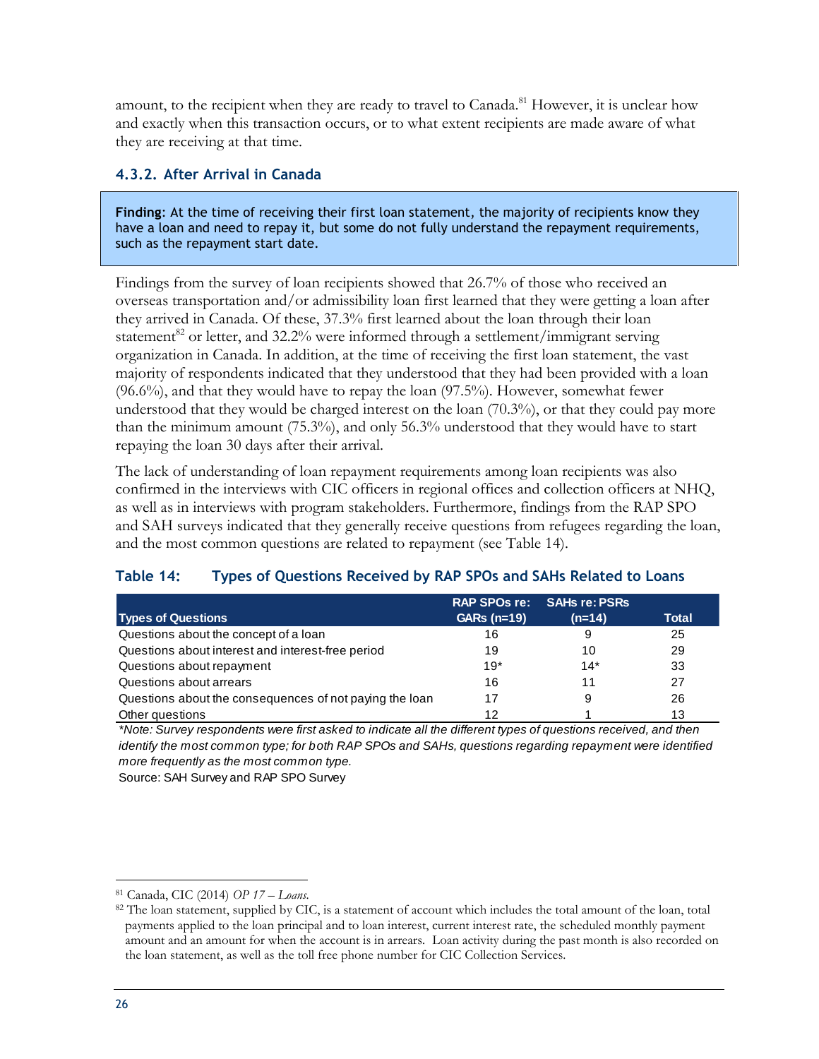amount, to the recipient when they are ready to travel to Canada.[81] However, it is unclear how and exactly when this transaction occurs, or to what extent recipients are made aware of what they are receiving at that time.

### 4.3.2. After Arrival in Canada

**Finding**: At the time of receiving their first loan statement, the majority of recipients know they have a loan and need to repay it, but some do not fully understand the repayment requirements, such as the repayment start date.

Findings from the survey of loan recipients showed that 26.7% of those who received an overseas transportation and/or admissibility loan first learned that they were getting a loan after they arrived in Canada. Of these, 37.3% first learned about the loan through their loan statement[82] or letter, and 32.2% were informed through a settlement/immigrant serving organization in Canada. In addition, at the time of receiving the first loan statement, the vast majority of respondents indicated that they understood that they had been provided with a loan (96.6%), and that they would have to repay the loan (97.5%). However, somewhat fewer understood that they would be charged interest on the loan (70.3%), or that they could pay more than the minimum amount (75.3%), and only 56.3% understood that they would have to start repaying the loan 30 days after their arrival.

The lack of understanding of loan repayment requirements among loan recipients was also confirmed in the interviews with CIC officers in regional offices and collection officers at NHQ, as well as in interviews with program stakeholders. Furthermore, findings from the RAP SPO and SAH surveys indicated that they generally receive questions from refugees regarding the loan, and the most common questions are related to repayment (see Table 14).

#### Table 14: Types of Questions Received by RAP SPOs and SAHs Related to Loans

| Types of Questions | RAP SPOs re: GARs (n=19) | SAHs re: PSRs (n=14) | Total |
|---|---|---|---|
| Questions about the concept of a loan | 16 | 9 | 25 |
| Questions about interest and interest-free period | 19 | 10 | 29 |
| Questions about repayment | 19* | 14* | 33 |
| Questions about arrears | 16 | 11 | 27 |
| Questions about the consequences of not paying the loan | 17 | 9 | 26 |
| Other questions | 12 | 1 | 13 |

*\*Note: Survey respondents were first asked to indicate all the different types of questions received, and then identify the most common type; for both RAP SPOs and SAHs, questions regarding repayment were identified more frequently as the most common type.*

Source: SAH Survey and RAP SPO Survey

---

[81] Canada, CIC (2014) *OP 17 – Loans.*

[82] The loan statement, supplied by CIC, is a statement of account which includes the total amount of the loan, total payments applied to the loan principal and to loan interest, current interest rate, the scheduled monthly payment amount and an amount for when the account is in arrears. Loan activity during the past month is also recorded on the loan statement, as well as the toll free phone number for CIC Collection Services.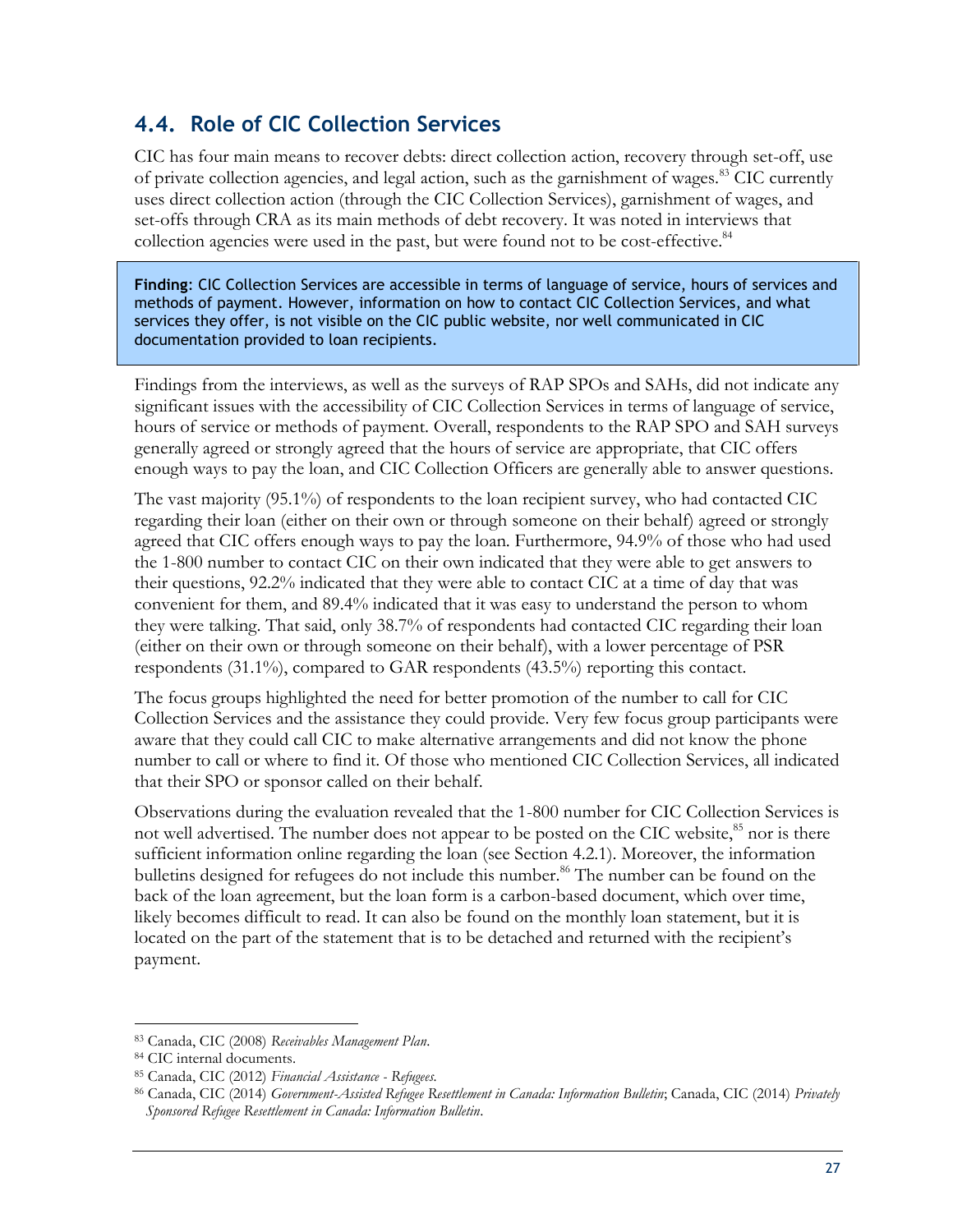## 4.4. Role of CIC Collection Services

CIC has four main means to recover debts: direct collection action, recovery through set-off, use of private collection agencies, and legal action, such as the garnishment of wages.[83] CIC currently uses direct collection action (through the CIC Collection Services), garnishment of wages, and set-offs through CRA as its main methods of debt recovery. It was noted in interviews that collection agencies were used in the past, but were found not to be cost-effective.[84]

> **Finding**: CIC Collection Services are accessible in terms of language of service, hours of services and methods of payment. However, information on how to contact CIC Collection Services, and what services they offer, is not visible on the CIC public website, nor well communicated in CIC documentation provided to loan recipients.

Findings from the interviews, as well as the surveys of RAP SPOs and SAHs, did not indicate any significant issues with the accessibility of CIC Collection Services in terms of language of service, hours of service or methods of payment. Overall, respondents to the RAP SPO and SAH surveys generally agreed or strongly agreed that the hours of service are appropriate, that CIC offers enough ways to pay the loan, and CIC Collection Officers are generally able to answer questions.

The vast majority (95.1%) of respondents to the loan recipient survey, who had contacted CIC regarding their loan (either on their own or through someone on their behalf) agreed or strongly agreed that CIC offers enough ways to pay the loan. Furthermore, 94.9% of those who had used the 1-800 number to contact CIC on their own indicated that they were able to get answers to their questions, 92.2% indicated that they were able to contact CIC at a time of day that was convenient for them, and 89.4% indicated that it was easy to understand the person to whom they were talking. That said, only 38.7% of respondents had contacted CIC regarding their loan (either on their own or through someone on their behalf), with a lower percentage of PSR respondents (31.1%), compared to GAR respondents (43.5%) reporting this contact.

The focus groups highlighted the need for better promotion of the number to call for CIC Collection Services and the assistance they could provide. Very few focus group participants were aware that they could call CIC to make alternative arrangements and did not know the phone number to call or where to find it. Of those who mentioned CIC Collection Services, all indicated that their SPO or sponsor called on their behalf.

Observations during the evaluation revealed that the 1-800 number for CIC Collection Services is not well advertised. The number does not appear to be posted on the CIC website,[85] nor is there sufficient information online regarding the loan (see Section 4.2.1). Moreover, the information bulletins designed for refugees do not include this number.[86] The number can be found on the back of the loan agreement, but the loan form is a carbon-based document, which over time, likely becomes difficult to read. It can also be found on the monthly loan statement, but it is located on the part of the statement that is to be detached and returned with the recipient's payment.

---

[83] Canada, CIC (2008) *Receivables Management Plan*.

[84] CIC internal documents.

[85] Canada, CIC (2012) *Financial Assistance - Refugees*.

[86] Canada, CIC (2014) *Government-Assisted Refugee Resettlement in Canada: Information Bulletin*; Canada, CIC (2014) *Privately Sponsored Refugee Resettlement in Canada: Information Bulletin*.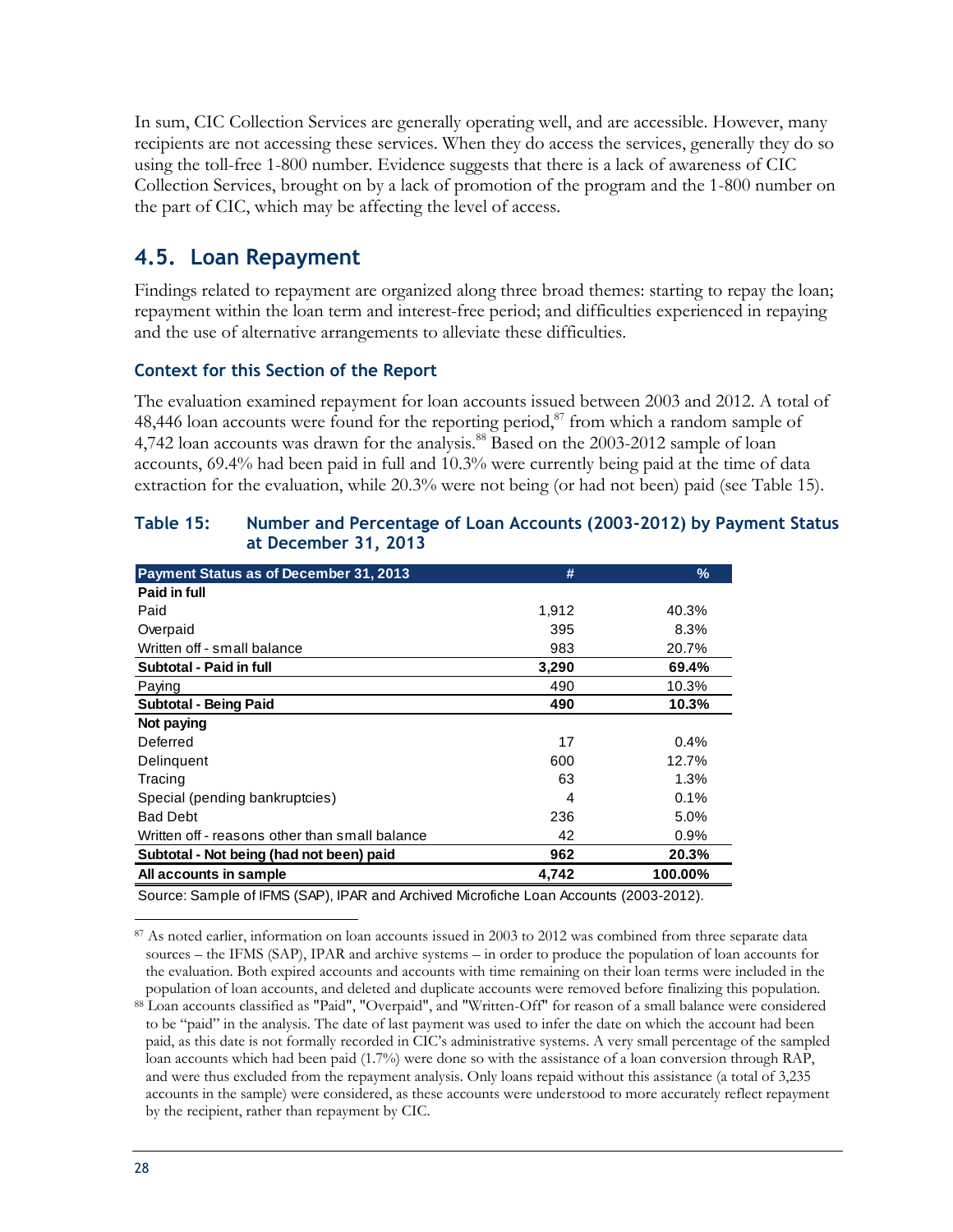In sum, CIC Collection Services are generally operating well, and are accessible. However, many recipients are not accessing these services. When they do access the services, generally they do so using the toll-free 1-800 number. Evidence suggests that there is a lack of awareness of CIC Collection Services, brought on by a lack of promotion of the program and the 1-800 number on the part of CIC, which may be affecting the level of access.

## 4.5. Loan Repayment

Findings related to repayment are organized along three broad themes: starting to repay the loan; repayment within the loan term and interest-free period; and difficulties experienced in repaying and the use of alternative arrangements to alleviate these difficulties.

### Context for this Section of the Report

The evaluation examined repayment for loan accounts issued between 2003 and 2012. A total of 48,446 loan accounts were found for the reporting period,[87] from which a random sample of 4,742 loan accounts was drawn for the analysis.[88] Based on the 2003-2012 sample of loan accounts, 69.4% had been paid in full and 10.3% were currently being paid at the time of data extraction for the evaluation, while 20.3% were not being (or had not been) paid (see Table 15).

**Table 15: Number and Percentage of Loan Accounts (2003-2012) by Payment Status at December 31, 2013**

| Payment Status as of December 31, 2013 | # | % |
|---|---|---|
| **Paid in full** | | |
| Paid | 1,912 | 40.3% |
| Overpaid | 395 | 8.3% |
| Written off - small balance | 983 | 20.7% |
| **Subtotal - Paid in full** | **3,290** | **69.4%** |
| Paying | 490 | 10.3% |
| **Subtotal - Being Paid** | **490** | **10.3%** |
| **Not paying** | | |
| Deferred | 17 | 0.4% |
| Delinquent | 600 | 12.7% |
| Tracing | 63 | 1.3% |
| Special (pending bankruptcies) | 4 | 0.1% |
| Bad Debt | 236 | 5.0% |
| Written off - reasons other than small balance | 42 | 0.9% |
| **Subtotal - Not being (had not been) paid** | **962** | **20.3%** |
| **All accounts in sample** | **4,742** | **100.00%** |

Source: Sample of IFMS (SAP), IPAR and Archived Microfiche Loan Accounts (2003-2012).

---

[87] As noted earlier, information on loan accounts issued in 2003 to 2012 was combined from three separate data sources – the IFMS (SAP), IPAR and archive systems – in order to produce the population of loan accounts for the evaluation. Both expired accounts and accounts with time remaining on their loan terms were included in the population of loan accounts, and deleted and duplicate accounts were removed before finalizing this population.

[88] Loan accounts classified as "Paid", "Overpaid", and "Written-Off" for reason of a small balance were considered to be "paid" in the analysis. The date of last payment was used to infer the date on which the account had been paid, as this date is not formally recorded in CIC's administrative systems. A very small percentage of the sampled loan accounts which had been paid (1.7%) were done so with the assistance of a loan conversion through RAP, and were thus excluded from the repayment analysis. Only loans repaid without this assistance (a total of 3,235 accounts in the sample) were considered, as these accounts were understood to more accurately reflect repayment by the recipient, rather than repayment by CIC.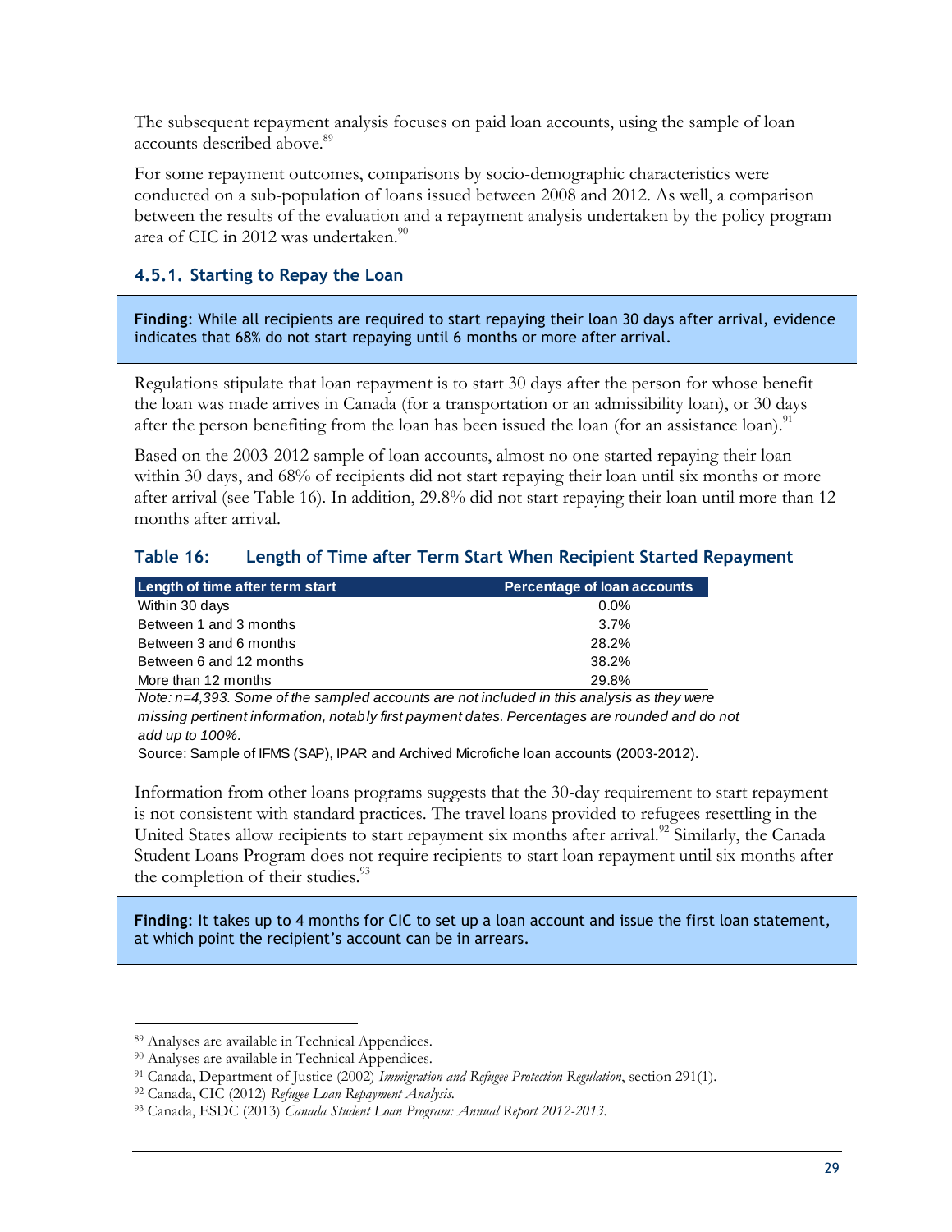The subsequent repayment analysis focuses on paid loan accounts, using the sample of loan accounts described above.[89]

For some repayment outcomes, comparisons by socio-demographic characteristics were conducted on a sub-population of loans issued between 2008 and 2012. As well, a comparison between the results of the evaluation and a repayment analysis undertaken by the policy program area of CIC in 2012 was undertaken.[90]

### 4.5.1. Starting to Repay the Loan

**Finding**: While all recipients are required to start repaying their loan 30 days after arrival, evidence indicates that 68% do not start repaying until 6 months or more after arrival.

Regulations stipulate that loan repayment is to start 30 days after the person for whose benefit the loan was made arrives in Canada (for a transportation or an admissibility loan), or 30 days after the person benefiting from the loan has been issued the loan (for an assistance loan).[91]

Based on the 2003-2012 sample of loan accounts, almost no one started repaying their loan within 30 days, and 68% of recipients did not start repaying their loan until six months or more after arrival (see Table 16). In addition, 29.8% did not start repaying their loan until more than 12 months after arrival.

#### Table 16: Length of Time after Term Start When Recipient Started Repayment

| Length of time after term start | Percentage of loan accounts |
|---|---|
| Within 30 days | 0.0% |
| Between 1 and 3 months | 3.7% |
| Between 3 and 6 months | 28.2% |
| Between 6 and 12 months | 38.2% |
| More than 12 months | 29.8% |

*Note: n=4,393. Some of the sampled accounts are not included in this analysis as they were missing pertinent information, notably first payment dates. Percentages are rounded and do not add up to 100%.*

Source: Sample of IFMS (SAP), IPAR and Archived Microfiche loan accounts (2003-2012).

Information from other loans programs suggests that the 30-day requirement to start repayment is not consistent with standard practices. The travel loans provided to refugees resettling in the United States allow recipients to start repayment six months after arrival.[92] Similarly, the Canada Student Loans Program does not require recipients to start loan repayment until six months after the completion of their studies.[93]

**Finding**: It takes up to 4 months for CIC to set up a loan account and issue the first loan statement, at which point the recipient's account can be in arrears.

---

[89] Analyses are available in Technical Appendices.

[90] Analyses are available in Technical Appendices.

[91] Canada, Department of Justice (2002) *Immigration and Refugee Protection Regulation*, section 291(1).

[92] Canada, CIC (2012) *Refugee Loan Repayment Analysis*.

[93] Canada, ESDC (2013) *Canada Student Loan Program: Annual Report 2012-2013*.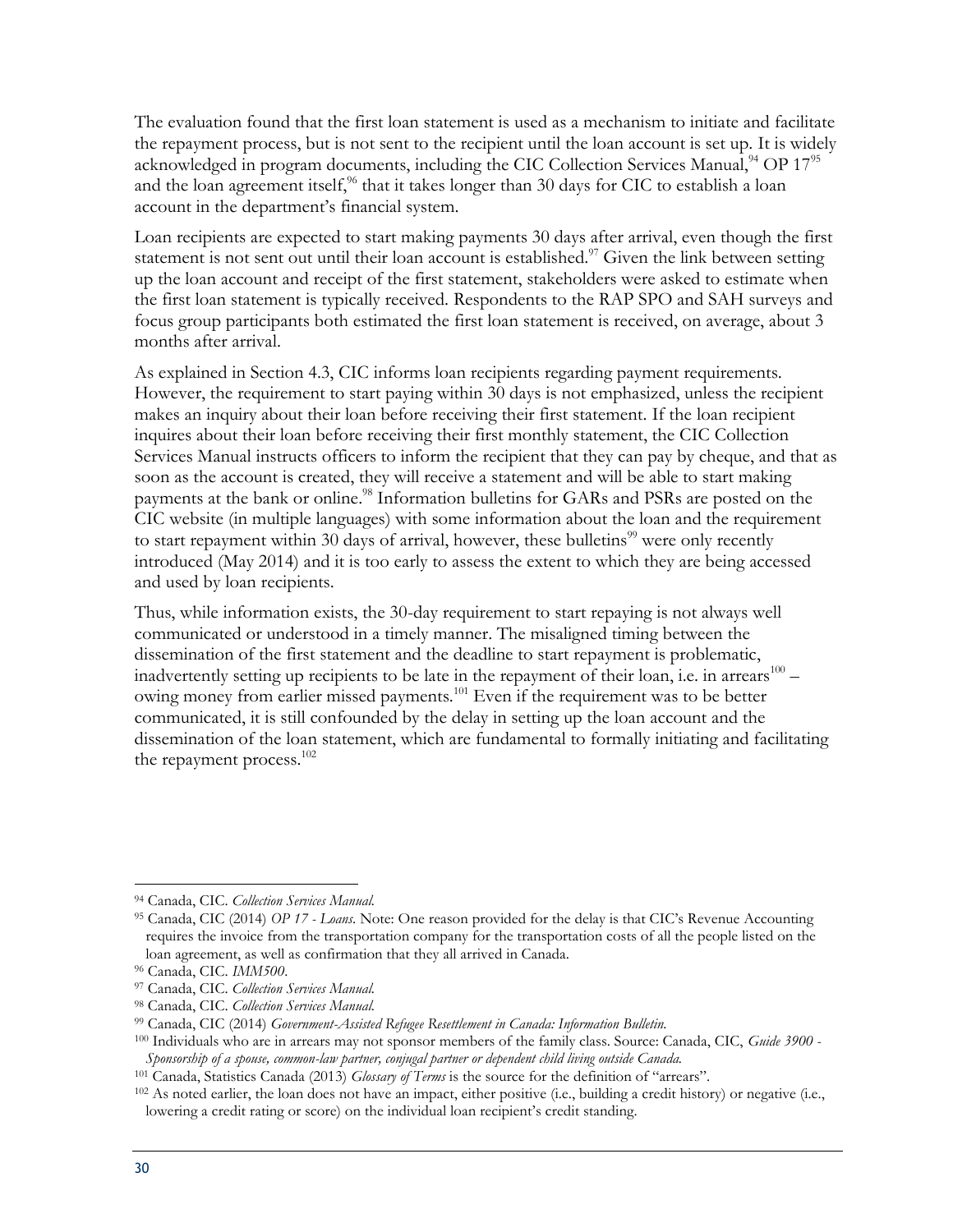The evaluation found that the first loan statement is used as a mechanism to initiate and facilitate the repayment process, but is not sent to the recipient until the loan account is set up. It is widely acknowledged in program documents, including the CIC Collection Services Manual,[94] OP 17[95] and the loan agreement itself,[96] that it takes longer than 30 days for CIC to establish a loan account in the department's financial system.

Loan recipients are expected to start making payments 30 days after arrival, even though the first statement is not sent out until their loan account is established.[97] Given the link between setting up the loan account and receipt of the first statement, stakeholders were asked to estimate when the first loan statement is typically received. Respondents to the RAP SPO and SAH surveys and focus group participants both estimated the first loan statement is received, on average, about 3 months after arrival.

As explained in Section 4.3, CIC informs loan recipients regarding payment requirements. However, the requirement to start paying within 30 days is not emphasized, unless the recipient makes an inquiry about their loan before receiving their first statement. If the loan recipient inquires about their loan before receiving their first monthly statement, the CIC Collection Services Manual instructs officers to inform the recipient that they can pay by cheque, and that as soon as the account is created, they will receive a statement and will be able to start making payments at the bank or online.[98] Information bulletins for GARs and PSRs are posted on the CIC website (in multiple languages) with some information about the loan and the requirement to start repayment within 30 days of arrival, however, these bulletins[99] were only recently introduced (May 2014) and it is too early to assess the extent to which they are being accessed and used by loan recipients.

Thus, while information exists, the 30-day requirement to start repaying is not always well communicated or understood in a timely manner. The misaligned timing between the dissemination of the first statement and the deadline to start repayment is problematic, inadvertently setting up recipients to be late in the repayment of their loan, i.e. in arrears[100] – owing money from earlier missed payments.[101] Even if the requirement was to be better communicated, it is still confounded by the delay in setting up the loan account and the dissemination of the loan statement, which are fundamental to formally initiating and facilitating the repayment process.[102]

---

[94] Canada, CIC. *Collection Services Manual.*

[95] Canada, CIC (2014) *OP 17 - Loans.* Note: One reason provided for the delay is that CIC's Revenue Accounting requires the invoice from the transportation company for the transportation costs of all the people listed on the loan agreement, as well as confirmation that they all arrived in Canada.

[96] Canada, CIC. *IMM500.*

[97] Canada, CIC. *Collection Services Manual.*

[98] Canada, CIC. *Collection Services Manual.*

[99] Canada, CIC (2014) *Government-Assisted Refugee Resettlement in Canada: Information Bulletin.*

[100] Individuals who are in arrears may not sponsor members of the family class. Source: Canada, CIC, *Guide 3900 - Sponsorship of a spouse, common-law partner, conjugal partner or dependent child living outside Canada.*

[101] Canada, Statistics Canada (2013) *Glossary of Terms* is the source for the definition of "arrears".

[102] As noted earlier, the loan does not have an impact, either positive (i.e., building a credit history) or negative (i.e., lowering a credit rating or score) on the individual loan recipient's credit standing.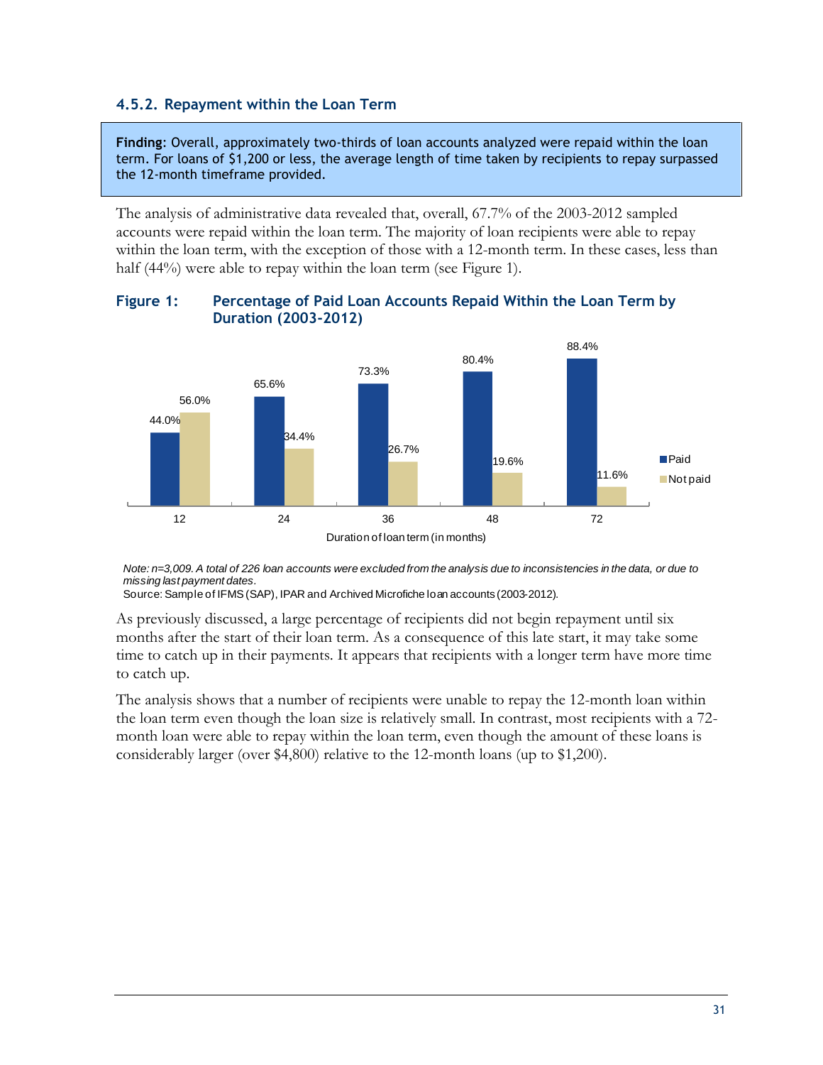### 4.5.2. Repayment within the Loan Term

**Finding**: Overall, approximately two-thirds of loan accounts analyzed were repaid within the loan term. For loans of $1,200 or less, the average length of time taken by recipients to repay surpassed the 12-month timeframe provided.

The analysis of administrative data revealed that, overall, 67.7% of the 2003-2012 sampled accounts were repaid within the loan term. The majority of loan recipients were able to repay within the loan term, with the exception of those with a 12-month term. In these cases, less than half (44%) were able to repay within the loan term (see Figure 1).

**Figure 1: Percentage of Paid Loan Accounts Repaid Within the Loan Term by Duration (2003-2012)**

| Duration of loan term (in months) | Paid | Not paid |
|---|---|---|
| 12 | 44.0% | 56.0% |
| 24 | 65.6% | 34.4% |
| 36 | 73.3% | 26.7% |
| 48 | 80.4% | 19.6% |
| 72 | 88.4% | 11.6% |

*Note: n=3,009. A total of 226 loan accounts were excluded from the analysis due to inconsistencies in the data, or due to missing last payment dates.*

Source: Sample of IFMS (SAP), IPAR and Archived Microfiche loan accounts (2003-2012).

As previously discussed, a large percentage of recipients did not begin repayment until six months after the start of their loan term. As a consequence of this late start, it may take some time to catch up in their payments. It appears that recipients with a longer term have more time to catch up.

The analysis shows that a number of recipients were unable to repay the 12-month loan within the loan term even though the loan size is relatively small. In contrast, most recipients with a 72-month loan were able to repay within the loan term, even though the amount of these loans is considerably larger (over $4,800) relative to the 12-month loans (up to $1,200).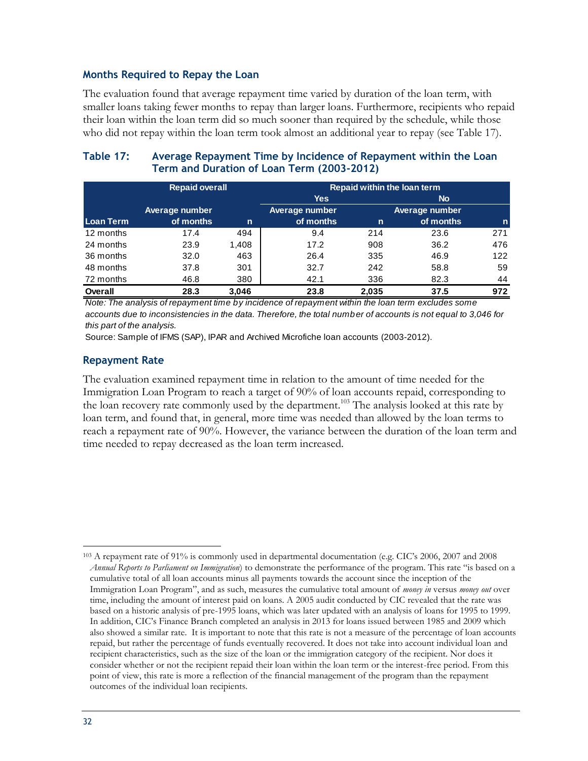### Months Required to Repay the Loan

The evaluation found that average repayment time varied by duration of the loan term, with smaller loans taking fewer months to repay than larger loans. Furthermore, recipients who repaid their loan within the loan term did so much sooner than required by the schedule, while those who did not repay within the loan term took almost an additional year to repay (see Table 17).

### Table 17: Average Repayment Time by Incidence of Repayment within the Loan Term and Duration of Loan Term (2003-2012)

| | Repaid overall | | Repaid within the loan term | | | |
|---|---|---|---|---|---|---|
| | | | Yes | | No | |
| Loan Term | Average number of months | n | Average number of months | n | Average number of months | n |
| 12 months | 17.4 | 494 | 9.4 | 214 | 23.6 | 271 |
| 24 months | 23.9 | 1,408 | 17.2 | 908 | 36.2 | 476 |
| 36 months | 32.0 | 463 | 26.4 | 335 | 46.9 | 122 |
| 48 months | 37.8 | 301 | 32.7 | 242 | 58.8 | 59 |
| 72 months | 46.8 | 380 | 42.1 | 336 | 82.3 | 44 |
| **Overall** | **28.3** | **3,046** | **23.8** | **2,035** | **37.5** | **972** |

*Note: The analysis of repayment time by incidence of repayment within the loan term excludes some accounts due to inconsistencies in the data. Therefore, the total number of accounts is not equal to 3,046 for this part of the analysis.*

Source: Sample of IFMS (SAP), IPAR and Archived Microfiche loan accounts (2003-2012).

### Repayment Rate

The evaluation examined repayment time in relation to the amount of time needed for the Immigration Loan Program to reach a target of 90% of loan accounts repaid, corresponding to the loan recovery rate commonly used by the department.[103] The analysis looked at this rate by loan term, and found that, in general, more time was needed than allowed by the loan terms to reach a repayment rate of 90%. However, the variance between the duration of the loan term and time needed to repay decreased as the loan term increased.

---

[103] A repayment rate of 91% is commonly used in departmental documentation (e.g. CIC's 2006, 2007 and 2008 *Annual Reports to Parliament on Immigration*) to demonstrate the performance of the program. This rate "is based on a cumulative total of all loan accounts minus all payments towards the account since the inception of the Immigration Loan Program", and as such, measures the cumulative total amount of *money in* versus *money out* over time, including the amount of interest paid on loans. A 2005 audit conducted by CIC revealed that the rate was based on a historic analysis of pre-1995 loans, which was later updated with an analysis of loans for 1995 to 1999. In addition, CIC's Finance Branch completed an analysis in 2013 for loans issued between 1985 and 2009 which also showed a similar rate. It is important to note that this rate is not a measure of the percentage of loan accounts repaid, but rather the percentage of funds eventually recovered. It does not take into account individual loan and recipient characteristics, such as the size of the loan or the immigration category of the recipient. Nor does it consider whether or not the recipient repaid their loan within the loan term or the interest-free period. From this point of view, this rate is more a reflection of the financial management of the program than the repayment outcomes of the individual loan recipients.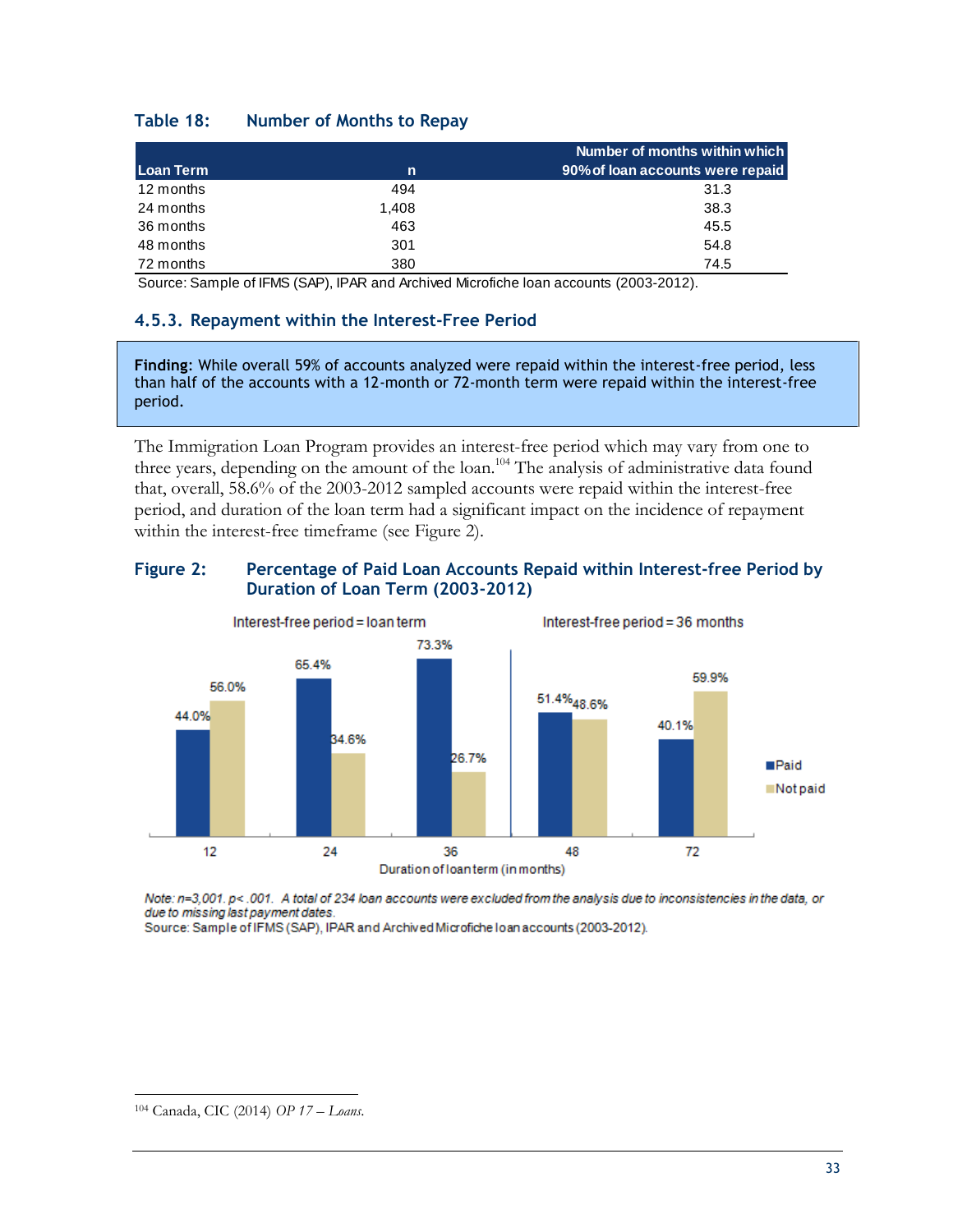**Table 18: Number of Months to Repay**

| Loan Term | n | Number of months within which 90% of loan accounts were repaid |
|---|---|---|
| 12 months | 494 | 31.3 |
| 24 months | 1,408 | 38.3 |
| 36 months | 463 | 45.5 |
| 48 months | 301 | 54.8 |
| 72 months | 380 | 74.5 |

Source: Sample of IFMS (SAP), IPAR and Archived Microfiche loan accounts (2003-2012).

### 4.5.3. Repayment within the Interest-Free Period

**Finding**: While overall 59% of accounts analyzed were repaid within the interest-free period, less than half of the accounts with a 12-month or 72-month term were repaid within the interest-free period.

The Immigration Loan Program provides an interest-free period which may vary from one to three years, depending on the amount of the loan.[104] The analysis of administrative data found that, overall, 58.6% of the 2003-2012 sampled accounts were repaid within the interest-free period, and duration of the loan term had a significant impact on the incidence of repayment within the interest-free timeframe (see Figure 2).

**Figure 2: Percentage of Paid Loan Accounts Repaid within Interest-free Period by Duration of Loan Term (2003-2012)**

| Duration of loan term (in months) | Interest-free period | Paid | Not paid |
|---|---|---|---|
| 12 | Interest-free period = loan term | 44.0% | 56.0% |
| 24 | Interest-free period = loan term | 65.4% | 34.6% |
| 36 | Interest-free period = loan term | 73.3% | 26.7% |
| 48 | Interest-free period = 36 months | 51.4% | 48.6% |
| 72 | Interest-free period = 36 months | 40.1% | 59.9% |

*Note: n=3,001. p< .001. A total of 234 loan accounts were excluded from the analysis due to inconsistencies in the data, or due to missing last payment dates.*

Source: Sample of IFMS (SAP), IPAR and Archived Microfiche loan accounts (2003-2012).

---

[104] Canada, CIC (2014) *OP 17 – Loans.*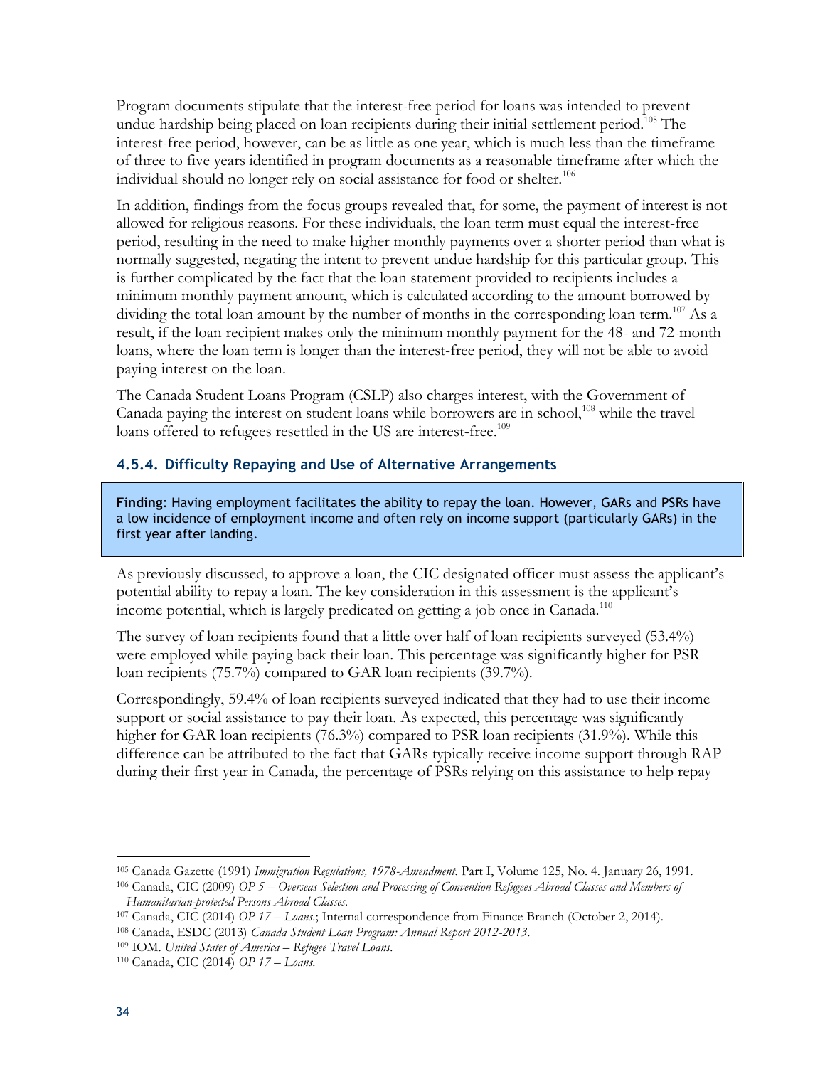Program documents stipulate that the interest-free period for loans was intended to prevent undue hardship being placed on loan recipients during their initial settlement period.[105] The interest-free period, however, can be as little as one year, which is much less than the timeframe of three to five years identified in program documents as a reasonable timeframe after which the individual should no longer rely on social assistance for food or shelter.[106]

In addition, findings from the focus groups revealed that, for some, the payment of interest is not allowed for religious reasons. For these individuals, the loan term must equal the interest-free period, resulting in the need to make higher monthly payments over a shorter period than what is normally suggested, negating the intent to prevent undue hardship for this particular group. This is further complicated by the fact that the loan statement provided to recipients includes a minimum monthly payment amount, which is calculated according to the amount borrowed by dividing the total loan amount by the number of months in the corresponding loan term.[107] As a result, if the loan recipient makes only the minimum monthly payment for the 48- and 72-month loans, where the loan term is longer than the interest-free period, they will not be able to avoid paying interest on the loan.

The Canada Student Loans Program (CSLP) also charges interest, with the Government of Canada paying the interest on student loans while borrowers are in school,[108] while the travel loans offered to refugees resettled in the US are interest-free.[109]

### 4.5.4. Difficulty Repaying and Use of Alternative Arrangements

**Finding**: Having employment facilitates the ability to repay the loan. However, GARs and PSRs have a low incidence of employment income and often rely on income support (particularly GARs) in the first year after landing.

As previously discussed, to approve a loan, the CIC designated officer must assess the applicant's potential ability to repay a loan. The key consideration in this assessment is the applicant's income potential, which is largely predicated on getting a job once in Canada.[110]

The survey of loan recipients found that a little over half of loan recipients surveyed (53.4%) were employed while paying back their loan. This percentage was significantly higher for PSR loan recipients (75.7%) compared to GAR loan recipients (39.7%).

Correspondingly, 59.4% of loan recipients surveyed indicated that they had to use their income support or social assistance to pay their loan. As expected, this percentage was significantly higher for GAR loan recipients (76.3%) compared to PSR loan recipients (31.9%). While this difference can be attributed to the fact that GARs typically receive income support through RAP during their first year in Canada, the percentage of PSRs relying on this assistance to help repay

---

[105] Canada Gazette (1991) *Immigration Regulations, 1978-Amendment.* Part I, Volume 125, No. 4. January 26, 1991.

[106] Canada, CIC (2009) *OP 5 – Overseas Selection and Processing of Convention Refugees Abroad Classes and Members of Humanitarian-protected Persons Abroad Classes.*

[107] Canada, CIC (2014) *OP 17 – Loans.*; Internal correspondence from Finance Branch (October 2, 2014).

[108] Canada, ESDC (2013) *Canada Student Loan Program: Annual Report 2012-2013.*

[109] IOM. *United States of America – Refugee Travel Loans.*

[110] Canada, CIC (2014) *OP 17 – Loans.*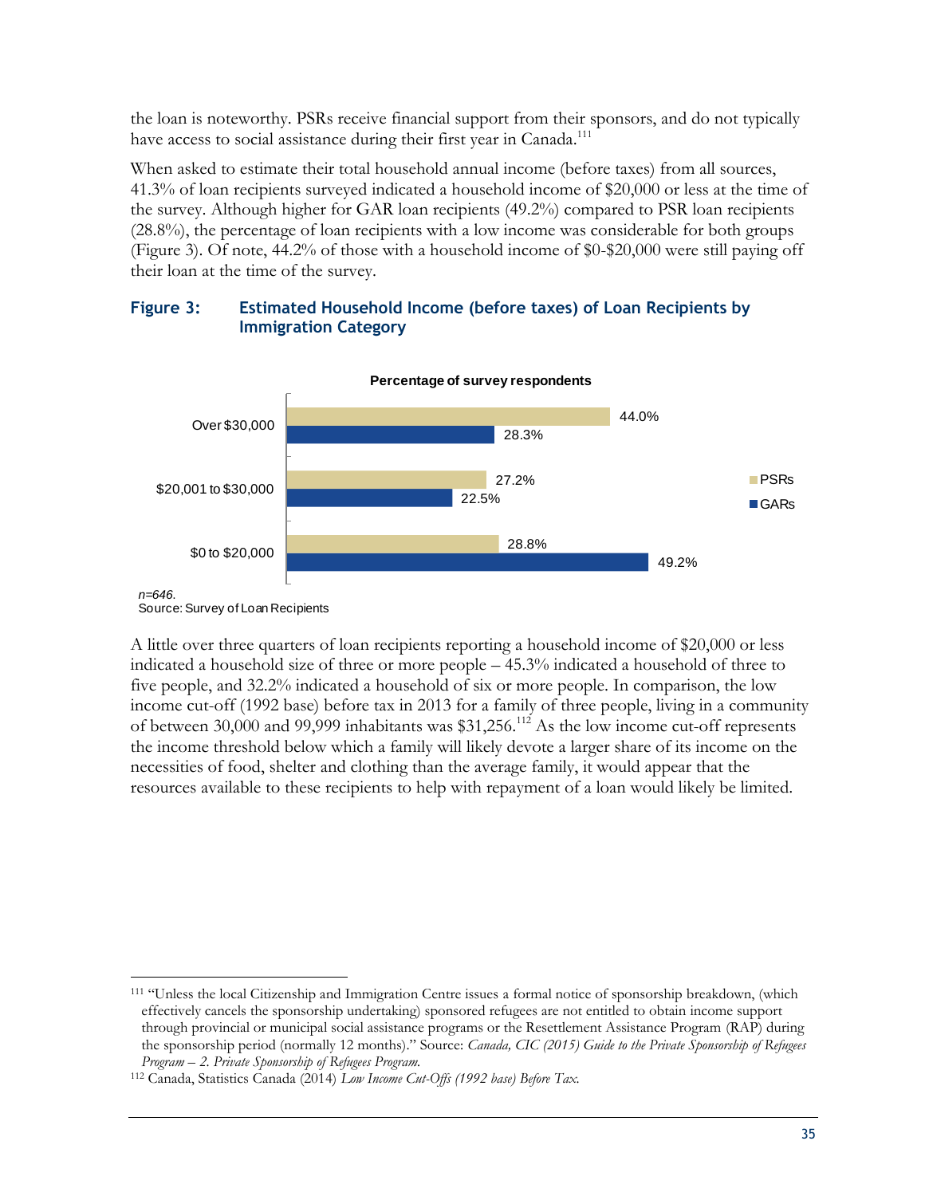the loan is noteworthy. PSRs receive financial support from their sponsors, and do not typically have access to social assistance during their first year in Canada.[111]

When asked to estimate their total household annual income (before taxes) from all sources, 41.3% of loan recipients surveyed indicated a household income of $20,000 or less at the time of the survey. Although higher for GAR loan recipients (49.2%) compared to PSR loan recipients (28.8%), the percentage of loan recipients with a low income was considerable for both groups (Figure 3). Of note, 44.2% of those with a household income of $0-$20,000 were still paying off their loan at the time of the survey.

#### Figure 3: Estimated Household Income (before taxes) of Loan Recipients by Immigration Category

**Percentage of survey respondents**

| Household income | PSRs | GARs |
|---|---|---|
| Over $30,000 | 44.0% | 28.3% |
| $20,001 to $30,000 | 27.2% | 22.5% |
| $0 to $20,000 | 28.8% | 49.2% |

*n=646.*
Source: Survey of Loan Recipients

A little over three quarters of loan recipients reporting a household income of $20,000 or less indicated a household size of three or more people – 45.3% indicated a household of three to five people, and 32.2% indicated a household of six or more people. In comparison, the low income cut-off (1992 base) before tax in 2013 for a family of three people, living in a community of between 30,000 and 99,999 inhabitants was $31,256.[112] As the low income cut-off represents the income threshold below which a family will likely devote a larger share of its income on the necessities of food, shelter and clothing than the average family, it would appear that the resources available to these recipients to help with repayment of a loan would likely be limited.

---

[111] "Unless the local Citizenship and Immigration Centre issues a formal notice of sponsorship breakdown, (which effectively cancels the sponsorship undertaking) sponsored refugees are not entitled to obtain income support through provincial or municipal social assistance programs or the Resettlement Assistance Program (RAP) during the sponsorship period (normally 12 months)." Source: *Canada, CIC (2015) Guide to the Private Sponsorship of Refugees Program – 2. Private Sponsorship of Refugees Program.*

[112] Canada, Statistics Canada (2014) *Low Income Cut-Offs (1992 base) Before Tax.*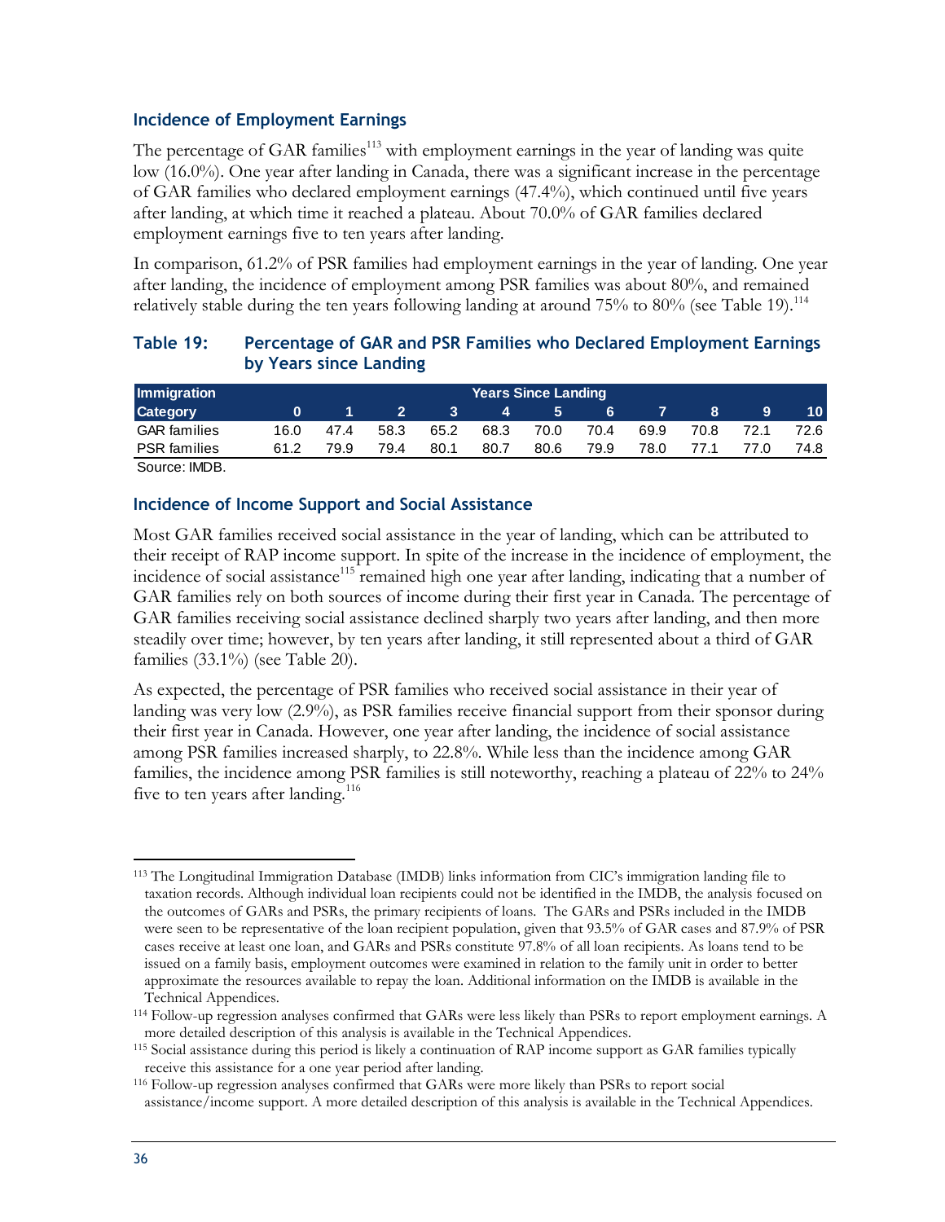### Incidence of Employment Earnings

The percentage of GAR families[113] with employment earnings in the year of landing was quite low (16.0%). One year after landing in Canada, there was a significant increase in the percentage of GAR families who declared employment earnings (47.4%), which continued until five years after landing, at which time it reached a plateau. About 70.0% of GAR families declared employment earnings five to ten years after landing.

In comparison, 61.2% of PSR families had employment earnings in the year of landing. One year after landing, the incidence of employment among PSR families was about 80%, and remained relatively stable during the ten years following landing at around 75% to 80% (see Table 19).[114]

**Table 19: Percentage of GAR and PSR Families who Declared Employment Earnings by Years since Landing**

| Immigration | Years Since Landing | | | | | | | | | | |
|---|---|---|---|---|---|---|---|---|---|---|---|
| Category | 0 | 1 | 2 | 3 | 4 | 5 | 6 | 7 | 8 | 9 | 10 |
| GAR families | 16.0 | 47.4 | 58.3 | 65.2 | 68.3 | 70.0 | 70.4 | 69.9 | 70.8 | 72.1 | 72.6 |
| PSR families | 61.2 | 79.9 | 79.4 | 80.1 | 80.7 | 80.6 | 79.9 | 78.0 | 77.1 | 77.0 | 74.8 |

Source: IMDB.

### Incidence of Income Support and Social Assistance

Most GAR families received social assistance in the year of landing, which can be attributed to their receipt of RAP income support. In spite of the increase in the incidence of employment, the incidence of social assistance[115] remained high one year after landing, indicating that a number of GAR families rely on both sources of income during their first year in Canada. The percentage of GAR families receiving social assistance declined sharply two years after landing, and then more steadily over time; however, by ten years after landing, it still represented about a third of GAR families (33.1%) (see Table 20).

As expected, the percentage of PSR families who received social assistance in their year of landing was very low (2.9%), as PSR families receive financial support from their sponsor during their first year in Canada. However, one year after landing, the incidence of social assistance among PSR families increased sharply, to 22.8%. While less than the incidence among GAR families, the incidence among PSR families is still noteworthy, reaching a plateau of 22% to 24% five to ten years after landing.[116]

---

[113] The Longitudinal Immigration Database (IMDB) links information from CIC's immigration landing file to taxation records. Although individual loan recipients could not be identified in the IMDB, the analysis focused on the outcomes of GARs and PSRs, the primary recipients of loans. The GARs and PSRs included in the IMDB were seen to be representative of the loan recipient population, given that 93.5% of GAR cases and 87.9% of PSR cases receive at least one loan, and GARs and PSRs constitute 97.8% of all loan recipients. As loans tend to be issued on a family basis, employment outcomes were examined in relation to the family unit in order to better approximate the resources available to repay the loan. Additional information on the IMDB is available in the Technical Appendices.

[114] Follow-up regression analyses confirmed that GARs were less likely than PSRs to report employment earnings. A more detailed description of this analysis is available in the Technical Appendices.

[115] Social assistance during this period is likely a continuation of RAP income support as GAR families typically receive this assistance for a one year period after landing.

[116] Follow-up regression analyses confirmed that GARs were more likely than PSRs to report social assistance/income support. A more detailed description of this analysis is available in the Technical Appendices.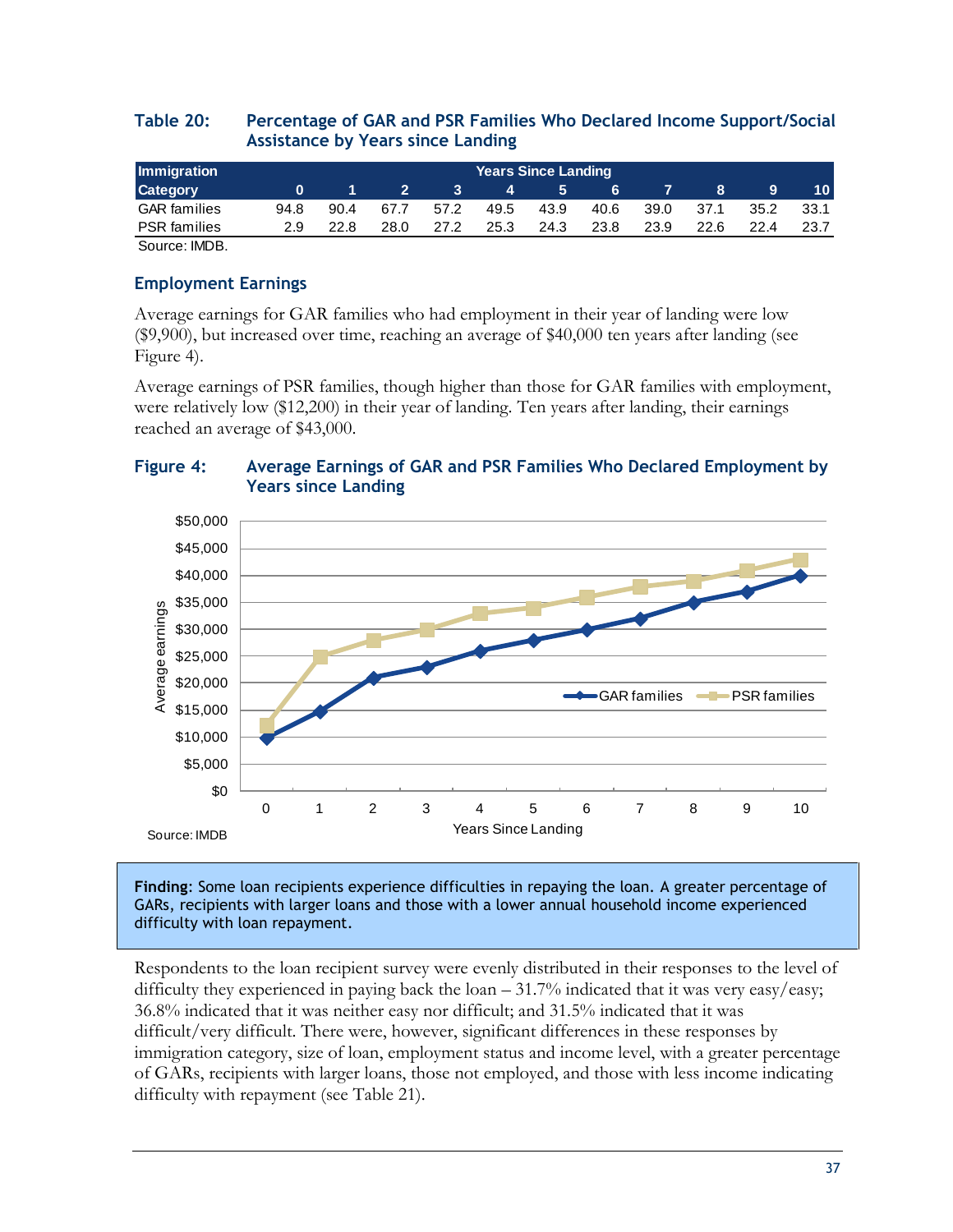**Table 20: Percentage of GAR and PSR Families Who Declared Income Support/Social Assistance by Years since Landing**

| Immigration Category | Years Since Landing | | | | | | | | | | |
|---|---|---|---|---|---|---|---|---|---|---|---|
| | 0 | 1 | 2 | 3 | 4 | 5 | 6 | 7 | 8 | 9 | 10 |
| GAR families | 94.8 | 90.4 | 67.7 | 57.2 | 49.5 | 43.9 | 40.6 | 39.0 | 37.1 | 35.2 | 33.1 |
| PSR families | 2.9 | 22.8 | 28.0 | 27.2 | 25.3 | 24.3 | 23.8 | 23.9 | 22.6 | 22.4 | 23.7 |

Source: IMDB.

### Employment Earnings

Average earnings for GAR families who had employment in their year of landing were low ($9,900), but increased over time, reaching an average of $40,000 ten years after landing (see Figure 4).

Average earnings of PSR families, though higher than those for GAR families with employment, were relatively low ($12,200) in their year of landing. Ten years after landing, their earnings reached an average of $43,000.

**Figure 4: Average Earnings of GAR and PSR Families Who Declared Employment by Years since Landing**

Source: IMDB

**Finding:** Some loan recipients experience difficulties in repaying the loan. A greater percentage of GARs, recipients with larger loans and those with a lower annual household income experienced difficulty with loan repayment.

Respondents to the loan recipient survey were evenly distributed in their responses to the level of difficulty they experienced in paying back the loan – 31.7% indicated that it was very easy/easy; 36.8% indicated that it was neither easy nor difficult; and 31.5% indicated that it was difficult/very difficult. There were, however, significant differences in these responses by immigration category, size of loan, employment status and income level, with a greater percentage of GARs, recipients with larger loans, those not employed, and those with less income indicating difficulty with repayment (see Table 21).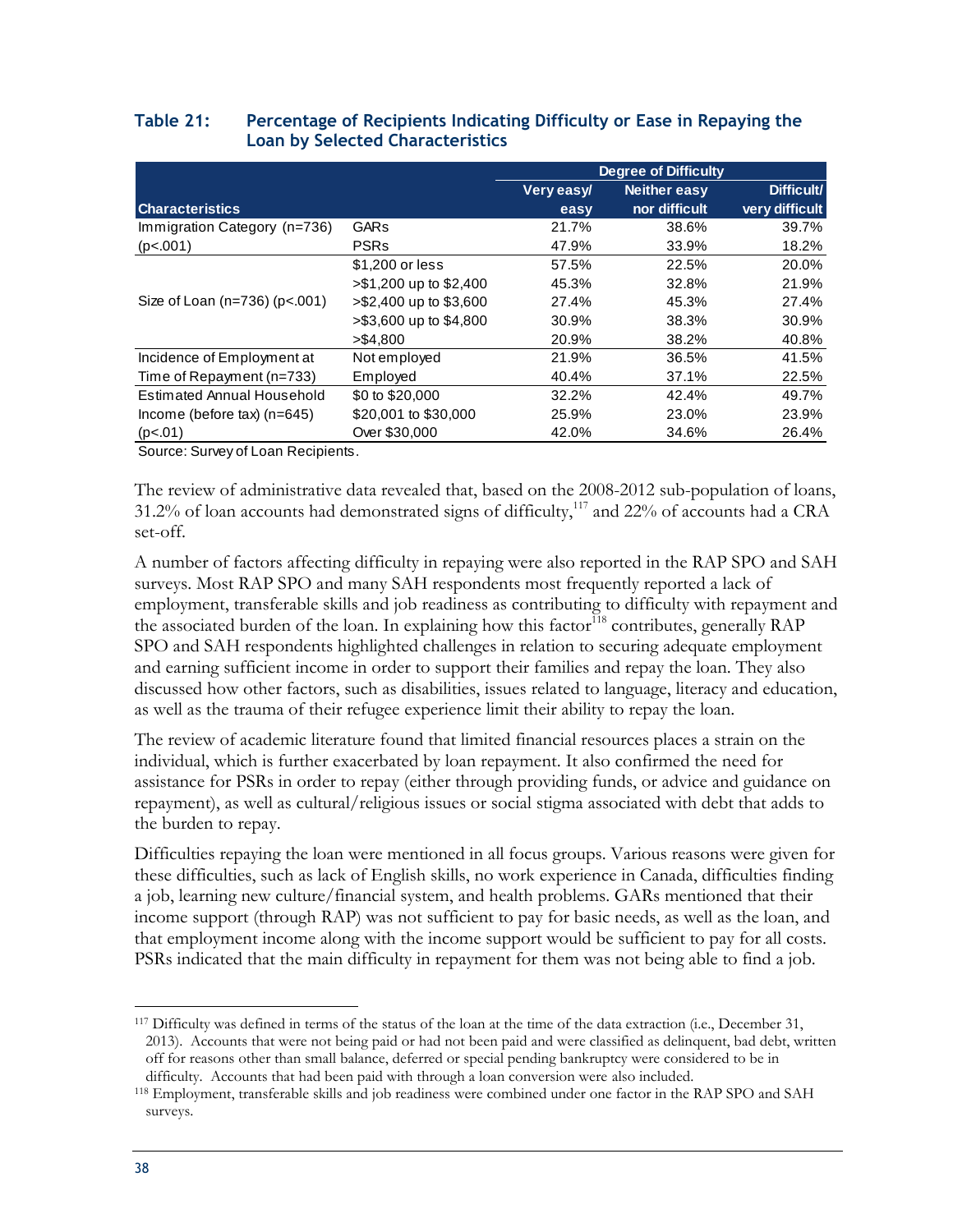**Table 21: Percentage of Recipients Indicating Difficulty or Ease in Repaying the Loan by Selected Characteristics**

| Characteristics | | Degree of Difficulty | | |
|---|---|---|---|---|
| | | Very easy/ easy | Neither easy nor difficult | Difficult/ very difficult |
| Immigration Category (n=736) (p<.001) | GARs | 21.7% | 38.6% | 39.7% |
| | PSRs | 47.9% | 33.9% | 18.2% |
| Size of Loan (n=736) (p<.001) | $1,200 or less | 57.5% | 22.5% | 20.0% |
| | >$1,200 up to $2,400 | 45.3% | 32.8% | 21.9% |
| | >$2,400 up to $3,600 | 27.4% | 45.3% | 27.4% |
| | >$3,600 up to $4,800 | 30.9% | 38.3% | 30.9% |
| | >$4,800 | 20.9% | 38.2% | 40.8% |
| Incidence of Employment at Time of Repayment (n=733) | Not employed | 21.9% | 36.5% | 41.5% |
| | Employed | 40.4% | 37.1% | 22.5% |
| Estimated Annual Household Income (before tax) (n=645) (p<.01) | $0 to $20,000 | 32.2% | 42.4% | 49.7% |
| | $20,001 to $30,000 | 25.9% | 23.0% | 23.9% |
| | Over $30,000 | 42.0% | 34.6% | 26.4% |

Source: Survey of Loan Recipients.

The review of administrative data revealed that, based on the 2008-2012 sub-population of loans, 31.2% of loan accounts had demonstrated signs of difficulty,[117] and 22% of accounts had a CRA set-off.

A number of factors affecting difficulty in repaying were also reported in the RAP SPO and SAH surveys. Most RAP SPO and many SAH respondents most frequently reported a lack of employment, transferable skills and job readiness as contributing to difficulty with repayment and the associated burden of the loan. In explaining how this factor[118] contributes, generally RAP SPO and SAH respondents highlighted challenges in relation to securing adequate employment and earning sufficient income in order to support their families and repay the loan. They also discussed how other factors, such as disabilities, issues related to language, literacy and education, as well as the trauma of their refugee experience limit their ability to repay the loan.

The review of academic literature found that limited financial resources places a strain on the individual, which is further exacerbated by loan repayment. It also confirmed the need for assistance for PSRs in order to repay (either through providing funds, or advice and guidance on repayment), as well as cultural/religious issues or social stigma associated with debt that adds to the burden to repay.

Difficulties repaying the loan were mentioned in all focus groups. Various reasons were given for these difficulties, such as lack of English skills, no work experience in Canada, difficulties finding a job, learning new culture/financial system, and health problems. GARs mentioned that their income support (through RAP) was not sufficient to pay for basic needs, as well as the loan, and that employment income along with the income support would be sufficient to pay for all costs. PSRs indicated that the main difficulty in repayment for them was not being able to find a job.

---

[117] Difficulty was defined in terms of the status of the loan at the time of the data extraction (i.e., December 31, 2013). Accounts that were not being paid or had not been paid and were classified as delinquent, bad debt, written off for reasons other than small balance, deferred or special pending bankruptcy were considered to be in difficulty. Accounts that had been paid with through a loan conversion were also included.

[118] Employment, transferable skills and job readiness were combined under one factor in the RAP SPO and SAH surveys.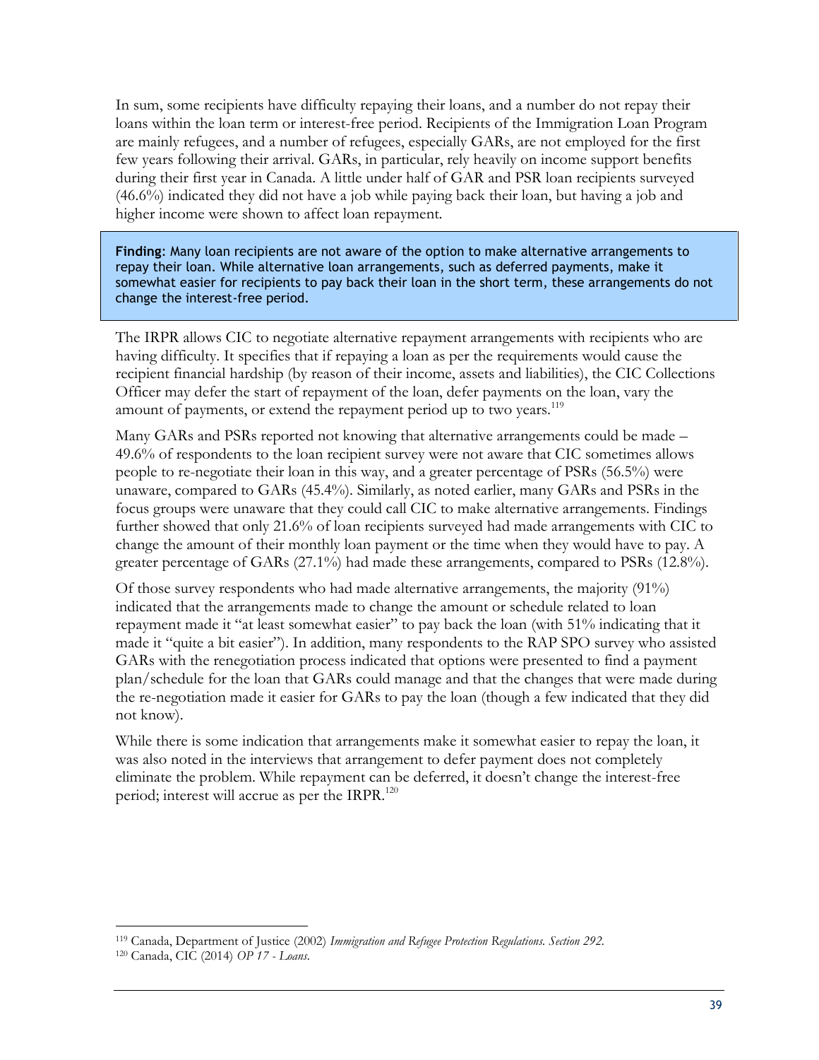In sum, some recipients have difficulty repaying their loans, and a number do not repay their loans within the loan term or interest-free period. Recipients of the Immigration Loan Program are mainly refugees, and a number of refugees, especially GARs, are not employed for the first few years following their arrival. GARs, in particular, rely heavily on income support benefits during their first year in Canada. A little under half of GAR and PSR loan recipients surveyed (46.6%) indicated they did not have a job while paying back their loan, but having a job and higher income were shown to affect loan repayment.

> **Finding**: Many loan recipients are not aware of the option to make alternative arrangements to repay their loan. While alternative loan arrangements, such as deferred payments, make it somewhat easier for recipients to pay back their loan in the short term, these arrangements do not change the interest-free period.

The IRPR allows CIC to negotiate alternative repayment arrangements with recipients who are having difficulty. It specifies that if repaying a loan as per the requirements would cause the recipient financial hardship (by reason of their income, assets and liabilities), the CIC Collections Officer may defer the start of repayment of the loan, defer payments on the loan, vary the amount of payments, or extend the repayment period up to two years.[119]

Many GARs and PSRs reported not knowing that alternative arrangements could be made – 49.6% of respondents to the loan recipient survey were not aware that CIC sometimes allows people to re-negotiate their loan in this way, and a greater percentage of PSRs (56.5%) were unaware, compared to GARs (45.4%). Similarly, as noted earlier, many GARs and PSRs in the focus groups were unaware that they could call CIC to make alternative arrangements. Findings further showed that only 21.6% of loan recipients surveyed had made arrangements with CIC to change the amount of their monthly loan payment or the time when they would have to pay. A greater percentage of GARs (27.1%) had made these arrangements, compared to PSRs (12.8%).

Of those survey respondents who had made alternative arrangements, the majority (91%) indicated that the arrangements made to change the amount or schedule related to loan repayment made it "at least somewhat easier" to pay back the loan (with 51% indicating that it made it "quite a bit easier"). In addition, many respondents to the RAP SPO survey who assisted GARs with the renegotiation process indicated that options were presented to find a payment plan/schedule for the loan that GARs could manage and that the changes that were made during the re-negotiation made it easier for GARs to pay the loan (though a few indicated that they did not know).

While there is some indication that arrangements make it somewhat easier to repay the loan, it was also noted in the interviews that arrangement to defer payment does not completely eliminate the problem. While repayment can be deferred, it doesn't change the interest-free period; interest will accrue as per the IRPR.[120]

---

[119] Canada, Department of Justice (2002) *Immigration and Refugee Protection Regulations. Section 292.*

[120] Canada, CIC (2014) *OP 17 - Loans.*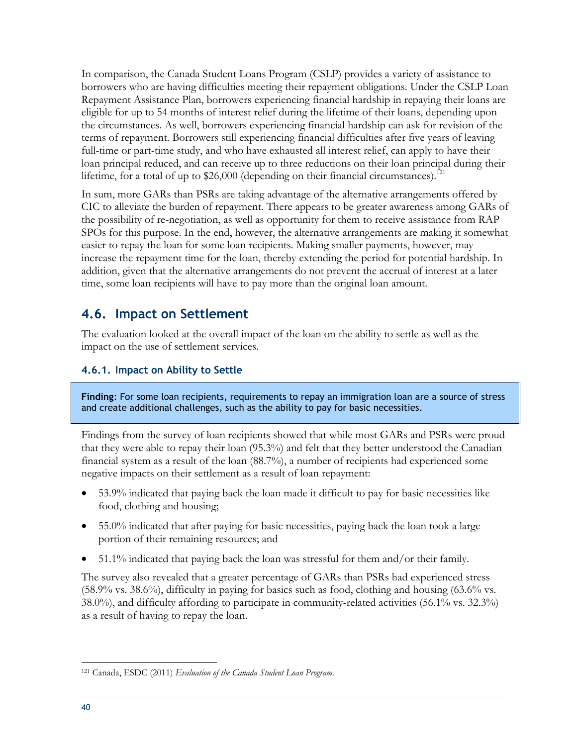In comparison, the Canada Student Loans Program (CSLP) provides a variety of assistance to borrowers who are having difficulties meeting their repayment obligations. Under the CSLP Loan Repayment Assistance Plan, borrowers experiencing financial hardship in repaying their loans are eligible for up to 54 months of interest relief during the lifetime of their loans, depending upon the circumstances. As well, borrowers experiencing financial hardship can ask for revision of the terms of repayment. Borrowers still experiencing financial difficulties after five years of leaving full-time or part-time study, and who have exhausted all interest relief, can apply to have their loan principal reduced, and can receive up to three reductions on their loan principal during their lifetime, for a total of up to $26,000 (depending on their financial circumstances).[121]

In sum, more GARs than PSRs are taking advantage of the alternative arrangements offered by CIC to alleviate the burden of repayment. There appears to be greater awareness among GARs of the possibility of re-negotiation, as well as opportunity for them to receive assistance from RAP SPOs for this purpose. In the end, however, the alternative arrangements are making it somewhat easier to repay the loan for some loan recipients. Making smaller payments, however, may increase the repayment time for the loan, thereby extending the period for potential hardship. In addition, given that the alternative arrangements do not prevent the accrual of interest at a later time, some loan recipients will have to pay more than the original loan amount.

## 4.6. Impact on Settlement

The evaluation looked at the overall impact of the loan on the ability to settle as well as the impact on the use of settlement services.

### 4.6.1. Impact on Ability to Settle

**Finding**: For some loan recipients, requirements to repay an immigration loan are a source of stress and create additional challenges, such as the ability to pay for basic necessities.

Findings from the survey of loan recipients showed that while most GARs and PSRs were proud that they were able to repay their loan (95.3%) and felt that they better understood the Canadian financial system as a result of the loan (88.7%), a number of recipients had experienced some negative impacts on their settlement as a result of loan repayment:

- 53.9% indicated that paying back the loan made it difficult to pay for basic necessities like food, clothing and housing;
- 55.0% indicated that after paying for basic necessities, paying back the loan took a large portion of their remaining resources; and
- 51.1% indicated that paying back the loan was stressful for them and/or their family.

The survey also revealed that a greater percentage of GARs than PSRs had experienced stress (58.9% vs. 38.6%), difficulty in paying for basics such as food, clothing and housing (63.6% vs. 38.0%), and difficulty affording to participate in community-related activities (56.1% vs. 32.3%) as a result of having to repay the loan.

---

[121] Canada, ESDC (2011) *Evaluation of the Canada Student Loan Program.*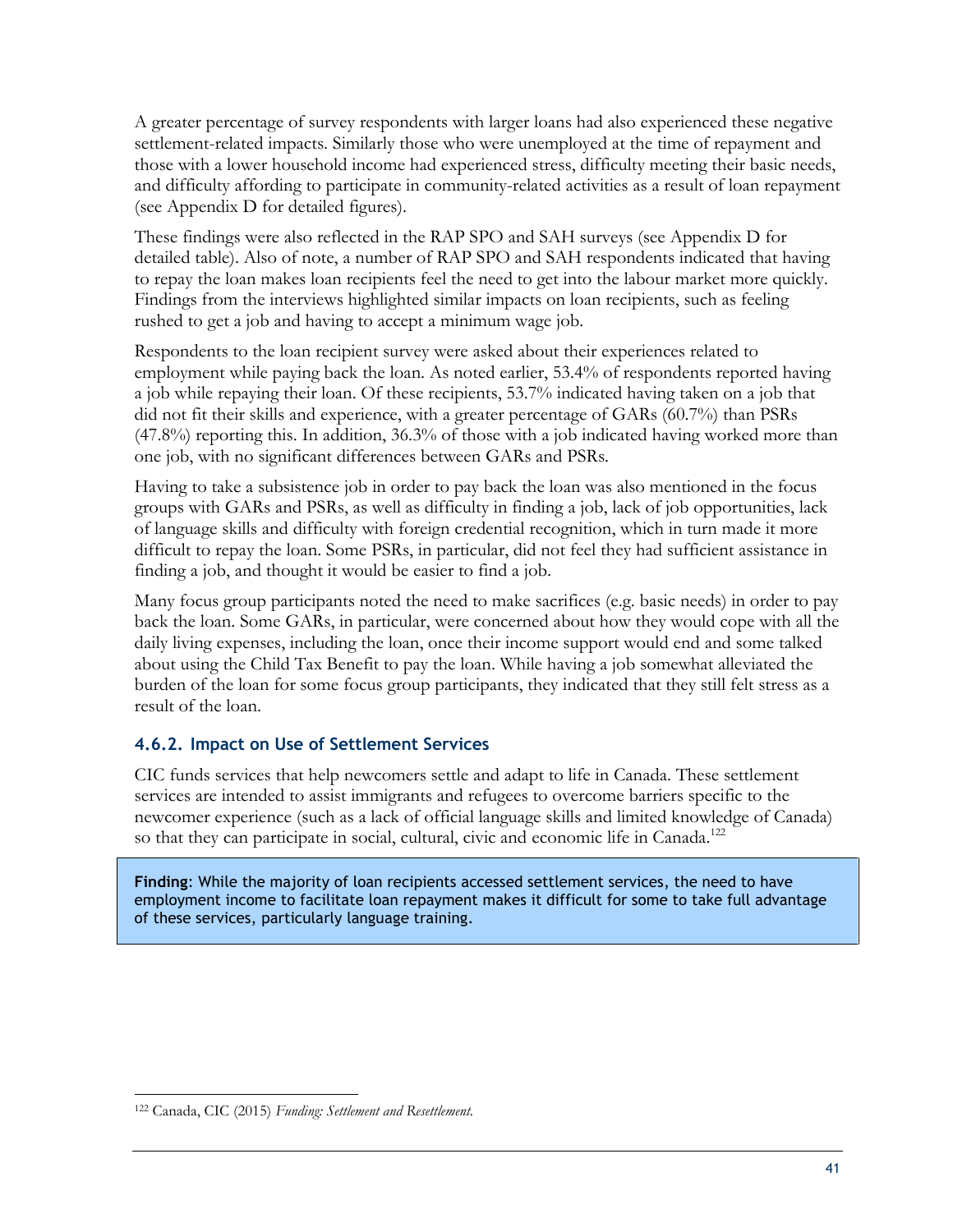A greater percentage of survey respondents with larger loans had also experienced these negative settlement-related impacts. Similarly those who were unemployed at the time of repayment and those with a lower household income had experienced stress, difficulty meeting their basic needs, and difficulty affording to participate in community-related activities as a result of loan repayment (see Appendix D for detailed figures).

These findings were also reflected in the RAP SPO and SAH surveys (see Appendix D for detailed table). Also of note, a number of RAP SPO and SAH respondents indicated that having to repay the loan makes loan recipients feel the need to get into the labour market more quickly. Findings from the interviews highlighted similar impacts on loan recipients, such as feeling rushed to get a job and having to accept a minimum wage job.

Respondents to the loan recipient survey were asked about their experiences related to employment while paying back the loan. As noted earlier, 53.4% of respondents reported having a job while repaying their loan. Of these recipients, 53.7% indicated having taken on a job that did not fit their skills and experience, with a greater percentage of GARs (60.7%) than PSRs (47.8%) reporting this. In addition, 36.3% of those with a job indicated having worked more than one job, with no significant differences between GARs and PSRs.

Having to take a subsistence job in order to pay back the loan was also mentioned in the focus groups with GARs and PSRs, as well as difficulty in finding a job, lack of job opportunities, lack of language skills and difficulty with foreign credential recognition, which in turn made it more difficult to repay the loan. Some PSRs, in particular, did not feel they had sufficient assistance in finding a job, and thought it would be easier to find a job.

Many focus group participants noted the need to make sacrifices (e.g. basic needs) in order to pay back the loan. Some GARs, in particular, were concerned about how they would cope with all the daily living expenses, including the loan, once their income support would end and some talked about using the Child Tax Benefit to pay the loan. While having a job somewhat alleviated the burden of the loan for some focus group participants, they indicated that they still felt stress as a result of the loan.

### 4.6.2. Impact on Use of Settlement Services

CIC funds services that help newcomers settle and adapt to life in Canada. These settlement services are intended to assist immigrants and refugees to overcome barriers specific to the newcomer experience (such as a lack of official language skills and limited knowledge of Canada) so that they can participate in social, cultural, civic and economic life in Canada.[122]

> **Finding**: While the majority of loan recipients accessed settlement services, the need to have employment income to facilitate loan repayment makes it difficult for some to take full advantage of these services, particularly language training.

[122] Canada, CIC (2015) *Funding: Settlement and Resettlement.*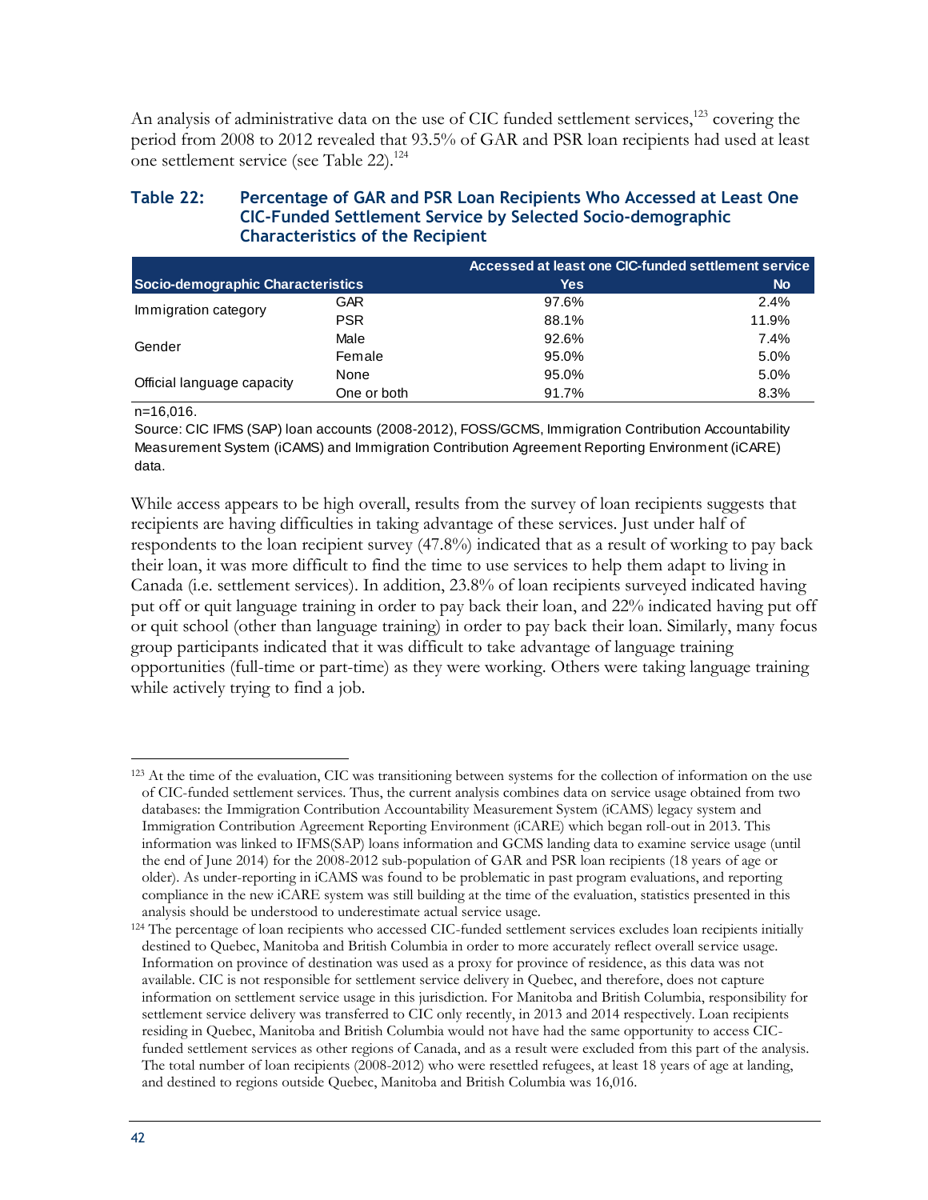An analysis of administrative data on the use of CIC funded settlement services,[123] covering the period from 2008 to 2012 revealed that 93.5% of GAR and PSR loan recipients had used at least one settlement service (see Table 22).[124]

**Table 22: Percentage of GAR and PSR Loan Recipients Who Accessed at Least One CIC-Funded Settlement Service by Selected Socio-demographic Characteristics of the Recipient**

| Socio-demographic Characteristics | | Accessed at least one CIC-funded settlement service: Yes | No |
|---|---|---|---|
| Immigration category | GAR | 97.6% | 2.4% |
| | PSR | 88.1% | 11.9% |
| Gender | Male | 92.6% | 7.4% |
| | Female | 95.0% | 5.0% |
| Official language capacity | None | 95.0% | 5.0% |
| | One or both | 91.7% | 8.3% |

n=16,016.

Source: CIC IFMS (SAP) loan accounts (2008-2012), FOSS/GCMS, Immigration Contribution Accountability Measurement System (iCAMS) and Immigration Contribution Agreement Reporting Environment (iCARE) data.

While access appears to be high overall, results from the survey of loan recipients suggests that recipients are having difficulties in taking advantage of these services. Just under half of respondents to the loan recipient survey (47.8%) indicated that as a result of working to pay back their loan, it was more difficult to find the time to use services to help them adapt to living in Canada (i.e. settlement services). In addition, 23.8% of loan recipients surveyed indicated having put off or quit language training in order to pay back their loan, and 22% indicated having put off or quit school (other than language training) in order to pay back their loan. Similarly, many focus group participants indicated that it was difficult to take advantage of language training opportunities (full-time or part-time) as they were working. Others were taking language training while actively trying to find a job.

---

[123] At the time of the evaluation, CIC was transitioning between systems for the collection of information on the use of CIC-funded settlement services. Thus, the current analysis combines data on service usage obtained from two databases: the Immigration Contribution Accountability Measurement System (iCAMS) legacy system and Immigration Contribution Agreement Reporting Environment (iCARE) which began roll-out in 2013. This information was linked to IFMS(SAP) loans information and GCMS landing data to examine service usage (until the end of June 2014) for the 2008-2012 sub-population of GAR and PSR loan recipients (18 years of age or older). As under-reporting in iCAMS was found to be problematic in past program evaluations, and reporting compliance in the new iCARE system was still building at the time of the evaluation, statistics presented in this analysis should be understood to underestimate actual service usage.

[124] The percentage of loan recipients who accessed CIC-funded settlement services excludes loan recipients initially destined to Quebec, Manitoba and British Columbia in order to more accurately reflect overall service usage. Information on province of destination was used as a proxy for province of residence, as this data was not available. CIC is not responsible for settlement service delivery in Quebec, and therefore, does not capture information on settlement service usage in this jurisdiction. For Manitoba and British Columbia, responsibility for settlement service delivery was transferred to CIC only recently, in 2013 and 2014 respectively. Loan recipients residing in Quebec, Manitoba and British Columbia would not have had the same opportunity to access CIC-funded settlement services as other regions of Canada, and as a result were excluded from this part of the analysis. The total number of loan recipients (2008-2012) who were resettled refugees, at least 18 years of age at landing, and destined to regions outside Quebec, Manitoba and British Columbia was 16,016.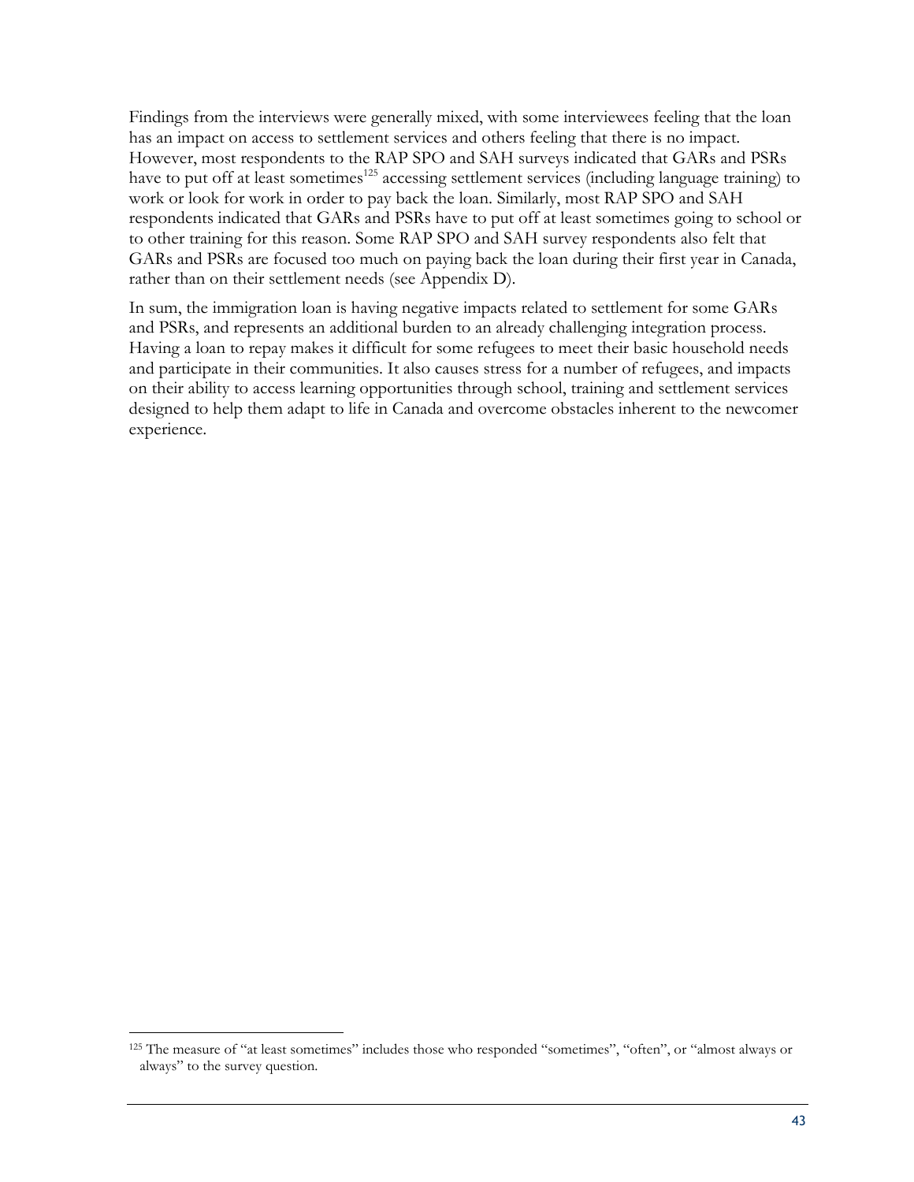Findings from the interviews were generally mixed, with some interviewees feeling that the loan has an impact on access to settlement services and others feeling that there is no impact. However, most respondents to the RAP SPO and SAH surveys indicated that GARs and PSRs have to put off at least sometimes[125] accessing settlement services (including language training) to work or look for work in order to pay back the loan. Similarly, most RAP SPO and SAH respondents indicated that GARs and PSRs have to put off at least sometimes going to school or to other training for this reason. Some RAP SPO and SAH survey respondents also felt that GARs and PSRs are focused too much on paying back the loan during their first year in Canada, rather than on their settlement needs (see Appendix D).

In sum, the immigration loan is having negative impacts related to settlement for some GARs and PSRs, and represents an additional burden to an already challenging integration process. Having a loan to repay makes it difficult for some refugees to meet their basic household needs and participate in their communities. It also causes stress for a number of refugees, and impacts on their ability to access learning opportunities through school, training and settlement services designed to help them adapt to life in Canada and overcome obstacles inherent to the newcomer experience.

[125] The measure of "at least sometimes" includes those who responded "sometimes", "often", or "almost always or always" to the survey question.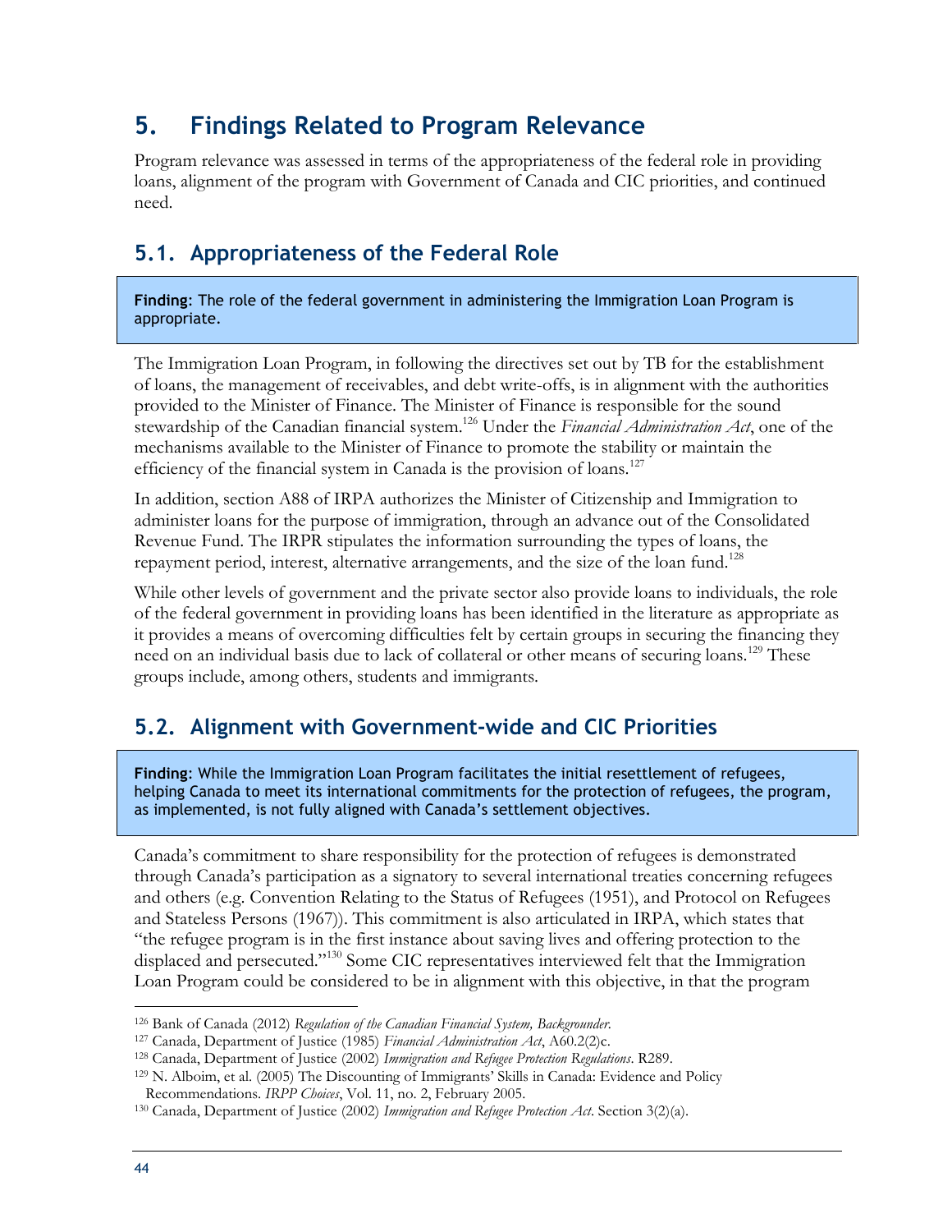# 5. Findings Related to Program Relevance

Program relevance was assessed in terms of the appropriateness of the federal role in providing loans, alignment of the program with Government of Canada and CIC priorities, and continued need.

## 5.1. Appropriateness of the Federal Role

**Finding**: The role of the federal government in administering the Immigration Loan Program is appropriate.

The Immigration Loan Program, in following the directives set out by TB for the establishment of loans, the management of receivables, and debt write-offs, is in alignment with the authorities provided to the Minister of Finance. The Minister of Finance is responsible for the sound stewardship of the Canadian financial system.[126] Under the *Financial Administration Act*, one of the mechanisms available to the Minister of Finance to promote the stability or maintain the efficiency of the financial system in Canada is the provision of loans.[127]

In addition, section A88 of IRPA authorizes the Minister of Citizenship and Immigration to administer loans for the purpose of immigration, through an advance out of the Consolidated Revenue Fund. The IRPR stipulates the information surrounding the types of loans, the repayment period, interest, alternative arrangements, and the size of the loan fund.[128]

While other levels of government and the private sector also provide loans to individuals, the role of the federal government in providing loans has been identified in the literature as appropriate as it provides a means of overcoming difficulties felt by certain groups in securing the financing they need on an individual basis due to lack of collateral or other means of securing loans.[129] These groups include, among others, students and immigrants.

## 5.2. Alignment with Government-wide and CIC Priorities

**Finding**: While the Immigration Loan Program facilitates the initial resettlement of refugees, helping Canada to meet its international commitments for the protection of refugees, the program, as implemented, is not fully aligned with Canada's settlement objectives.

Canada's commitment to share responsibility for the protection of refugees is demonstrated through Canada's participation as a signatory to several international treaties concerning refugees and others (e.g. Convention Relating to the Status of Refugees (1951), and Protocol on Refugees and Stateless Persons (1967)). This commitment is also articulated in IRPA, which states that "the refugee program is in the first instance about saving lives and offering protection to the displaced and persecuted."[130] Some CIC representatives interviewed felt that the Immigration Loan Program could be considered to be in alignment with this objective, in that the program

---

[126] Bank of Canada (2012) *Regulation of the Canadian Financial System, Backgrounder.*

[127] Canada, Department of Justice (1985) *Financial Administration Act*, A60.2(2)c.

[128] Canada, Department of Justice (2002) *Immigration and Refugee Protection Regulations*. R289.

[129] N. Alboim, et al. (2005) The Discounting of Immigrants' Skills in Canada: Evidence and Policy Recommendations. *IRPP Choices*, Vol. 11, no. 2, February 2005.

[130] Canada, Department of Justice (2002) *Immigration and Refugee Protection Act*. Section 3(2)(a).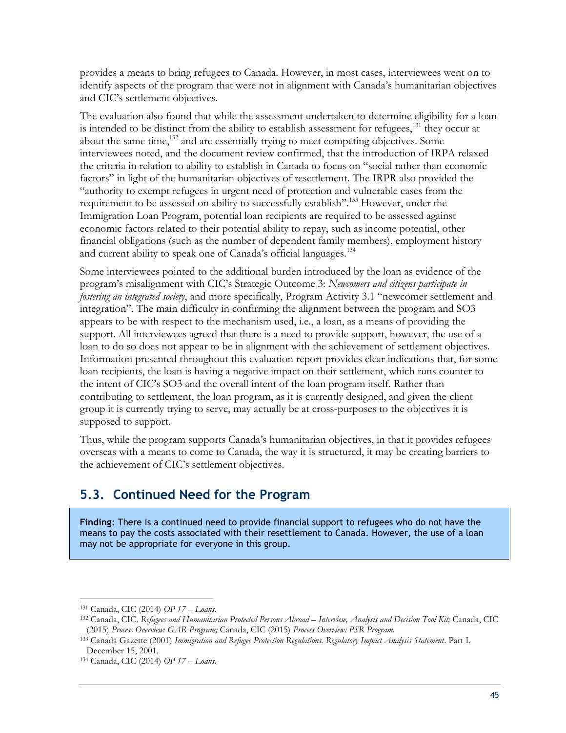provides a means to bring refugees to Canada. However, in most cases, interviewees went on to identify aspects of the program that were not in alignment with Canada's humanitarian objectives and CIC's settlement objectives.

The evaluation also found that while the assessment undertaken to determine eligibility for a loan is intended to be distinct from the ability to establish assessment for refugees,[131] they occur at about the same time,[132] and are essentially trying to meet competing objectives. Some interviewees noted, and the document review confirmed, that the introduction of IRPA relaxed the criteria in relation to ability to establish in Canada to focus on "social rather than economic factors" in light of the humanitarian objectives of resettlement. The IRPR also provided the "authority to exempt refugees in urgent need of protection and vulnerable cases from the requirement to be assessed on ability to successfully establish".[133] However, under the Immigration Loan Program, potential loan recipients are required to be assessed against economic factors related to their potential ability to repay, such as income potential, other financial obligations (such as the number of dependent family members), employment history and current ability to speak one of Canada's official languages.[134]

Some interviewees pointed to the additional burden introduced by the loan as evidence of the program's misalignment with CIC's Strategic Outcome 3: *Newcomers and citizens participate in fostering an integrated society*, and more specifically, Program Activity 3.1 "newcomer settlement and integration". The main difficulty in confirming the alignment between the program and SO3 appears to be with respect to the mechanism used, i.e., a loan, as a means of providing the support. All interviewees agreed that there is a need to provide support, however, the use of a loan to do so does not appear to be in alignment with the achievement of settlement objectives. Information presented throughout this evaluation report provides clear indications that, for some loan recipients, the loan is having a negative impact on their settlement, which runs counter to the intent of CIC's SO3 and the overall intent of the loan program itself. Rather than contributing to settlement, the loan program, as it is currently designed, and given the client group it is currently trying to serve, may actually be at cross-purposes to the objectives it is supposed to support.

Thus, while the program supports Canada's humanitarian objectives, in that it provides refugees overseas with a means to come to Canada, the way it is structured, it may be creating barriers to the achievement of CIC's settlement objectives.

## 5.3. Continued Need for the Program

**Finding**: There is a continued need to provide financial support to refugees who do not have the means to pay the costs associated with their resettlement to Canada. However, the use of a loan may not be appropriate for everyone in this group.

---

[131] Canada, CIC (2014) *OP 17 – Loans.*

[132] Canada, CIC. *Refugees and Humanitarian Protected Persons Abroad – Interview, Analysis and Decision Tool Kit;* Canada, CIC (2015) *Process Overview: GAR Program;* Canada, CIC (2015) *Process Overview: PSR Program.*

[133] Canada Gazette (2001) *Immigration and Refugee Protection Regulations. Regulatory Impact Analysis Statement*. Part I. December 15, 2001.

[134] Canada, CIC (2014) *OP 17 – Loans.*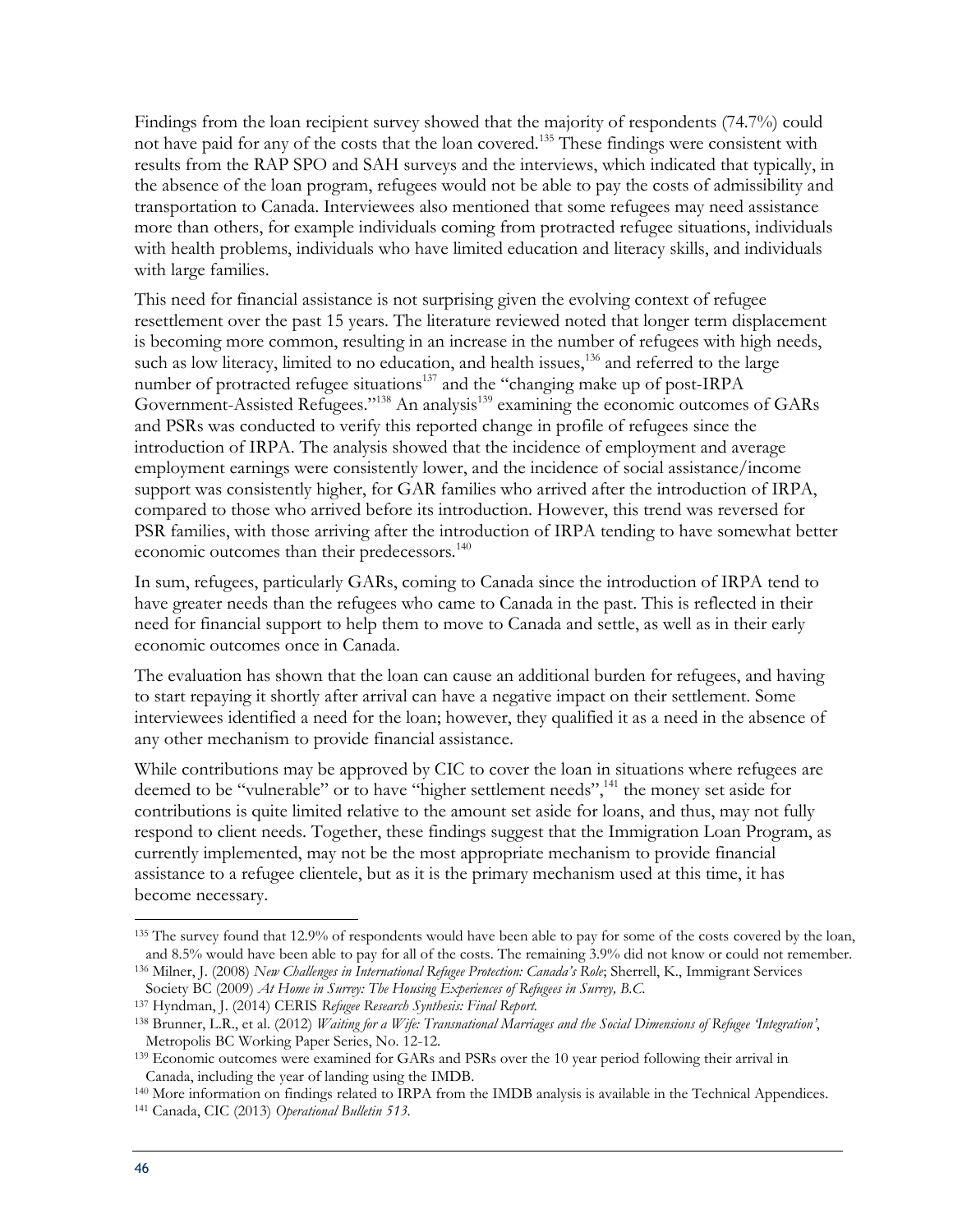Findings from the loan recipient survey showed that the majority of respondents (74.7%) could not have paid for any of the costs that the loan covered.[135] These findings were consistent with results from the RAP SPO and SAH surveys and the interviews, which indicated that typically, in the absence of the loan program, refugees would not be able to pay the costs of admissibility and transportation to Canada. Interviewees also mentioned that some refugees may need assistance more than others, for example individuals coming from protracted refugee situations, individuals with health problems, individuals who have limited education and literacy skills, and individuals with large families.

This need for financial assistance is not surprising given the evolving context of refugee resettlement over the past 15 years. The literature reviewed noted that longer term displacement is becoming more common, resulting in an increase in the number of refugees with high needs, such as low literacy, limited to no education, and health issues,[136] and referred to the large number of protracted refugee situations[137] and the "changing make up of post-IRPA Government-Assisted Refugees."[138] An analysis[139] examining the economic outcomes of GARs and PSRs was conducted to verify this reported change in profile of refugees since the introduction of IRPA. The analysis showed that the incidence of employment and average employment earnings were consistently lower, and the incidence of social assistance/income support was consistently higher, for GAR families who arrived after the introduction of IRPA, compared to those who arrived before its introduction. However, this trend was reversed for PSR families, with those arriving after the introduction of IRPA tending to have somewhat better economic outcomes than their predecessors.[140]

In sum, refugees, particularly GARs, coming to Canada since the introduction of IRPA tend to have greater needs than the refugees who came to Canada in the past. This is reflected in their need for financial support to help them to move to Canada and settle, as well as in their early economic outcomes once in Canada.

The evaluation has shown that the loan can cause an additional burden for refugees, and having to start repaying it shortly after arrival can have a negative impact on their settlement. Some interviewees identified a need for the loan; however, they qualified it as a need in the absence of any other mechanism to provide financial assistance.

While contributions may be approved by CIC to cover the loan in situations where refugees are deemed to be "vulnerable" or to have "higher settlement needs",[141] the money set aside for contributions is quite limited relative to the amount set aside for loans, and thus, may not fully respond to client needs. Together, these findings suggest that the Immigration Loan Program, as currently implemented, may not be the most appropriate mechanism to provide financial assistance to a refugee clientele, but as it is the primary mechanism used at this time, it has become necessary.

---

[135] The survey found that 12.9% of respondents would have been able to pay for some of the costs covered by the loan, and 8.5% would have been able to pay for all of the costs. The remaining 3.9% did not know or could not remember.

[136] Milner, J. (2008) *New Challenges in International Refugee Protection: Canada's Role*; Sherrell, K., Immigrant Services Society BC (2009) *At Home in Surrey: The Housing Experiences of Refugees in Surrey, B.C.*

[137] Hyndman, J. (2014) CERIS *Refugee Research Synthesis: Final Report.*

[138] Brunner, L.R., et al. (2012) *Waiting for a Wife: Transnational Marriages and the Social Dimensions of Refugee 'Integration'*, Metropolis BC Working Paper Series, No. 12-12.

[139] Economic outcomes were examined for GARs and PSRs over the 10 year period following their arrival in Canada, including the year of landing using the IMDB.

[140] More information on findings related to IRPA from the IMDB analysis is available in the Technical Appendices.

[141] Canada, CIC (2013) *Operational Bulletin 513.*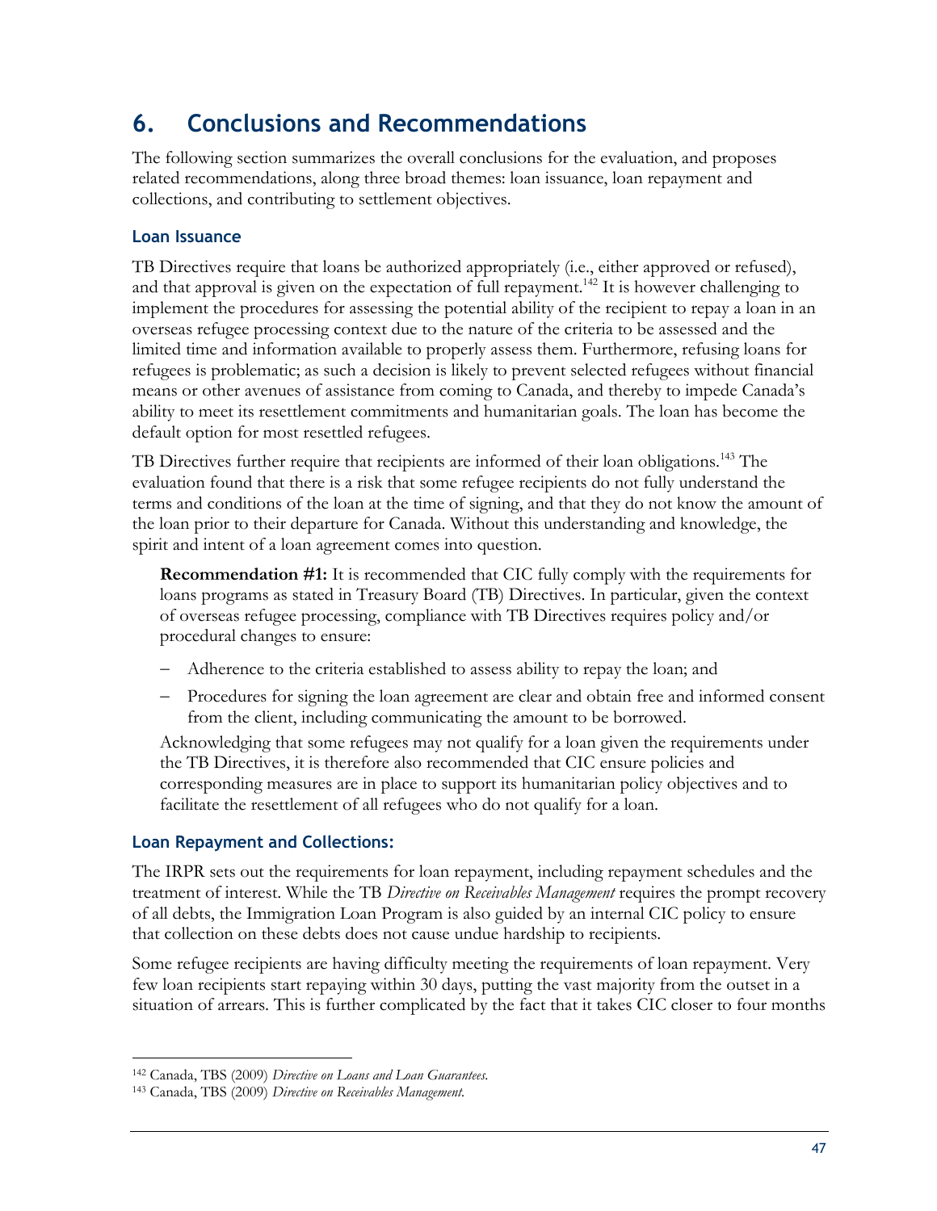# 6. Conclusions and Recommendations

The following section summarizes the overall conclusions for the evaluation, and proposes related recommendations, along three broad themes: loan issuance, loan repayment and collections, and contributing to settlement objectives.

### Loan Issuance

TB Directives require that loans be authorized appropriately (i.e., either approved or refused), and that approval is given on the expectation of full repayment.[142] It is however challenging to implement the procedures for assessing the potential ability of the recipient to repay a loan in an overseas refugee processing context due to the nature of the criteria to be assessed and the limited time and information available to properly assess them. Furthermore, refusing loans for refugees is problematic; as such a decision is likely to prevent selected refugees without financial means or other avenues of assistance from coming to Canada, and thereby to impede Canada's ability to meet its resettlement commitments and humanitarian goals. The loan has become the default option for most resettled refugees.

TB Directives further require that recipients are informed of their loan obligations.[143] The evaluation found that there is a risk that some refugee recipients do not fully understand the terms and conditions of the loan at the time of signing, and that they do not know the amount of the loan prior to their departure for Canada. Without this understanding and knowledge, the spirit and intent of a loan agreement comes into question.

> **Recommendation #1:** It is recommended that CIC fully comply with the requirements for loans programs as stated in Treasury Board (TB) Directives. In particular, given the context of overseas refugee processing, compliance with TB Directives requires policy and/or procedural changes to ensure:
>
> - Adherence to the criteria established to assess ability to repay the loan; and
> - Procedures for signing the loan agreement are clear and obtain free and informed consent from the client, including communicating the amount to be borrowed.
>
> Acknowledging that some refugees may not qualify for a loan given the requirements under the TB Directives, it is therefore also recommended that CIC ensure policies and corresponding measures are in place to support its humanitarian policy objectives and to facilitate the resettlement of all refugees who do not qualify for a loan.

### Loan Repayment and Collections:

The IRPR sets out the requirements for loan repayment, including repayment schedules and the treatment of interest. While the TB *Directive on Receivables Management* requires the prompt recovery of all debts, the Immigration Loan Program is also guided by an internal CIC policy to ensure that collection on these debts does not cause undue hardship to recipients.

Some refugee recipients are having difficulty meeting the requirements of loan repayment. Very few loan recipients start repaying within 30 days, putting the vast majority from the outset in a situation of arrears. This is further complicated by the fact that it takes CIC closer to four months

---

[142] Canada, TBS (2009) *Directive on Loans and Loan Guarantees.*

[143] Canada, TBS (2009) *Directive on Receivables Management.*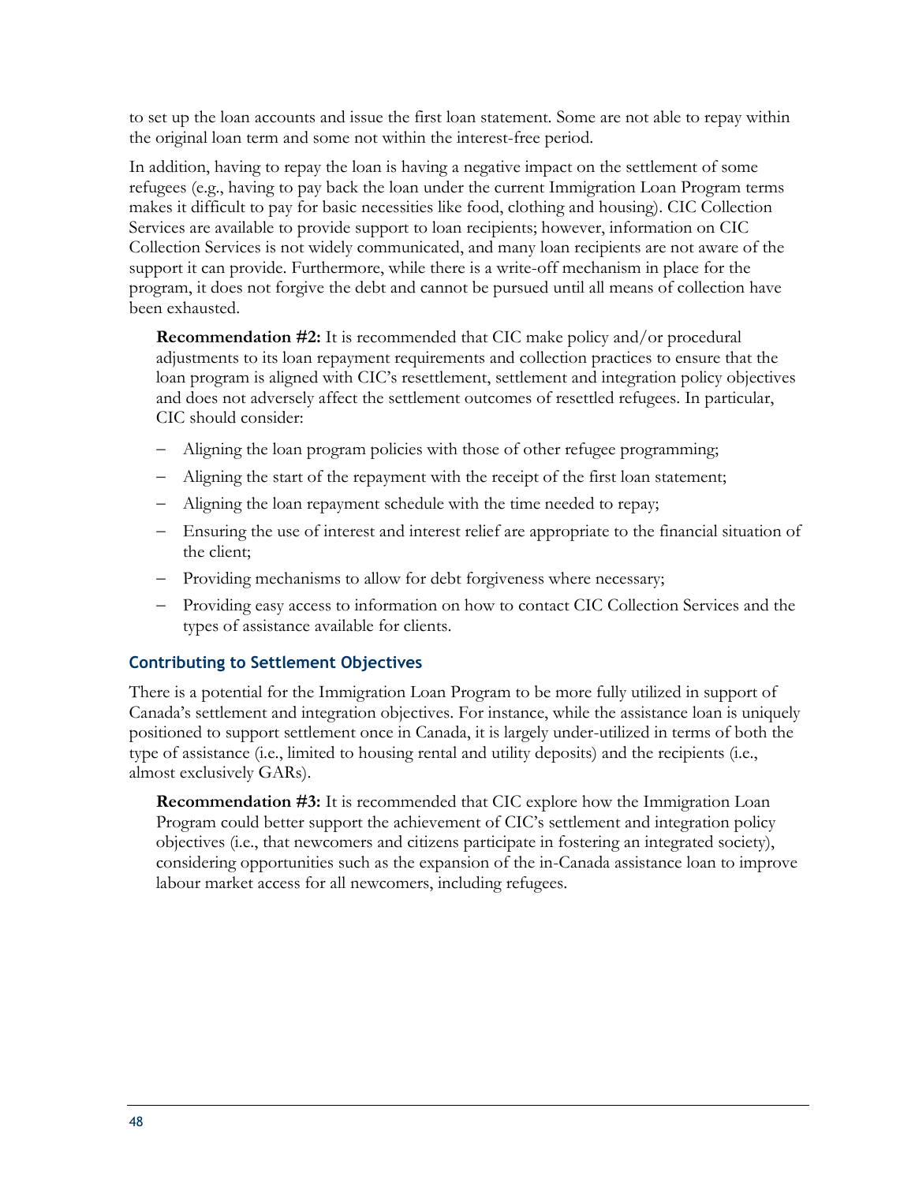to set up the loan accounts and issue the first loan statement. Some are not able to repay within the original loan term and some not within the interest-free period.

In addition, having to repay the loan is having a negative impact on the settlement of some refugees (e.g., having to pay back the loan under the current Immigration Loan Program terms makes it difficult to pay for basic necessities like food, clothing and housing). CIC Collection Services are available to provide support to loan recipients; however, information on CIC Collection Services is not widely communicated, and many loan recipients are not aware of the support it can provide. Furthermore, while there is a write-off mechanism in place for the program, it does not forgive the debt and cannot be pursued until all means of collection have been exhausted.

> **Recommendation #2:** It is recommended that CIC make policy and/or procedural adjustments to its loan repayment requirements and collection practices to ensure that the loan program is aligned with CIC's resettlement, settlement and integration policy objectives and does not adversely affect the settlement outcomes of resettled refugees. In particular, CIC should consider:
>
> - Aligning the loan program policies with those of other refugee programming;
> - Aligning the start of the repayment with the receipt of the first loan statement;
> - Aligning the loan repayment schedule with the time needed to repay;
> - Ensuring the use of interest and interest relief are appropriate to the financial situation of the client;
> - Providing mechanisms to allow for debt forgiveness where necessary;
> - Providing easy access to information on how to contact CIC Collection Services and the types of assistance available for clients.

### Contributing to Settlement Objectives

There is a potential for the Immigration Loan Program to be more fully utilized in support of Canada's settlement and integration objectives. For instance, while the assistance loan is uniquely positioned to support settlement once in Canada, it is largely under-utilized in terms of both the type of assistance (i.e., limited to housing rental and utility deposits) and the recipients (i.e., almost exclusively GARs).

> **Recommendation #3:** It is recommended that CIC explore how the Immigration Loan Program could better support the achievement of CIC's settlement and integration policy objectives (i.e., that newcomers and citizens participate in fostering an integrated society), considering opportunities such as the expansion of the in-Canada assistance loan to improve labour market access for all newcomers, including refugees.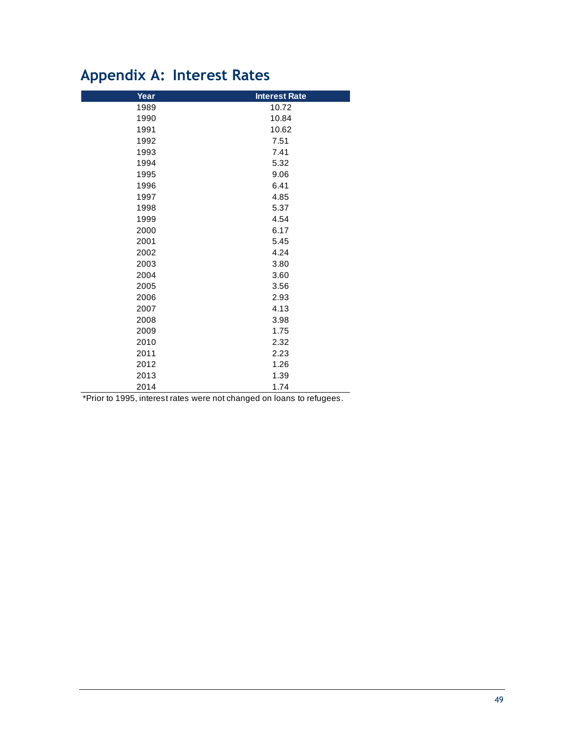# Appendix A: Interest Rates

| Year | Interest Rate |
|---|---|
| 1989 | 10.72 |
| 1990 | 10.84 |
| 1991 | 10.62 |
| 1992 | 7.51 |
| 1993 | 7.41 |
| 1994 | 5.32 |
| 1995 | 9.06 |
| 1996 | 6.41 |
| 1997 | 4.85 |
| 1998 | 5.37 |
| 1999 | 4.54 |
| 2000 | 6.17 |
| 2001 | 5.45 |
| 2002 | 4.24 |
| 2003 | 3.80 |
| 2004 | 3.60 |
| 2005 | 3.56 |
| 2006 | 2.93 |
| 2007 | 4.13 |
| 2008 | 3.98 |
| 2009 | 1.75 |
| 2010 | 2.32 |
| 2011 | 2.23 |
| 2012 | 1.26 |
| 2013 | 1.39 |
| 2014 | 1.74 |

*Prior to 1995, interest rates were not changed on loans to refugees.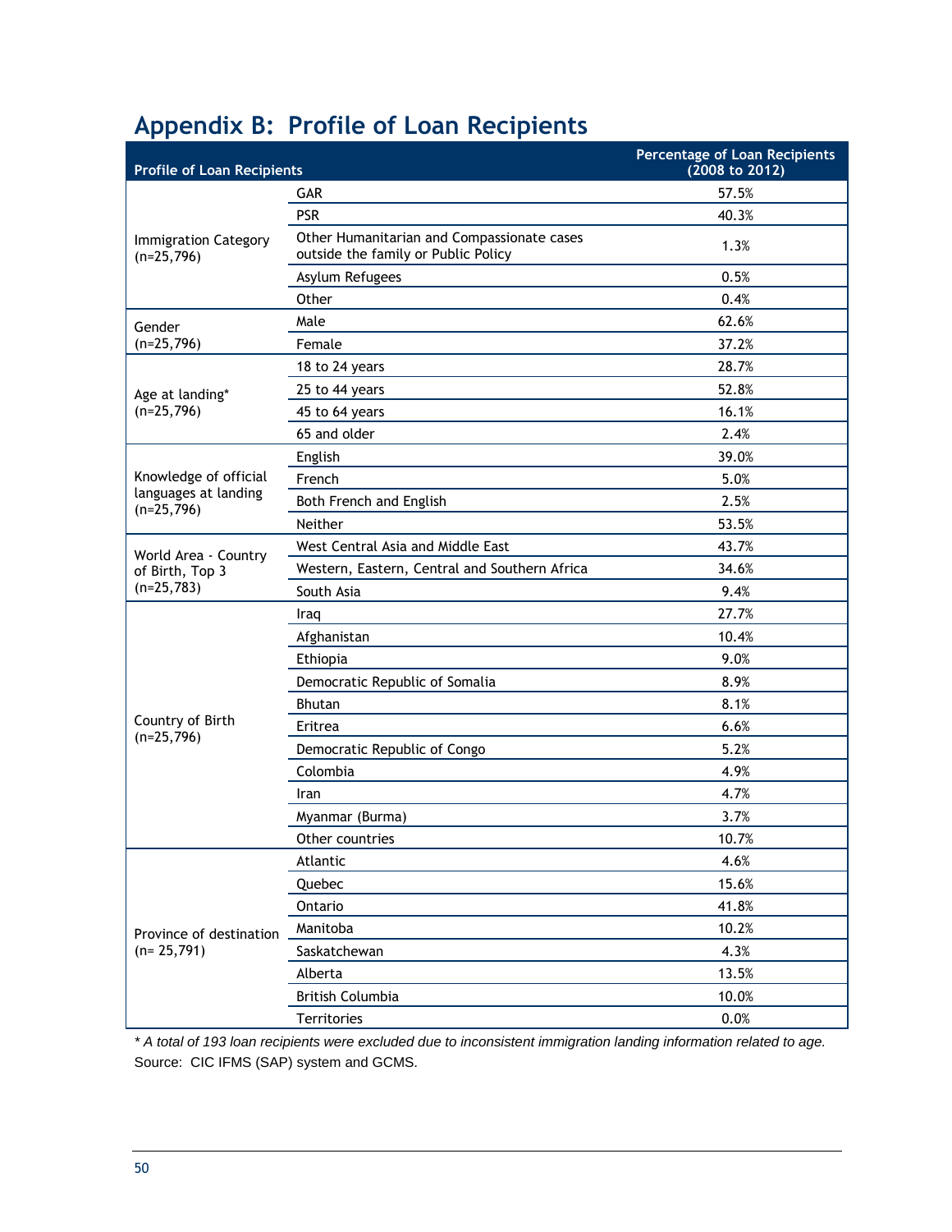## Appendix B: Profile of Loan Recipients

| Profile of Loan Recipients | | Percentage of Loan Recipients (2008 to 2012) |
|---|---|---|
| Immigration Category (n=25,796) | GAR | 57.5% |
| | PSR | 40.3% |
| | Other Humanitarian and Compassionate cases outside the family or Public Policy | 1.3% |
| | Asylum Refugees | 0.5% |
| | Other | 0.4% |
| Gender (n=25,796) | Male | 62.6% |
| | Female | 37.2% |
| Age at landing* (n=25,796) | 18 to 24 years | 28.7% |
| | 25 to 44 years | 52.8% |
| | 45 to 64 years | 16.1% |
| | 65 and older | 2.4% |
| Knowledge of official languages at landing (n=25,796) | English | 39.0% |
| | French | 5.0% |
| | Both French and English | 2.5% |
| | Neither | 53.5% |
| World Area - Country of Birth, Top 3 (n=25,783) | West Central Asia and Middle East | 43.7% |
| | Western, Eastern, Central and Southern Africa | 34.6% |
| | South Asia | 9.4% |
| Country of Birth (n=25,796) | Iraq | 27.7% |
| | Afghanistan | 10.4% |
| | Ethiopia | 9.0% |
| | Democratic Republic of Somalia | 8.9% |
| | Bhutan | 8.1% |
| | Eritrea | 6.6% |
| | Democratic Republic of Congo | 5.2% |
| | Colombia | 4.9% |
| | Iran | 4.7% |
| | Myanmar (Burma) | 3.7% |
| | Other countries | 10.7% |
| Province of destination (n= 25,791) | Atlantic | 4.6% |
| | Quebec | 15.6% |
| | Ontario | 41.8% |
| | Manitoba | 10.2% |
| | Saskatchewan | 4.3% |
| | Alberta | 13.5% |
| | British Columbia | 10.0% |
| | Territories | 0.0% |

*\* A total of 193 loan recipients were excluded due to inconsistent immigration landing information related to age.*

Source: CIC IFMS (SAP) system and GCMS.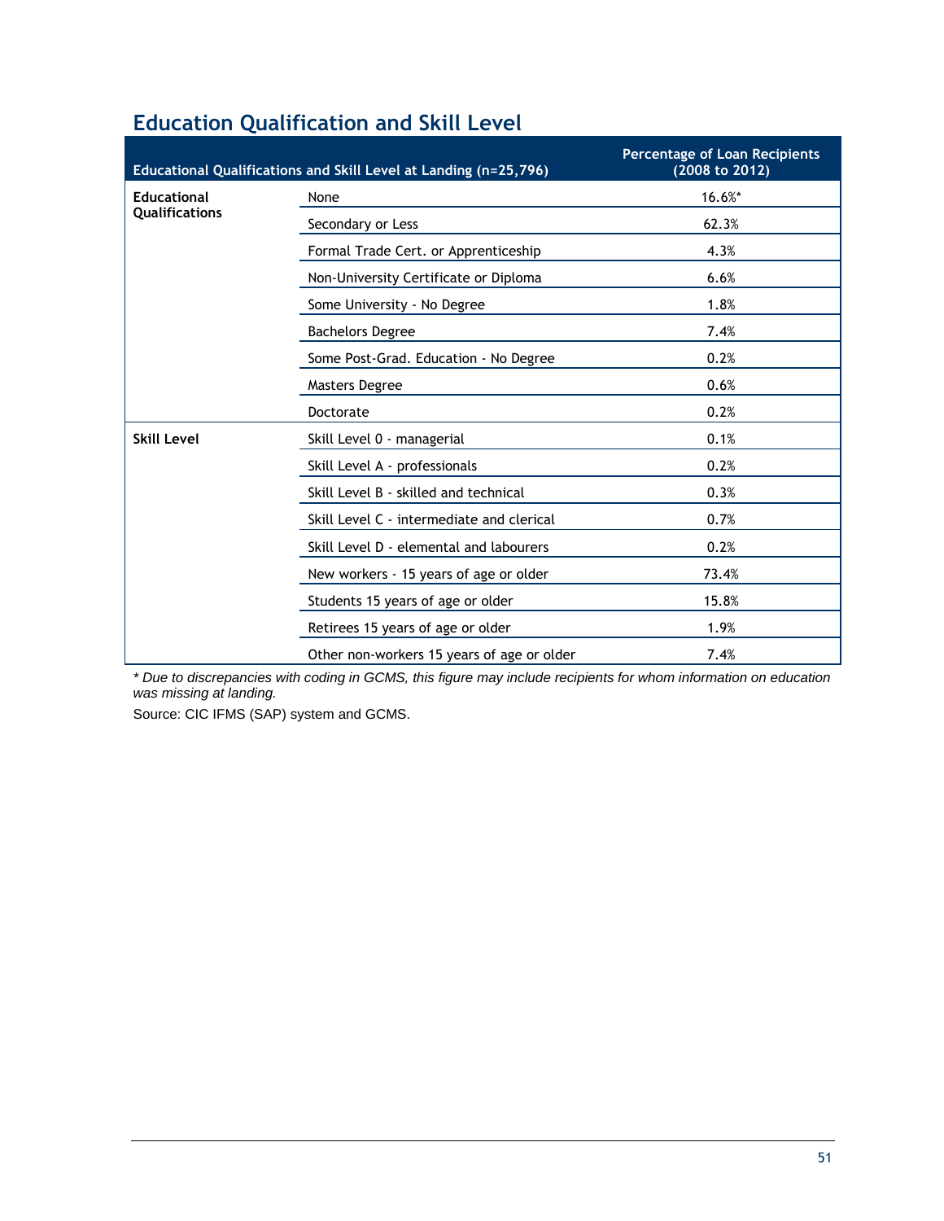## Education Qualification and Skill Level

| Educational Qualifications and Skill Level at Landing (n=25,796) | | Percentage of Loan Recipients (2008 to 2012) |
|---|---|---|
| **Educational Qualifications** | None | 16.6%* |
| | Secondary or Less | 62.3% |
| | Formal Trade Cert. or Apprenticeship | 4.3% |
| | Non-University Certificate or Diploma | 6.6% |
| | Some University - No Degree | 1.8% |
| | Bachelors Degree | 7.4% |
| | Some Post-Grad. Education - No Degree | 0.2% |
| | Masters Degree | 0.6% |
| | Doctorate | 0.2% |
| **Skill Level** | Skill Level 0 - managerial | 0.1% |
| | Skill Level A - professionals | 0.2% |
| | Skill Level B - skilled and technical | 0.3% |
| | Skill Level C - intermediate and clerical | 0.7% |
| | Skill Level D - elemental and labourers | 0.2% |
| | New workers - 15 years of age or older | 73.4% |
| | Students 15 years of age or older | 15.8% |
| | Retirees 15 years of age or older | 1.9% |
| | Other non-workers 15 years of age or older | 7.4% |

*\* Due to discrepancies with coding in GCMS, this figure may include recipients for whom information on education was missing at landing.*

Source: CIC IFMS (SAP) system and GCMS.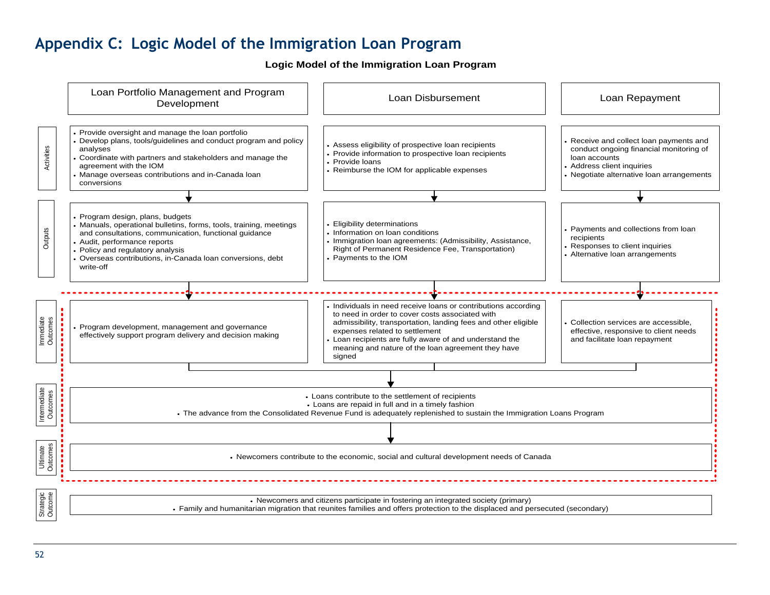# Appendix C: Logic Model of the Immigration Loan Program

**Logic Model of the Immigration Loan Program**

| | Loan Portfolio Management and Program Development | Loan Disbursement | Loan Repayment |
|---|---|---|---|
| **Activities** | • Provide oversight and manage the loan portfolio<br>• Develop plans, tools/guidelines and conduct program and policy analyses<br>• Coordinate with partners and stakeholders and manage the agreement with the IOM<br>• Manage overseas contributions and in-Canada loan conversions | • Assess eligibility of prospective loan recipients<br>• Provide information to prospective loan recipients<br>• Provide loans<br>• Reimburse the IOM for applicable expenses | • Receive and collect loan payments and conduct ongoing financial monitoring of loan accounts<br>• Address client inquiries<br>• Negotiate alternative loan arrangements |
| **Outputs** | • Program design, plans, budgets<br>• Manuals, operational bulletins, forms, tools, training, meetings and consultations, communication, functional guidance<br>• Audit, performance reports<br>• Policy and regulatory analysis<br>• Overseas contributions, in-Canada loan conversions, debt write-off | • Eligibility determinations<br>• Information on loan conditions<br>• Immigration loan agreements: (Admissibility, Assistance, Right of Permanent Residence Fee, Transportation)<br>• Payments to the IOM | • Payments and collections from loan recipients<br>• Responses to client inquiries<br>• Alternative loan arrangements |
| **Immediate Outcomes** | • Program development, management and governance effectively support program delivery and decision making | • Individuals in need receive loans or contributions according to need in order to cover costs associated with admissibility, transportation, landing fees and other eligible expenses related to settlement<br>• Loan recipients are fully aware of and understand the meaning and nature of the loan agreement they have signed | • Collection services are accessible, effective, responsive to client needs and facilitate loan repayment |
| **Intermediate Outcomes** | • Loans contribute to the settlement of recipients<br>• Loans are repaid in full and in a timely fashion<br>• The advance from the Consolidated Revenue Fund is adequately replenished to sustain the Immigration Loans Program | | |
| **Ultimate Outcomes** | • Newcomers contribute to the economic, social and cultural development needs of Canada | | |
| **Strategic Outcome** | • Newcomers and citizens participate in fostering an integrated society (primary)<br>• Family and humanitarian migration that reunites families and offers protection to the displaced and persecuted (secondary) | | |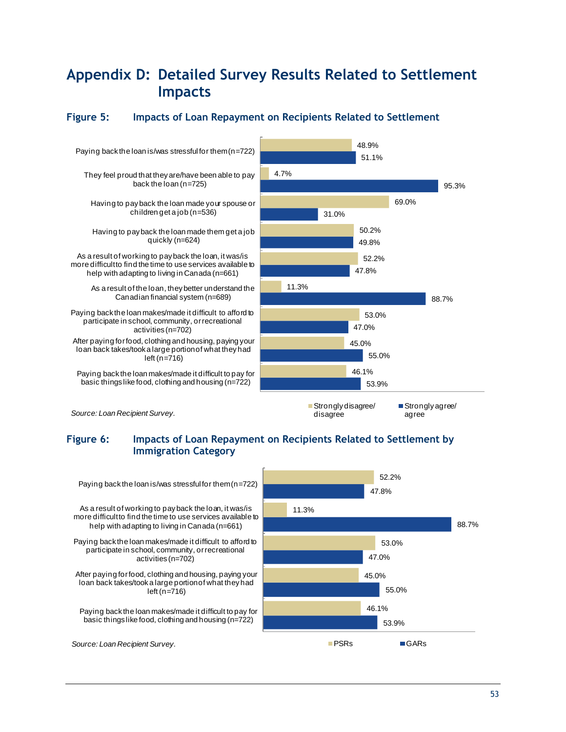# Appendix D: Detailed Survey Results Related to Settlement Impacts

## Figure 5: Impacts of Loan Repayment on Recipients Related to Settlement

| Statement | Strongly disagree/ disagree | Strongly agree/ agree |
|---|---|---|
| Paying back the loan is/was stressful for them (n=722) | 48.9% | 51.1% |
| They feel proud that they are/have been able to pay back the loan (n=725) | 4.7% | 95.3% |
| Having to pay back the loan made your spouse or children get a job (n=536) | 69.0% | 31.0% |
| Having to pay back the loan made them get a job quickly (n=624) | 50.2% | 49.8% |
| As a result of working to pay back the loan, it was/is more difficult to find the time to use services available to help with adapting to living in Canada (n=661) | 52.2% | 47.8% |
| As a result of the loan, they better understand the Canadian financial system (n=689) | 11.3% | 88.7% |
| Paying back the loan makes/made it difficult to afford to participate in school, community, or recreational activities (n=702) | 53.0% | 47.0% |
| After paying for food, clothing and housing, paying your loan back takes/took a large portion of what they had left (n=716) | 45.0% | 55.0% |
| Paying back the loan makes/made it difficult to pay for basic things like food, clothing and housing (n=722) | 46.1% | 53.9% |

*Source: Loan Recipient Survey.*

## Figure 6: Impacts of Loan Repayment on Recipients Related to Settlement by Immigration Category

| Statement | PSRs | GARs |
|---|---|---|
| Paying back the loan is/was stressful for them (n=722) | 52.2% | 47.8% |
| As a result of working to pay back the loan, it was/is more difficult to find the time to use services available to help with adapting to living in Canada (n=661) | 11.3% | 88.7% |
| Paying back the loan makes/made it difficult to afford to participate in school, community, or recreational activities (n=702) | 53.0% | 47.0% |
| After paying for food, clothing and housing, paying your loan back takes/took a large portion of what they had left (n=716) | 45.0% | 55.0% |
| Paying back the loan makes/made it difficult to pay for basic things like food, clothing and housing (n=722) | 46.1% | 53.9% |

*Source: Loan Recipient Survey.*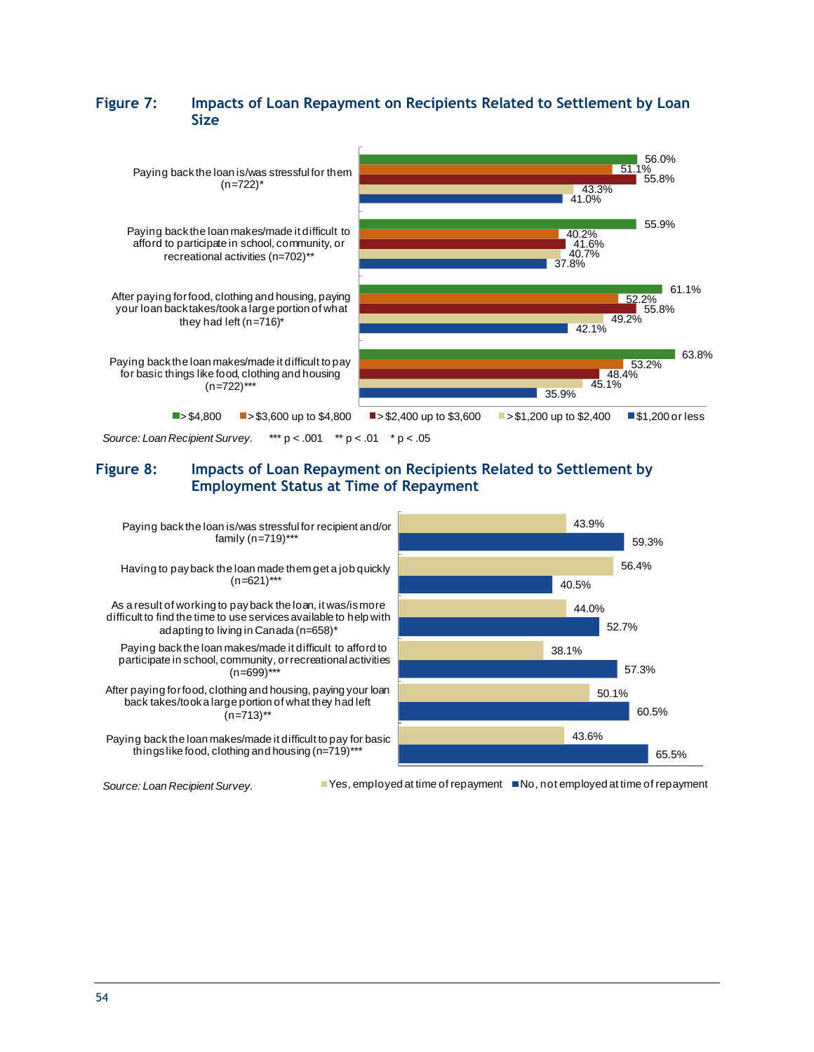## Figure 7: Impacts of Loan Repayment on Recipients Related to Settlement by Loan Size

| | > $4,800 | > $3,600 up to $4,800 | > $2,400 up to $3,600 | > $1,200 up to $2,400 | $1,200 or less |
|---|---|---|---|---|---|
| Paying back the loan is/was stressful for them (n=722)* | 56.0% | 51.1% | 55.8% | 43.3% | 41.0% |
| Paying back the loan makes/made it difficult to afford to participate in school, community, or recreational activities (n=702)** | 55.9% | 40.2% | 41.6% | 40.7% | 37.8% |
| After paying for food, clothing and housing, paying your loan back takes/took a large portion of what they had left (n=716)* | 61.1% | 52.2% | 55.8% | 49.2% | 42.1% |
| Paying back the loan makes/made it difficult to pay for basic things like food, clothing and housing (n=722)*** | 63.8% | 53.2% | 48.4% | 45.1% | 35.9% |

*Source: Loan Recipient Survey.* *** p < .001 ** p < .01 * p < .05

## Figure 8: Impacts of Loan Repayment on Recipients Related to Settlement by Employment Status at Time of Repayment

| | Yes, employed at time of repayment | No, not employed at time of repayment |
|---|---|---|
| Paying back the loan is/was stressful for recipient and/or family (n=719)*** | 43.9% | 59.3% |
| Having to pay back the loan made them get a job quickly (n=621)*** | 56.4% | 40.5% |
| As a result of working to pay back the loan, it was/is more difficult to find the time to use services available to help with adapting to living in Canada (n=658)* | 44.0% | 52.7% |
| Paying back the loan makes/made it difficult to afford to participate in school, community, or recreational activities (n=699)*** | 38.1% | 57.3% |
| After paying for food, clothing and housing, paying your loan back takes/took a large portion of what they had left (n=713)** | 50.1% | 60.5% |
| Paying back the loan makes/made it difficult to pay for basic things like food, clothing and housing (n=719)*** | 43.6% | 65.5% |

*Source: Loan Recipient Survey.*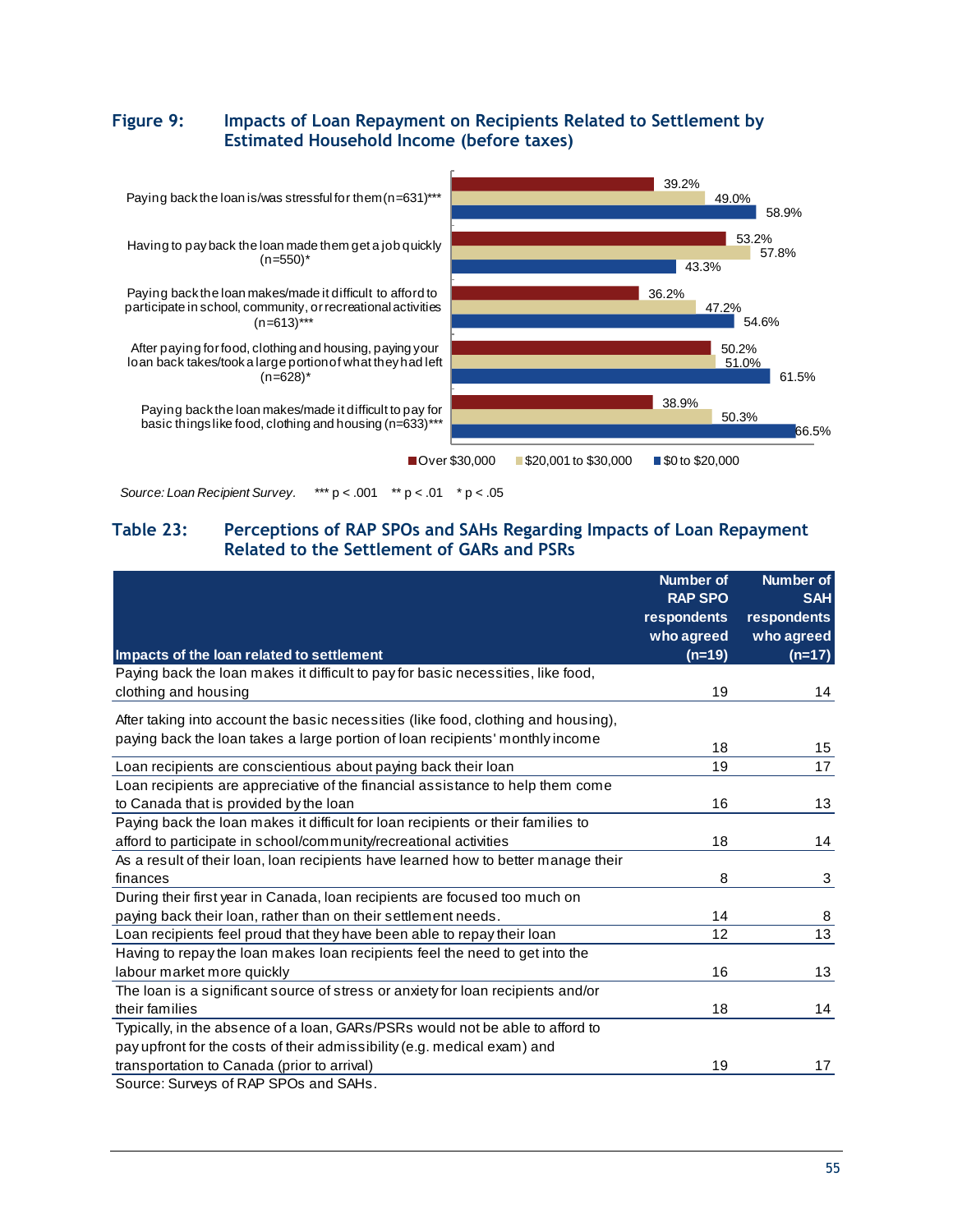### Figure 9: Impacts of Loan Repayment on Recipients Related to Settlement by Estimated Household Income (before taxes)

Paying back the loan is/was stressful for them (n=631)***
39.2%
49.0%
58.9%

Having to pay back the loan made them get a job quickly (n=550)*
53.2%
57.8%
43.3%

Paying back the loan makes/made it difficult to afford to participate in school, community, or recreational activities (n=613)***
36.2%
47.2%
54.6%

After paying for food, clothing and housing, paying your loan back takes/took a large portion of what they had left (n=628)*
50.2%
51.0%
61.5%

Paying back the loan makes/made it difficult to pay for basic things like food, clothing and housing (n=633)***
38.9%
50.3%
66.5%

Over $30,000 | $20,001 to $30,000 | $0 to $20,000

*Source: Loan Recipient Survey.* *** p < .001 ** p < .01 * p < .05

### Table 23: Perceptions of RAP SPOs and SAHs Regarding Impacts of Loan Repayment Related to the Settlement of GARs and PSRs

| Impacts of the loan related to settlement | Number of RAP SPO respondents who agreed (n=19) | Number of SAH respondents who agreed (n=17) |
|---|---|---|
| Paying back the loan makes it difficult to pay for basic necessities, like food, clothing and housing | 19 | 14 |
| After taking into account the basic necessities (like food, clothing and housing), paying back the loan takes a large portion of loan recipients' monthly income | 18 | 15 |
| Loan recipients are conscientious about paying back their loan | 19 | 17 |
| Loan recipients are appreciative of the financial assistance to help them come to Canada that is provided by the loan | 16 | 13 |
| Paying back the loan makes it difficult for loan recipients or their families to afford to participate in school/community/recreational activities | 18 | 14 |
| As a result of their loan, loan recipients have learned how to better manage their finances | 8 | 3 |
| During their first year in Canada, loan recipients are focused too much on paying back their loan, rather than on their settlement needs. | 14 | 8 |
| Loan recipients feel proud that they have been able to repay their loan | 12 | 13 |
| Having to repay the loan makes loan recipients feel the need to get into the labour market more quickly | 16 | 13 |
| The loan is a significant source of stress or anxiety for loan recipients and/or their families | 18 | 14 |
| Typically, in the absence of a loan, GARs/PSRs would not be able to afford to pay upfront for the costs of their admissibility (e.g. medical exam) and transportation to Canada (prior to arrival) | 19 | 17 |

Source: Surveys of RAP SPOs and SAHs.